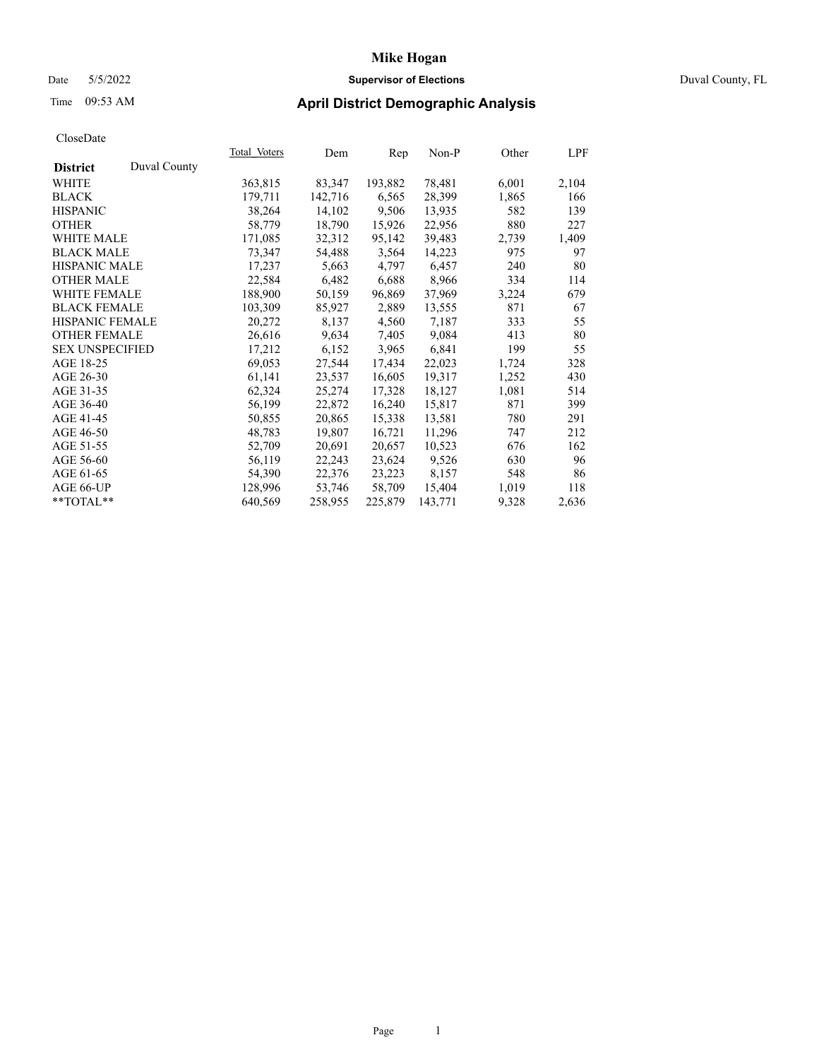# Mike Hogan

Date 5/5/2022 **Supervisor of Elections** Duval County, FL

Time 09:53 AM

## April District Demographic Analysis

CloseDate

| District | Duval County | Total_Voters | Dem | Rep | Non-P | Other | LPF |
|---|---|---|---|---|---|---|---|
| WHITE | | 363,815 | 83,347 | 193,882 | 78,481 | 6,001 | 2,104 |
| BLACK | | 179,711 | 142,716 | 6,565 | 28,399 | 1,865 | 166 |
| HISPANIC | | 38,264 | 14,102 | 9,506 | 13,935 | 582 | 139 |
| OTHER | | 58,779 | 18,790 | 15,926 | 22,956 | 880 | 227 |
| WHITE MALE | | 171,085 | 32,312 | 95,142 | 39,483 | 2,739 | 1,409 |
| BLACK MALE | | 73,347 | 54,488 | 3,564 | 14,223 | 975 | 97 |
| HISPANIC MALE | | 17,237 | 5,663 | 4,797 | 6,457 | 240 | 80 |
| OTHER MALE | | 22,584 | 6,482 | 6,688 | 8,966 | 334 | 114 |
| WHITE FEMALE | | 188,900 | 50,159 | 96,869 | 37,969 | 3,224 | 679 |
| BLACK FEMALE | | 103,309 | 85,927 | 2,889 | 13,555 | 871 | 67 |
| HISPANIC FEMALE | | 20,272 | 8,137 | 4,560 | 7,187 | 333 | 55 |
| OTHER FEMALE | | 26,616 | 9,634 | 7,405 | 9,084 | 413 | 80 |
| SEX UNSPECIFIED | | 17,212 | 6,152 | 3,965 | 6,841 | 199 | 55 |
| AGE 18-25 | | 69,053 | 27,544 | 17,434 | 22,023 | 1,724 | 328 |
| AGE 26-30 | | 61,141 | 23,537 | 16,605 | 19,317 | 1,252 | 430 |
| AGE 31-35 | | 62,324 | 25,274 | 17,328 | 18,127 | 1,081 | 514 |
| AGE 36-40 | | 56,199 | 22,872 | 16,240 | 15,817 | 871 | 399 |
| AGE 41-45 | | 50,855 | 20,865 | 15,338 | 13,581 | 780 | 291 |
| AGE 46-50 | | 48,783 | 19,807 | 16,721 | 11,296 | 747 | 212 |
| AGE 51-55 | | 52,709 | 20,691 | 20,657 | 10,523 | 676 | 162 |
| AGE 56-60 | | 56,119 | 22,243 | 23,624 | 9,526 | 630 | 96 |
| AGE 61-65 | | 54,390 | 22,376 | 23,223 | 8,157 | 548 | 86 |
| AGE 66-UP | | 128,996 | 53,746 | 58,709 | 15,404 | 1,019 | 118 |
| **TOTAL** | | 640,569 | 258,955 | 225,879 | 143,771 | 9,328 | 2,636 |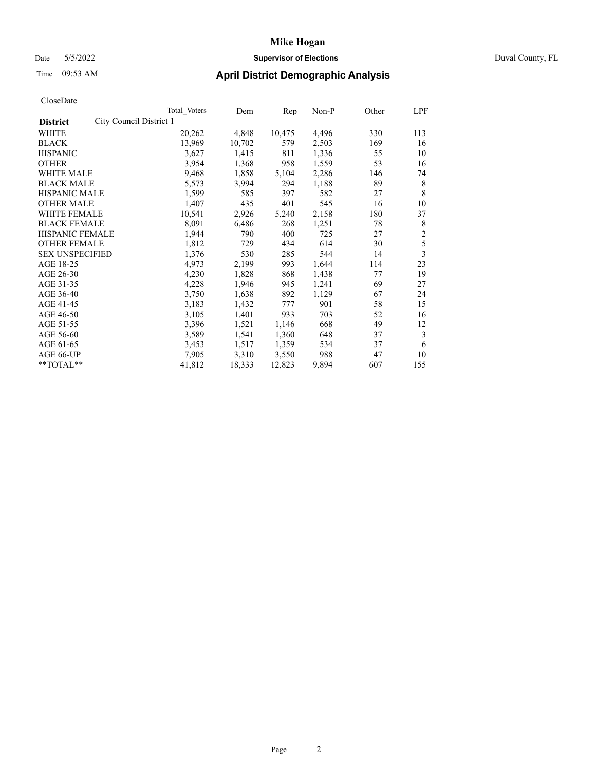CloseDate

| District | City Council District 1 | Total Voters | Dem | Rep | Non-P | Other | LPF |
|---|---|---|---|---|---|---|---|
| WHITE | | 20,262 | 4,848 | 10,475 | 4,496 | 330 | 113 |
| BLACK | | 13,969 | 10,702 | 579 | 2,503 | 169 | 16 |
| HISPANIC | | 3,627 | 1,415 | 811 | 1,336 | 55 | 10 |
| OTHER | | 3,954 | 1,368 | 958 | 1,559 | 53 | 16 |
| WHITE MALE | | 9,468 | 1,858 | 5,104 | 2,286 | 146 | 74 |
| BLACK MALE | | 5,573 | 3,994 | 294 | 1,188 | 89 | 8 |
| HISPANIC MALE | | 1,599 | 585 | 397 | 582 | 27 | 8 |
| OTHER MALE | | 1,407 | 435 | 401 | 545 | 16 | 10 |
| WHITE FEMALE | | 10,541 | 2,926 | 5,240 | 2,158 | 180 | 37 |
| BLACK FEMALE | | 8,091 | 6,486 | 268 | 1,251 | 78 | 8 |
| HISPANIC FEMALE | | 1,944 | 790 | 400 | 725 | 27 | 2 |
| OTHER FEMALE | | 1,812 | 729 | 434 | 614 | 30 | 5 |
| SEX UNSPECIFIED | | 1,376 | 530 | 285 | 544 | 14 | 3 |
| AGE 18-25 | | 4,973 | 2,199 | 993 | 1,644 | 114 | 23 |
| AGE 26-30 | | 4,230 | 1,828 | 868 | 1,438 | 77 | 19 |
| AGE 31-35 | | 4,228 | 1,946 | 945 | 1,241 | 69 | 27 |
| AGE 36-40 | | 3,750 | 1,638 | 892 | 1,129 | 67 | 24 |
| AGE 41-45 | | 3,183 | 1,432 | 777 | 901 | 58 | 15 |
| AGE 46-50 | | 3,105 | 1,401 | 933 | 703 | 52 | 16 |
| AGE 51-55 | | 3,396 | 1,521 | 1,146 | 668 | 49 | 12 |
| AGE 56-60 | | 3,589 | 1,541 | 1,360 | 648 | 37 | 3 |
| AGE 61-65 | | 3,453 | 1,517 | 1,359 | 534 | 37 | 6 |
| AGE 66-UP | | 7,905 | 3,310 | 3,550 | 988 | 47 | 10 |
| **TOTAL** | | 41,812 | 18,333 | 12,823 | 9,894 | 607 | 155 |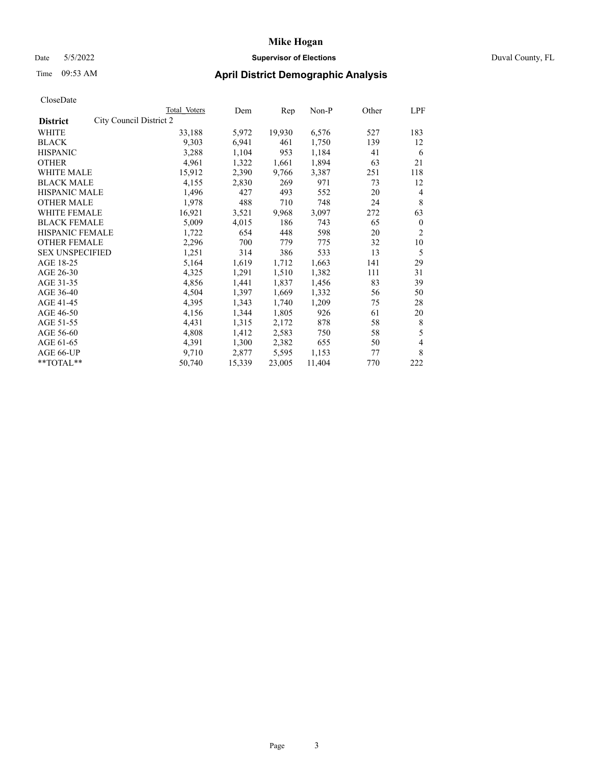# Mike Hogan

Date 5/5/2022 **Supervisor of Elections** Duval County, FL

Time 09:53 AM **April District Demographic Analysis**

CloseDate

| **District** | Total Voters | Dem | Rep | Non-P | Other | LPF |
|---|---|---|---|---|---|---|
| City Council District 2 | | | | | | |
| WHITE | 33,188 | 5,972 | 19,930 | 6,576 | 527 | 183 |
| BLACK | 9,303 | 6,941 | 461 | 1,750 | 139 | 12 |
| HISPANIC | 3,288 | 1,104 | 953 | 1,184 | 41 | 6 |
| OTHER | 4,961 | 1,322 | 1,661 | 1,894 | 63 | 21 |
| WHITE MALE | 15,912 | 2,390 | 9,766 | 3,387 | 251 | 118 |
| BLACK MALE | 4,155 | 2,830 | 269 | 971 | 73 | 12 |
| HISPANIC MALE | 1,496 | 427 | 493 | 552 | 20 | 4 |
| OTHER MALE | 1,978 | 488 | 710 | 748 | 24 | 8 |
| WHITE FEMALE | 16,921 | 3,521 | 9,968 | 3,097 | 272 | 63 |
| BLACK FEMALE | 5,009 | 4,015 | 186 | 743 | 65 | 0 |
| HISPANIC FEMALE | 1,722 | 654 | 448 | 598 | 20 | 2 |
| OTHER FEMALE | 2,296 | 700 | 779 | 775 | 32 | 10 |
| SEX UNSPECIFIED | 1,251 | 314 | 386 | 533 | 13 | 5 |
| AGE 18-25 | 5,164 | 1,619 | 1,712 | 1,663 | 141 | 29 |
| AGE 26-30 | 4,325 | 1,291 | 1,510 | 1,382 | 111 | 31 |
| AGE 31-35 | 4,856 | 1,441 | 1,837 | 1,456 | 83 | 39 |
| AGE 36-40 | 4,504 | 1,397 | 1,669 | 1,332 | 56 | 50 |
| AGE 41-45 | 4,395 | 1,343 | 1,740 | 1,209 | 75 | 28 |
| AGE 46-50 | 4,156 | 1,344 | 1,805 | 926 | 61 | 20 |
| AGE 51-55 | 4,431 | 1,315 | 2,172 | 878 | 58 | 8 |
| AGE 56-60 | 4,808 | 1,412 | 2,583 | 750 | 58 | 5 |
| AGE 61-65 | 4,391 | 1,300 | 2,382 | 655 | 50 | 4 |
| AGE 66-UP | 9,710 | 2,877 | 5,595 | 1,153 | 77 | 8 |
| **TOTAL** | 50,740 | 15,339 | 23,005 | 11,404 | 770 | 222 |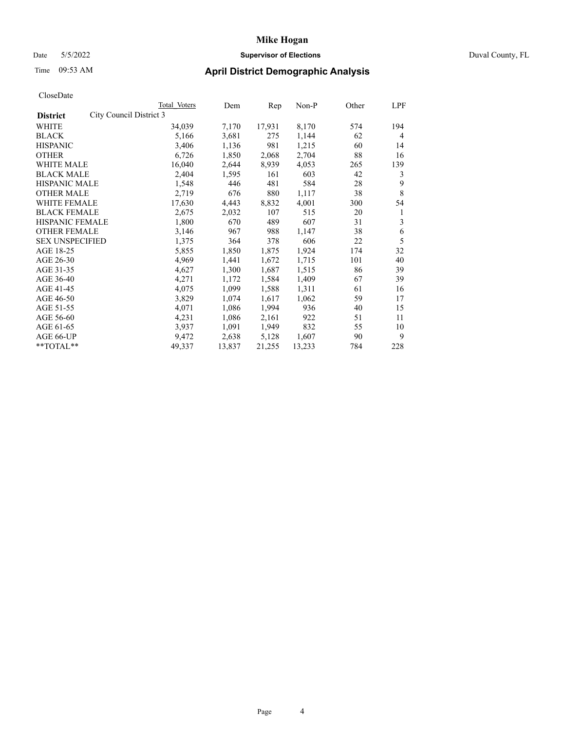CloseDate

| District | City Council District 3 | Total Voters | Dem | Rep | Non-P | Other | LPF |
|---|---|---|---|---|---|---|---|
| WHITE | | 34,039 | 7,170 | 17,931 | 8,170 | 574 | 194 |
| BLACK | | 5,166 | 3,681 | 275 | 1,144 | 62 | 4 |
| HISPANIC | | 3,406 | 1,136 | 981 | 1,215 | 60 | 14 |
| OTHER | | 6,726 | 1,850 | 2,068 | 2,704 | 88 | 16 |
| WHITE MALE | | 16,040 | 2,644 | 8,939 | 4,053 | 265 | 139 |
| BLACK MALE | | 2,404 | 1,595 | 161 | 603 | 42 | 3 |
| HISPANIC MALE | | 1,548 | 446 | 481 | 584 | 28 | 9 |
| OTHER MALE | | 2,719 | 676 | 880 | 1,117 | 38 | 8 |
| WHITE FEMALE | | 17,630 | 4,443 | 8,832 | 4,001 | 300 | 54 |
| BLACK FEMALE | | 2,675 | 2,032 | 107 | 515 | 20 | 1 |
| HISPANIC FEMALE | | 1,800 | 670 | 489 | 607 | 31 | 3 |
| OTHER FEMALE | | 3,146 | 967 | 988 | 1,147 | 38 | 6 |
| SEX UNSPECIFIED | | 1,375 | 364 | 378 | 606 | 22 | 5 |
| AGE 18-25 | | 5,855 | 1,850 | 1,875 | 1,924 | 174 | 32 |
| AGE 26-30 | | 4,969 | 1,441 | 1,672 | 1,715 | 101 | 40 |
| AGE 31-35 | | 4,627 | 1,300 | 1,687 | 1,515 | 86 | 39 |
| AGE 36-40 | | 4,271 | 1,172 | 1,584 | 1,409 | 67 | 39 |
| AGE 41-45 | | 4,075 | 1,099 | 1,588 | 1,311 | 61 | 16 |
| AGE 46-50 | | 3,829 | 1,074 | 1,617 | 1,062 | 59 | 17 |
| AGE 51-55 | | 4,071 | 1,086 | 1,994 | 936 | 40 | 15 |
| AGE 56-60 | | 4,231 | 1,086 | 2,161 | 922 | 51 | 11 |
| AGE 61-65 | | 3,937 | 1,091 | 1,949 | 832 | 55 | 10 |
| AGE 66-UP | | 9,472 | 2,638 | 5,128 | 1,607 | 90 | 9 |
| **TOTAL** | | 49,337 | 13,837 | 21,255 | 13,233 | 784 | 228 |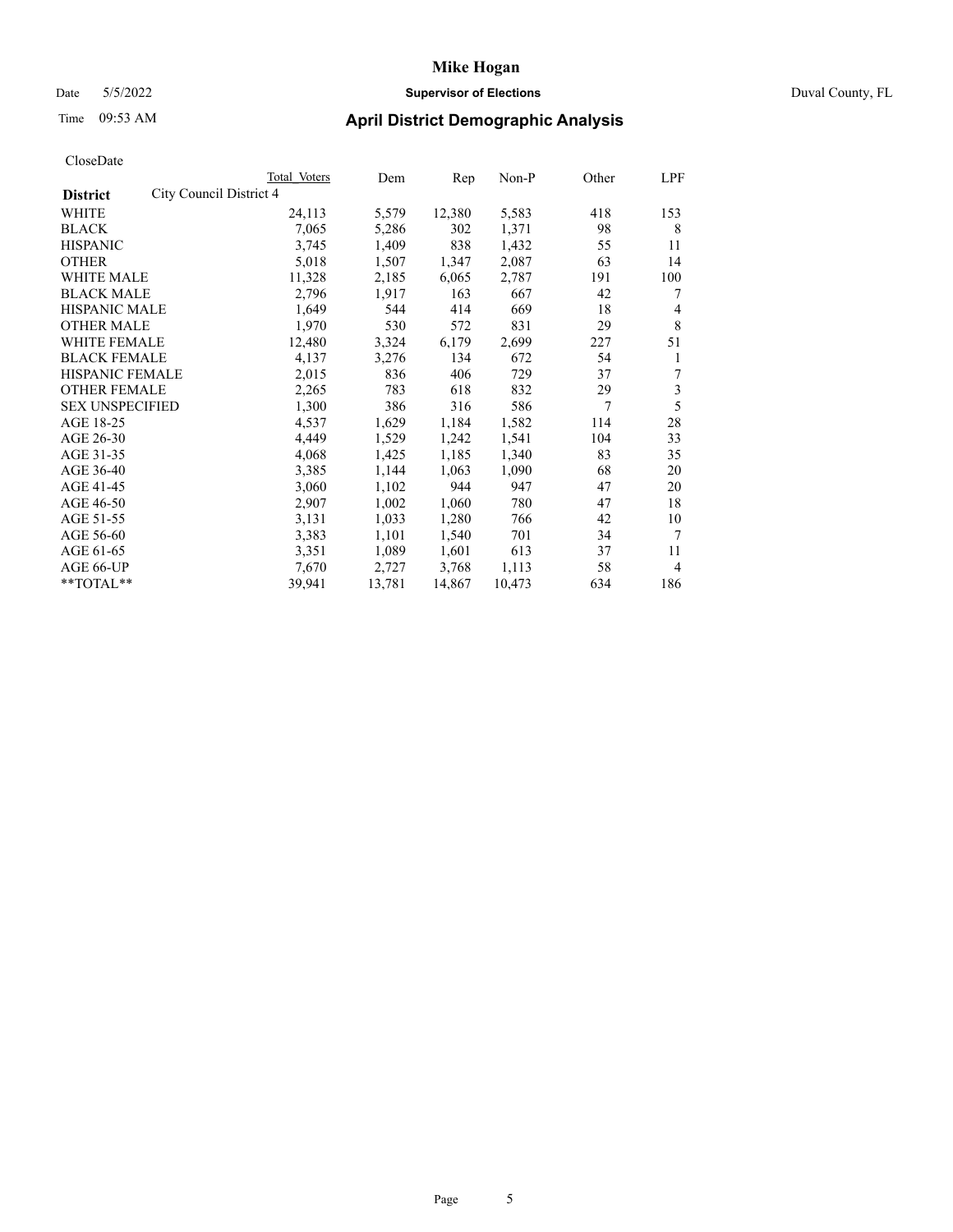# Mike Hogan

Date 5/5/2022 **Supervisor of Elections** Duval County, FL

Time 09:53 AM **April District Demographic Analysis**

CloseDate

| **District** City Council District 4 | Total Voters | Dem | Rep | Non-P | Other | LPF |
|---|---|---|---|---|---|---|
| WHITE | 24,113 | 5,579 | 12,380 | 5,583 | 418 | 153 |
| BLACK | 7,065 | 5,286 | 302 | 1,371 | 98 | 8 |
| HISPANIC | 3,745 | 1,409 | 838 | 1,432 | 55 | 11 |
| OTHER | 5,018 | 1,507 | 1,347 | 2,087 | 63 | 14 |
| WHITE MALE | 11,328 | 2,185 | 6,065 | 2,787 | 191 | 100 |
| BLACK MALE | 2,796 | 1,917 | 163 | 667 | 42 | 7 |
| HISPANIC MALE | 1,649 | 544 | 414 | 669 | 18 | 4 |
| OTHER MALE | 1,970 | 530 | 572 | 831 | 29 | 8 |
| WHITE FEMALE | 12,480 | 3,324 | 6,179 | 2,699 | 227 | 51 |
| BLACK FEMALE | 4,137 | 3,276 | 134 | 672 | 54 | 1 |
| HISPANIC FEMALE | 2,015 | 836 | 406 | 729 | 37 | 7 |
| OTHER FEMALE | 2,265 | 783 | 618 | 832 | 29 | 3 |
| SEX UNSPECIFIED | 1,300 | 386 | 316 | 586 | 7 | 5 |
| AGE 18-25 | 4,537 | 1,629 | 1,184 | 1,582 | 114 | 28 |
| AGE 26-30 | 4,449 | 1,529 | 1,242 | 1,541 | 104 | 33 |
| AGE 31-35 | 4,068 | 1,425 | 1,185 | 1,340 | 83 | 35 |
| AGE 36-40 | 3,385 | 1,144 | 1,063 | 1,090 | 68 | 20 |
| AGE 41-45 | 3,060 | 1,102 | 944 | 947 | 47 | 20 |
| AGE 46-50 | 2,907 | 1,002 | 1,060 | 780 | 47 | 18 |
| AGE 51-55 | 3,131 | 1,033 | 1,280 | 766 | 42 | 10 |
| AGE 56-60 | 3,383 | 1,101 | 1,540 | 701 | 34 | 7 |
| AGE 61-65 | 3,351 | 1,089 | 1,601 | 613 | 37 | 11 |
| AGE 66-UP | 7,670 | 2,727 | 3,768 | 1,113 | 58 | 4 |
| **TOTAL** | 39,941 | 13,781 | 14,867 | 10,473 | 634 | 186 |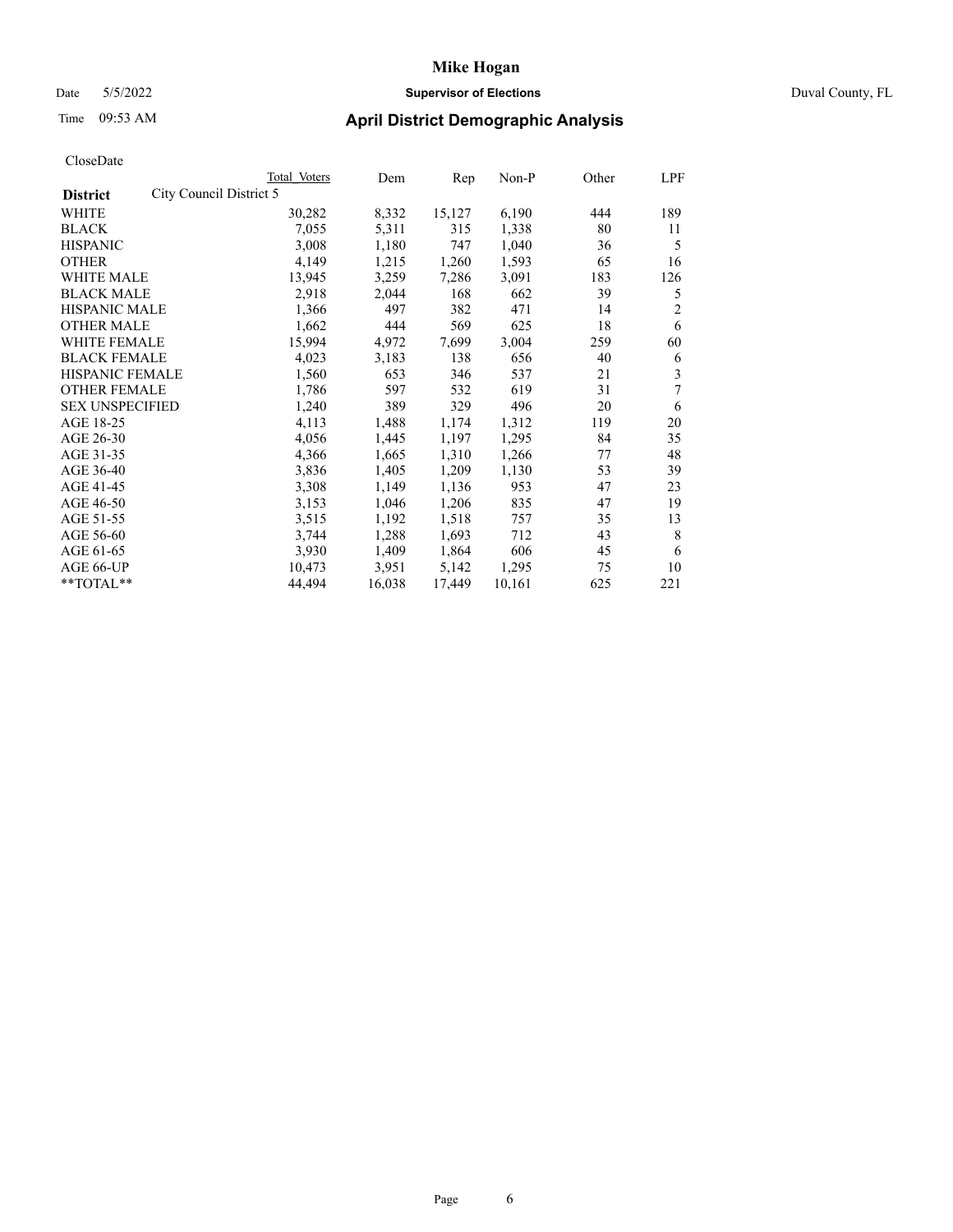CloseDate

| District | City Council District 5 | Total Voters | Dem | Rep | Non-P | Other | LPF |
|---|---|---|---|---|---|---|---|
| WHITE | | 30,282 | 8,332 | 15,127 | 6,190 | 444 | 189 |
| BLACK | | 7,055 | 5,311 | 315 | 1,338 | 80 | 11 |
| HISPANIC | | 3,008 | 1,180 | 747 | 1,040 | 36 | 5 |
| OTHER | | 4,149 | 1,215 | 1,260 | 1,593 | 65 | 16 |
| WHITE MALE | | 13,945 | 3,259 | 7,286 | 3,091 | 183 | 126 |
| BLACK MALE | | 2,918 | 2,044 | 168 | 662 | 39 | 5 |
| HISPANIC MALE | | 1,366 | 497 | 382 | 471 | 14 | 2 |
| OTHER MALE | | 1,662 | 444 | 569 | 625 | 18 | 6 |
| WHITE FEMALE | | 15,994 | 4,972 | 7,699 | 3,004 | 259 | 60 |
| BLACK FEMALE | | 4,023 | 3,183 | 138 | 656 | 40 | 6 |
| HISPANIC FEMALE | | 1,560 | 653 | 346 | 537 | 21 | 3 |
| OTHER FEMALE | | 1,786 | 597 | 532 | 619 | 31 | 7 |
| SEX UNSPECIFIED | | 1,240 | 389 | 329 | 496 | 20 | 6 |
| AGE 18-25 | | 4,113 | 1,488 | 1,174 | 1,312 | 119 | 20 |
| AGE 26-30 | | 4,056 | 1,445 | 1,197 | 1,295 | 84 | 35 |
| AGE 31-35 | | 4,366 | 1,665 | 1,310 | 1,266 | 77 | 48 |
| AGE 36-40 | | 3,836 | 1,405 | 1,209 | 1,130 | 53 | 39 |
| AGE 41-45 | | 3,308 | 1,149 | 1,136 | 953 | 47 | 23 |
| AGE 46-50 | | 3,153 | 1,046 | 1,206 | 835 | 47 | 19 |
| AGE 51-55 | | 3,515 | 1,192 | 1,518 | 757 | 35 | 13 |
| AGE 56-60 | | 3,744 | 1,288 | 1,693 | 712 | 43 | 8 |
| AGE 61-65 | | 3,930 | 1,409 | 1,864 | 606 | 45 | 6 |
| AGE 66-UP | | 10,473 | 3,951 | 5,142 | 1,295 | 75 | 10 |
| **TOTAL** | | 44,494 | 16,038 | 17,449 | 10,161 | 625 | 221 |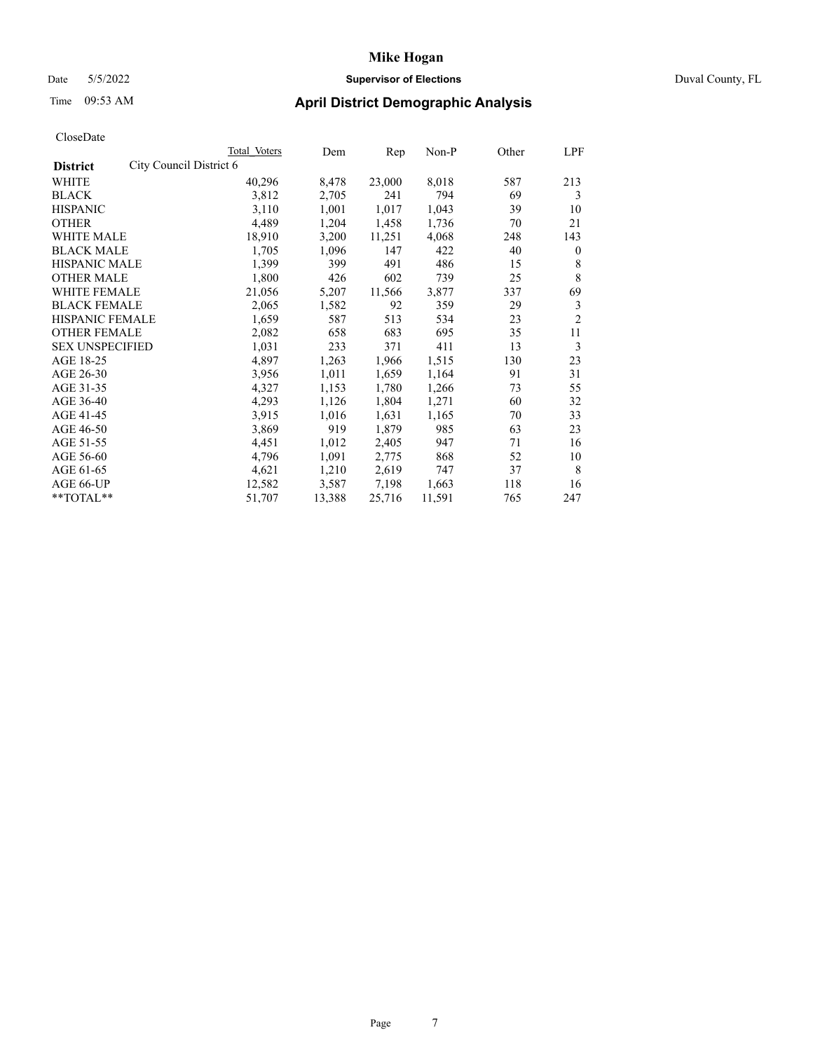CloseDate

| District | City Council District 6 | Total Voters | Dem | Rep | Non-P | Other | LPF |
|---|---|---|---|---|---|---|---|
| WHITE | | 40,296 | 8,478 | 23,000 | 8,018 | 587 | 213 |
| BLACK | | 3,812 | 2,705 | 241 | 794 | 69 | 3 |
| HISPANIC | | 3,110 | 1,001 | 1,017 | 1,043 | 39 | 10 |
| OTHER | | 4,489 | 1,204 | 1,458 | 1,736 | 70 | 21 |
| WHITE MALE | | 18,910 | 3,200 | 11,251 | 4,068 | 248 | 143 |
| BLACK MALE | | 1,705 | 1,096 | 147 | 422 | 40 | 0 |
| HISPANIC MALE | | 1,399 | 399 | 491 | 486 | 15 | 8 |
| OTHER MALE | | 1,800 | 426 | 602 | 739 | 25 | 8 |
| WHITE FEMALE | | 21,056 | 5,207 | 11,566 | 3,877 | 337 | 69 |
| BLACK FEMALE | | 2,065 | 1,582 | 92 | 359 | 29 | 3 |
| HISPANIC FEMALE | | 1,659 | 587 | 513 | 534 | 23 | 2 |
| OTHER FEMALE | | 2,082 | 658 | 683 | 695 | 35 | 11 |
| SEX UNSPECIFIED | | 1,031 | 233 | 371 | 411 | 13 | 3 |
| AGE 18-25 | | 4,897 | 1,263 | 1,966 | 1,515 | 130 | 23 |
| AGE 26-30 | | 3,956 | 1,011 | 1,659 | 1,164 | 91 | 31 |
| AGE 31-35 | | 4,327 | 1,153 | 1,780 | 1,266 | 73 | 55 |
| AGE 36-40 | | 4,293 | 1,126 | 1,804 | 1,271 | 60 | 32 |
| AGE 41-45 | | 3,915 | 1,016 | 1,631 | 1,165 | 70 | 33 |
| AGE 46-50 | | 3,869 | 919 | 1,879 | 985 | 63 | 23 |
| AGE 51-55 | | 4,451 | 1,012 | 2,405 | 947 | 71 | 16 |
| AGE 56-60 | | 4,796 | 1,091 | 2,775 | 868 | 52 | 10 |
| AGE 61-65 | | 4,621 | 1,210 | 2,619 | 747 | 37 | 8 |
| AGE 66-UP | | 12,582 | 3,587 | 7,198 | 1,663 | 118 | 16 |
| **TOTAL** | | 51,707 | 13,388 | 25,716 | 11,591 | 765 | 247 |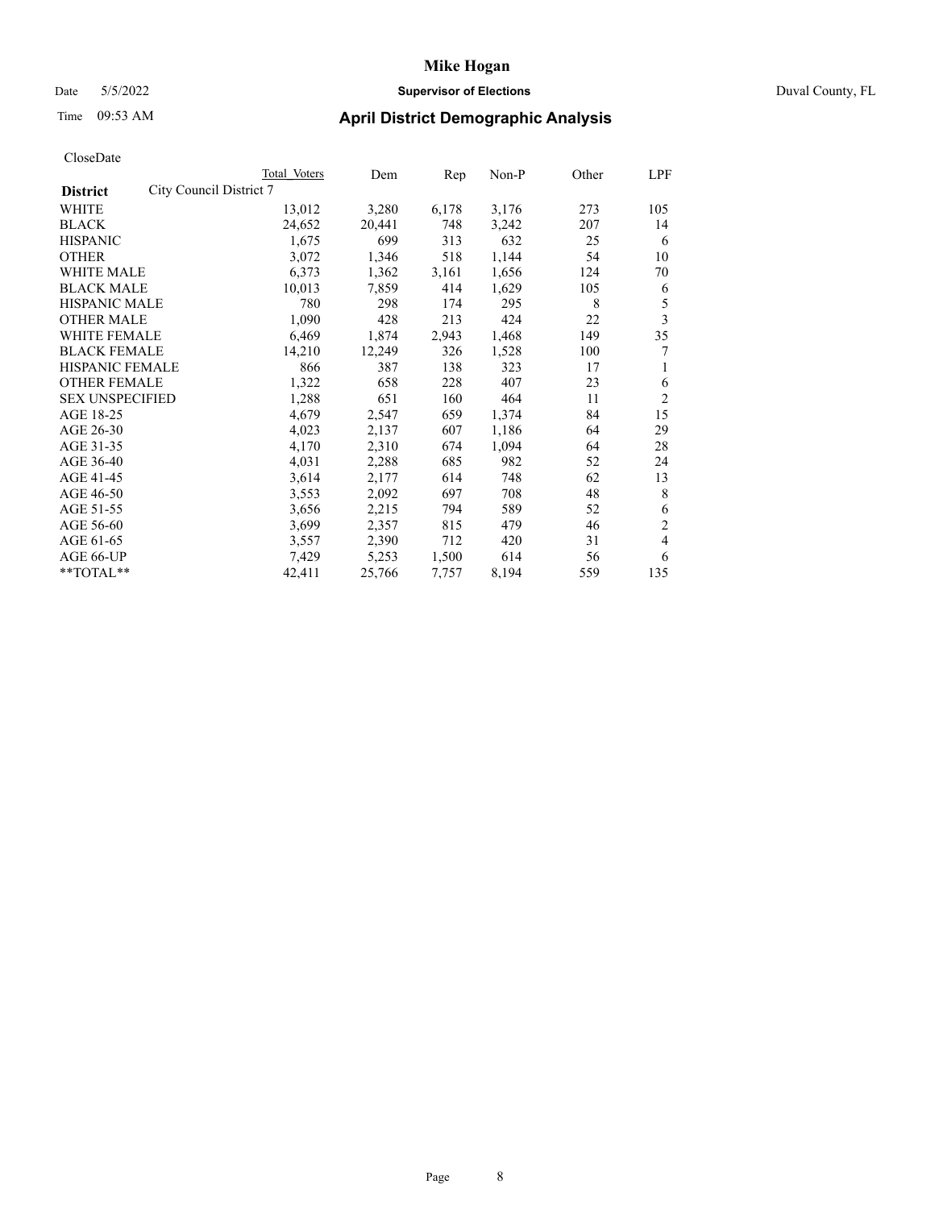# Mike Hogan

Date 5/5/2022 **Supervisor of Elections** Duval County, FL

Time 09:53 AM **April District Demographic Analysis**

CloseDate

| **District** City Council District 7 | Total Voters | Dem | Rep | Non-P | Other | LPF |
|---|---|---|---|---|---|---|
| WHITE | 13,012 | 3,280 | 6,178 | 3,176 | 273 | 105 |
| BLACK | 24,652 | 20,441 | 748 | 3,242 | 207 | 14 |
| HISPANIC | 1,675 | 699 | 313 | 632 | 25 | 6 |
| OTHER | 3,072 | 1,346 | 518 | 1,144 | 54 | 10 |
| WHITE MALE | 6,373 | 1,362 | 3,161 | 1,656 | 124 | 70 |
| BLACK MALE | 10,013 | 7,859 | 414 | 1,629 | 105 | 6 |
| HISPANIC MALE | 780 | 298 | 174 | 295 | 8 | 5 |
| OTHER MALE | 1,090 | 428 | 213 | 424 | 22 | 3 |
| WHITE FEMALE | 6,469 | 1,874 | 2,943 | 1,468 | 149 | 35 |
| BLACK FEMALE | 14,210 | 12,249 | 326 | 1,528 | 100 | 7 |
| HISPANIC FEMALE | 866 | 387 | 138 | 323 | 17 | 1 |
| OTHER FEMALE | 1,322 | 658 | 228 | 407 | 23 | 6 |
| SEX UNSPECIFIED | 1,288 | 651 | 160 | 464 | 11 | 2 |
| AGE 18-25 | 4,679 | 2,547 | 659 | 1,374 | 84 | 15 |
| AGE 26-30 | 4,023 | 2,137 | 607 | 1,186 | 64 | 29 |
| AGE 31-35 | 4,170 | 2,310 | 674 | 1,094 | 64 | 28 |
| AGE 36-40 | 4,031 | 2,288 | 685 | 982 | 52 | 24 |
| AGE 41-45 | 3,614 | 2,177 | 614 | 748 | 62 | 13 |
| AGE 46-50 | 3,553 | 2,092 | 697 | 708 | 48 | 8 |
| AGE 51-55 | 3,656 | 2,215 | 794 | 589 | 52 | 6 |
| AGE 56-60 | 3,699 | 2,357 | 815 | 479 | 46 | 2 |
| AGE 61-65 | 3,557 | 2,390 | 712 | 420 | 31 | 4 |
| AGE 66-UP | 7,429 | 5,253 | 1,500 | 614 | 56 | 6 |
| **TOTAL** | 42,411 | 25,766 | 7,757 | 8,194 | 559 | 135 |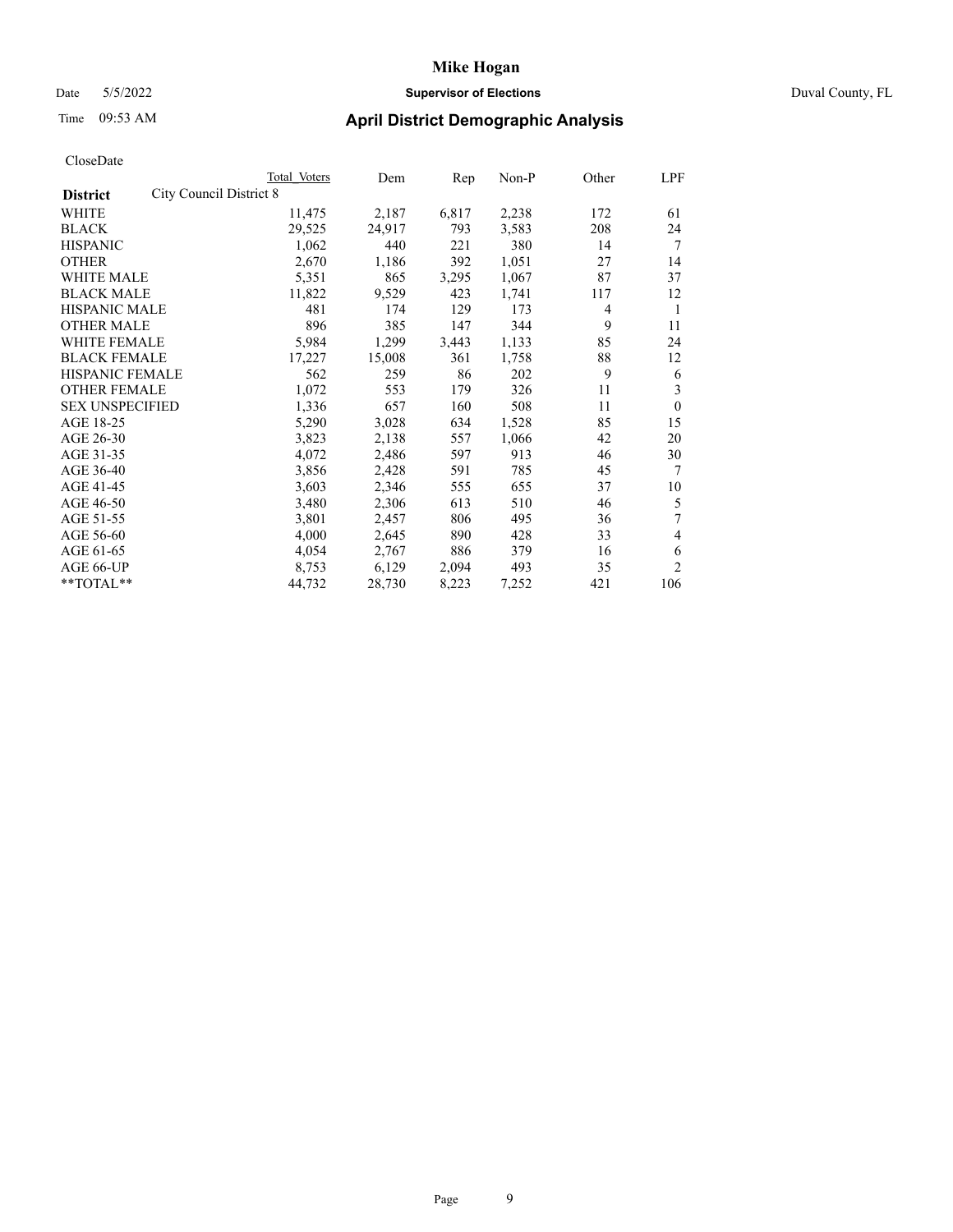# Mike Hogan

Date 5/5/2022 **Supervisor of Elections** Duval County, FL

Time 09:53 AM **April District Demographic Analysis**

CloseDate

| District | City Council District 8 Total Voters | Dem | Rep | Non-P | Other | LPF |
|---|---|---|---|---|---|---|
| WHITE | 11,475 | 2,187 | 6,817 | 2,238 | 172 | 61 |
| BLACK | 29,525 | 24,917 | 793 | 3,583 | 208 | 24 |
| HISPANIC | 1,062 | 440 | 221 | 380 | 14 | 7 |
| OTHER | 2,670 | 1,186 | 392 | 1,051 | 27 | 14 |
| WHITE MALE | 5,351 | 865 | 3,295 | 1,067 | 87 | 37 |
| BLACK MALE | 11,822 | 9,529 | 423 | 1,741 | 117 | 12 |
| HISPANIC MALE | 481 | 174 | 129 | 173 | 4 | 1 |
| OTHER MALE | 896 | 385 | 147 | 344 | 9 | 11 |
| WHITE FEMALE | 5,984 | 1,299 | 3,443 | 1,133 | 85 | 24 |
| BLACK FEMALE | 17,227 | 15,008 | 361 | 1,758 | 88 | 12 |
| HISPANIC FEMALE | 562 | 259 | 86 | 202 | 9 | 6 |
| OTHER FEMALE | 1,072 | 553 | 179 | 326 | 11 | 3 |
| SEX UNSPECIFIED | 1,336 | 657 | 160 | 508 | 11 | 0 |
| AGE 18-25 | 5,290 | 3,028 | 634 | 1,528 | 85 | 15 |
| AGE 26-30 | 3,823 | 2,138 | 557 | 1,066 | 42 | 20 |
| AGE 31-35 | 4,072 | 2,486 | 597 | 913 | 46 | 30 |
| AGE 36-40 | 3,856 | 2,428 | 591 | 785 | 45 | 7 |
| AGE 41-45 | 3,603 | 2,346 | 555 | 655 | 37 | 10 |
| AGE 46-50 | 3,480 | 2,306 | 613 | 510 | 46 | 5 |
| AGE 51-55 | 3,801 | 2,457 | 806 | 495 | 36 | 7 |
| AGE 56-60 | 4,000 | 2,645 | 890 | 428 | 33 | 4 |
| AGE 61-65 | 4,054 | 2,767 | 886 | 379 | 16 | 6 |
| AGE 66-UP | 8,753 | 6,129 | 2,094 | 493 | 35 | 2 |
| **TOTAL** | 44,732 | 28,730 | 8,223 | 7,252 | 421 | 106 |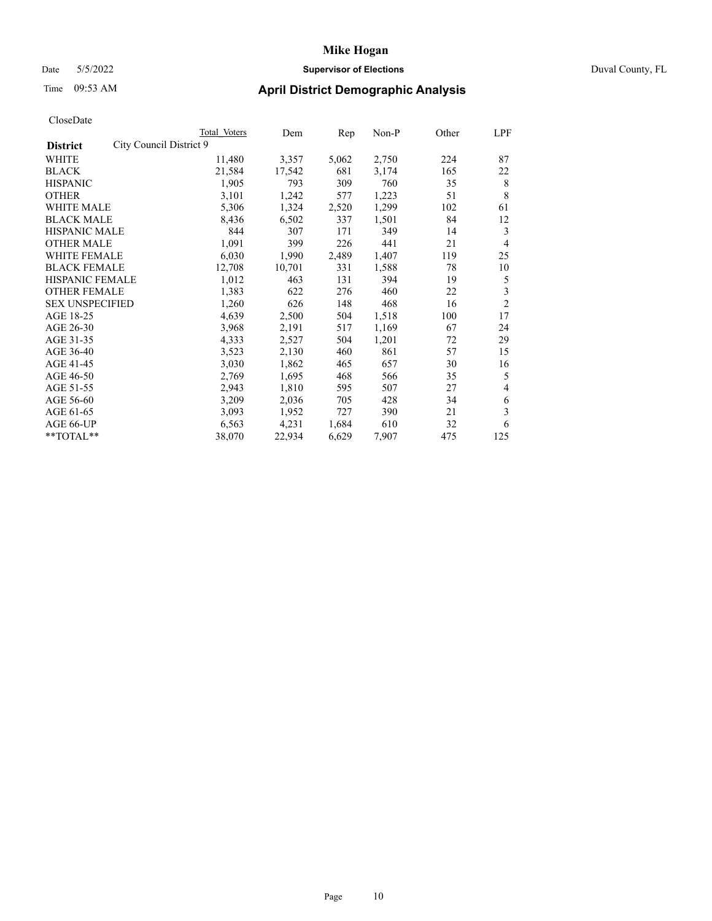# Mike Hogan

Date 5/5/2022 **Supervisor of Elections** Duval County, FL

Time 09:53 AM **April District Demographic Analysis**

CloseDate

| District | Total Voters | Dem | Rep | Non-P | Other | LPF |
|---|---|---|---|---|---|---|
| City Council District 9 | | | | | | |
| WHITE | 11,480 | 3,357 | 5,062 | 2,750 | 224 | 87 |
| BLACK | 21,584 | 17,542 | 681 | 3,174 | 165 | 22 |
| HISPANIC | 1,905 | 793 | 309 | 760 | 35 | 8 |
| OTHER | 3,101 | 1,242 | 577 | 1,223 | 51 | 8 |
| WHITE MALE | 5,306 | 1,324 | 2,520 | 1,299 | 102 | 61 |
| BLACK MALE | 8,436 | 6,502 | 337 | 1,501 | 84 | 12 |
| HISPANIC MALE | 844 | 307 | 171 | 349 | 14 | 3 |
| OTHER MALE | 1,091 | 399 | 226 | 441 | 21 | 4 |
| WHITE FEMALE | 6,030 | 1,990 | 2,489 | 1,407 | 119 | 25 |
| BLACK FEMALE | 12,708 | 10,701 | 331 | 1,588 | 78 | 10 |
| HISPANIC FEMALE | 1,012 | 463 | 131 | 394 | 19 | 5 |
| OTHER FEMALE | 1,383 | 622 | 276 | 460 | 22 | 3 |
| SEX UNSPECIFIED | 1,260 | 626 | 148 | 468 | 16 | 2 |
| AGE 18-25 | 4,639 | 2,500 | 504 | 1,518 | 100 | 17 |
| AGE 26-30 | 3,968 | 2,191 | 517 | 1,169 | 67 | 24 |
| AGE 31-35 | 4,333 | 2,527 | 504 | 1,201 | 72 | 29 |
| AGE 36-40 | 3,523 | 2,130 | 460 | 861 | 57 | 15 |
| AGE 41-45 | 3,030 | 1,862 | 465 | 657 | 30 | 16 |
| AGE 46-50 | 2,769 | 1,695 | 468 | 566 | 35 | 5 |
| AGE 51-55 | 2,943 | 1,810 | 595 | 507 | 27 | 4 |
| AGE 56-60 | 3,209 | 2,036 | 705 | 428 | 34 | 6 |
| AGE 61-65 | 3,093 | 1,952 | 727 | 390 | 21 | 3 |
| AGE 66-UP | 6,563 | 4,231 | 1,684 | 610 | 32 | 6 |
| **TOTAL** | 38,070 | 22,934 | 6,629 | 7,907 | 475 | 125 |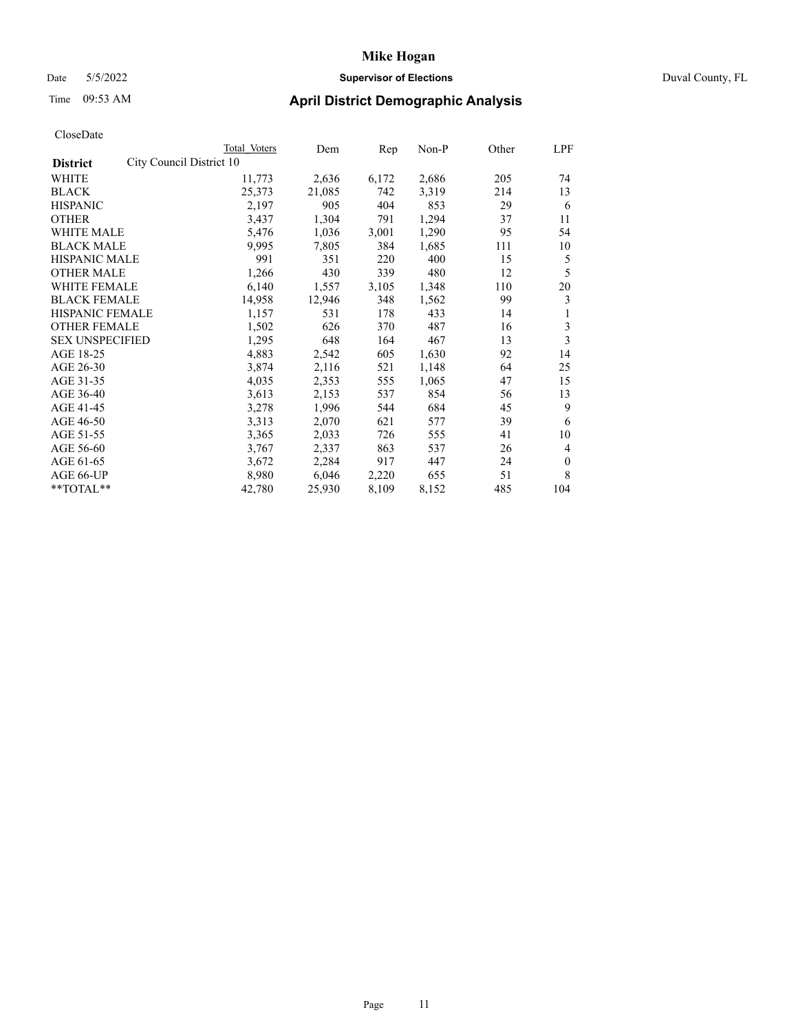# Mike Hogan

Date 5/5/2022 **Supervisor of Elections** Duval County, FL

Time 09:53 AM **April District Demographic Analysis**

CloseDate

| District | Total Voters | Dem | Rep | Non-P | Other | LPF |
|---|---|---|---|---|---|---|
| City Council District 10 | | | | | | |
| WHITE | 11,773 | 2,636 | 6,172 | 2,686 | 205 | 74 |
| BLACK | 25,373 | 21,085 | 742 | 3,319 | 214 | 13 |
| HISPANIC | 2,197 | 905 | 404 | 853 | 29 | 6 |
| OTHER | 3,437 | 1,304 | 791 | 1,294 | 37 | 11 |
| WHITE MALE | 5,476 | 1,036 | 3,001 | 1,290 | 95 | 54 |
| BLACK MALE | 9,995 | 7,805 | 384 | 1,685 | 111 | 10 |
| HISPANIC MALE | 991 | 351 | 220 | 400 | 15 | 5 |
| OTHER MALE | 1,266 | 430 | 339 | 480 | 12 | 5 |
| WHITE FEMALE | 6,140 | 1,557 | 3,105 | 1,348 | 110 | 20 |
| BLACK FEMALE | 14,958 | 12,946 | 348 | 1,562 | 99 | 3 |
| HISPANIC FEMALE | 1,157 | 531 | 178 | 433 | 14 | 1 |
| OTHER FEMALE | 1,502 | 626 | 370 | 487 | 16 | 3 |
| SEX UNSPECIFIED | 1,295 | 648 | 164 | 467 | 13 | 3 |
| AGE 18-25 | 4,883 | 2,542 | 605 | 1,630 | 92 | 14 |
| AGE 26-30 | 3,874 | 2,116 | 521 | 1,148 | 64 | 25 |
| AGE 31-35 | 4,035 | 2,353 | 555 | 1,065 | 47 | 15 |
| AGE 36-40 | 3,613 | 2,153 | 537 | 854 | 56 | 13 |
| AGE 41-45 | 3,278 | 1,996 | 544 | 684 | 45 | 9 |
| AGE 46-50 | 3,313 | 2,070 | 621 | 577 | 39 | 6 |
| AGE 51-55 | 3,365 | 2,033 | 726 | 555 | 41 | 10 |
| AGE 56-60 | 3,767 | 2,337 | 863 | 537 | 26 | 4 |
| AGE 61-65 | 3,672 | 2,284 | 917 | 447 | 24 | 0 |
| AGE 66-UP | 8,980 | 6,046 | 2,220 | 655 | 51 | 8 |
| **TOTAL** | 42,780 | 25,930 | 8,109 | 8,152 | 485 | 104 |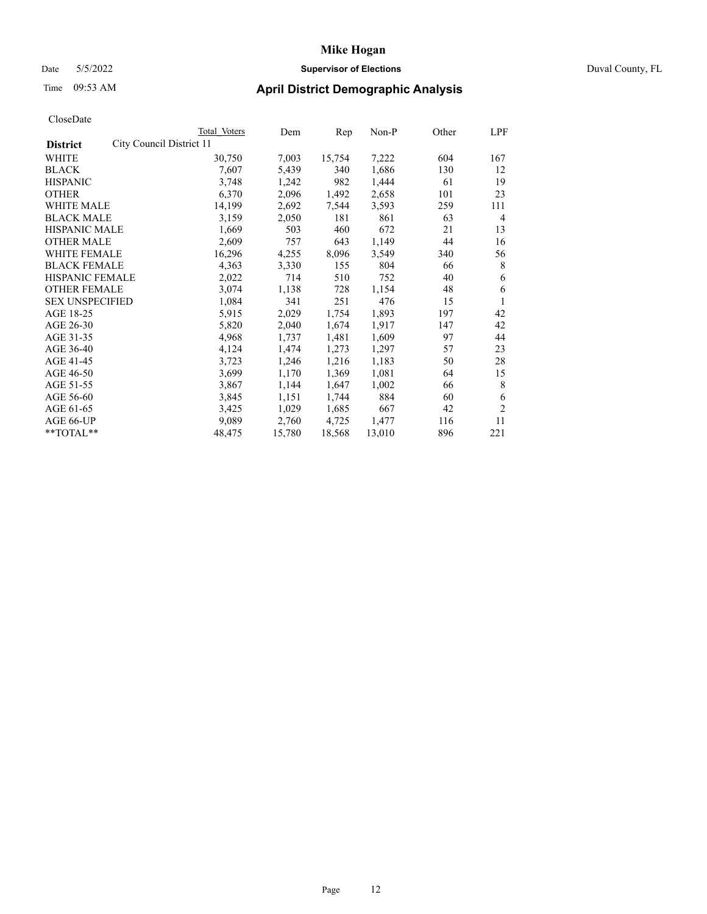# Mike Hogan

Date 5/5/2022 **Supervisor of Elections** Duval County, FL

Time 09:53 AM **April District Demographic Analysis**

CloseDate

| **District** | Total Voters | Dem | Rep | Non-P | Other | LPF |
|---|---|---|---|---|---|---|
| City Council District 11 | | | | | | |
| WHITE | 30,750 | 7,003 | 15,754 | 7,222 | 604 | 167 |
| BLACK | 7,607 | 5,439 | 340 | 1,686 | 130 | 12 |
| HISPANIC | 3,748 | 1,242 | 982 | 1,444 | 61 | 19 |
| OTHER | 6,370 | 2,096 | 1,492 | 2,658 | 101 | 23 |
| WHITE MALE | 14,199 | 2,692 | 7,544 | 3,593 | 259 | 111 |
| BLACK MALE | 3,159 | 2,050 | 181 | 861 | 63 | 4 |
| HISPANIC MALE | 1,669 | 503 | 460 | 672 | 21 | 13 |
| OTHER MALE | 2,609 | 757 | 643 | 1,149 | 44 | 16 |
| WHITE FEMALE | 16,296 | 4,255 | 8,096 | 3,549 | 340 | 56 |
| BLACK FEMALE | 4,363 | 3,330 | 155 | 804 | 66 | 8 |
| HISPANIC FEMALE | 2,022 | 714 | 510 | 752 | 40 | 6 |
| OTHER FEMALE | 3,074 | 1,138 | 728 | 1,154 | 48 | 6 |
| SEX UNSPECIFIED | 1,084 | 341 | 251 | 476 | 15 | 1 |
| AGE 18-25 | 5,915 | 2,029 | 1,754 | 1,893 | 197 | 42 |
| AGE 26-30 | 5,820 | 2,040 | 1,674 | 1,917 | 147 | 42 |
| AGE 31-35 | 4,968 | 1,737 | 1,481 | 1,609 | 97 | 44 |
| AGE 36-40 | 4,124 | 1,474 | 1,273 | 1,297 | 57 | 23 |
| AGE 41-45 | 3,723 | 1,246 | 1,216 | 1,183 | 50 | 28 |
| AGE 46-50 | 3,699 | 1,170 | 1,369 | 1,081 | 64 | 15 |
| AGE 51-55 | 3,867 | 1,144 | 1,647 | 1,002 | 66 | 8 |
| AGE 56-60 | 3,845 | 1,151 | 1,744 | 884 | 60 | 6 |
| AGE 61-65 | 3,425 | 1,029 | 1,685 | 667 | 42 | 2 |
| AGE 66-UP | 9,089 | 2,760 | 4,725 | 1,477 | 116 | 11 |
| **TOTAL** | 48,475 | 15,780 | 18,568 | 13,010 | 896 | 221 |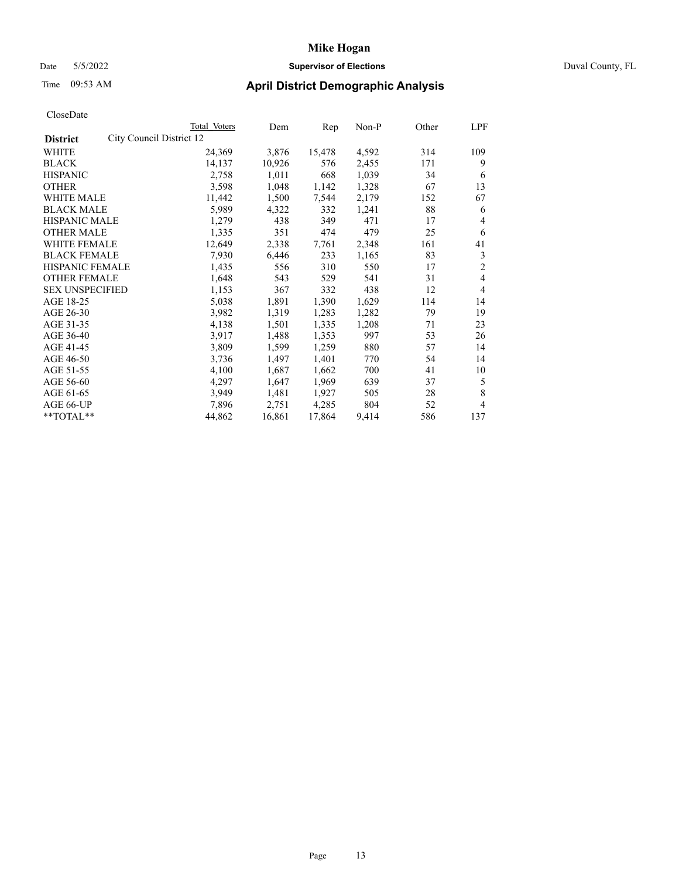CloseDate

| District | City Council District 12 | Total Voters | Dem | Rep | Non-P | Other | LPF |
|---|---|---|---|---|---|---|---|
| WHITE | | 24,369 | 3,876 | 15,478 | 4,592 | 314 | 109 |
| BLACK | | 14,137 | 10,926 | 576 | 2,455 | 171 | 9 |
| HISPANIC | | 2,758 | 1,011 | 668 | 1,039 | 34 | 6 |
| OTHER | | 3,598 | 1,048 | 1,142 | 1,328 | 67 | 13 |
| WHITE MALE | | 11,442 | 1,500 | 7,544 | 2,179 | 152 | 67 |
| BLACK MALE | | 5,989 | 4,322 | 332 | 1,241 | 88 | 6 |
| HISPANIC MALE | | 1,279 | 438 | 349 | 471 | 17 | 4 |
| OTHER MALE | | 1,335 | 351 | 474 | 479 | 25 | 6 |
| WHITE FEMALE | | 12,649 | 2,338 | 7,761 | 2,348 | 161 | 41 |
| BLACK FEMALE | | 7,930 | 6,446 | 233 | 1,165 | 83 | 3 |
| HISPANIC FEMALE | | 1,435 | 556 | 310 | 550 | 17 | 2 |
| OTHER FEMALE | | 1,648 | 543 | 529 | 541 | 31 | 4 |
| SEX UNSPECIFIED | | 1,153 | 367 | 332 | 438 | 12 | 4 |
| AGE 18-25 | | 5,038 | 1,891 | 1,390 | 1,629 | 114 | 14 |
| AGE 26-30 | | 3,982 | 1,319 | 1,283 | 1,282 | 79 | 19 |
| AGE 31-35 | | 4,138 | 1,501 | 1,335 | 1,208 | 71 | 23 |
| AGE 36-40 | | 3,917 | 1,488 | 1,353 | 997 | 53 | 26 |
| AGE 41-45 | | 3,809 | 1,599 | 1,259 | 880 | 57 | 14 |
| AGE 46-50 | | 3,736 | 1,497 | 1,401 | 770 | 54 | 14 |
| AGE 51-55 | | 4,100 | 1,687 | 1,662 | 700 | 41 | 10 |
| AGE 56-60 | | 4,297 | 1,647 | 1,969 | 639 | 37 | 5 |
| AGE 61-65 | | 3,949 | 1,481 | 1,927 | 505 | 28 | 8 |
| AGE 66-UP | | 7,896 | 2,751 | 4,285 | 804 | 52 | 4 |
| **TOTAL** | | 44,862 | 16,861 | 17,864 | 9,414 | 586 | 137 |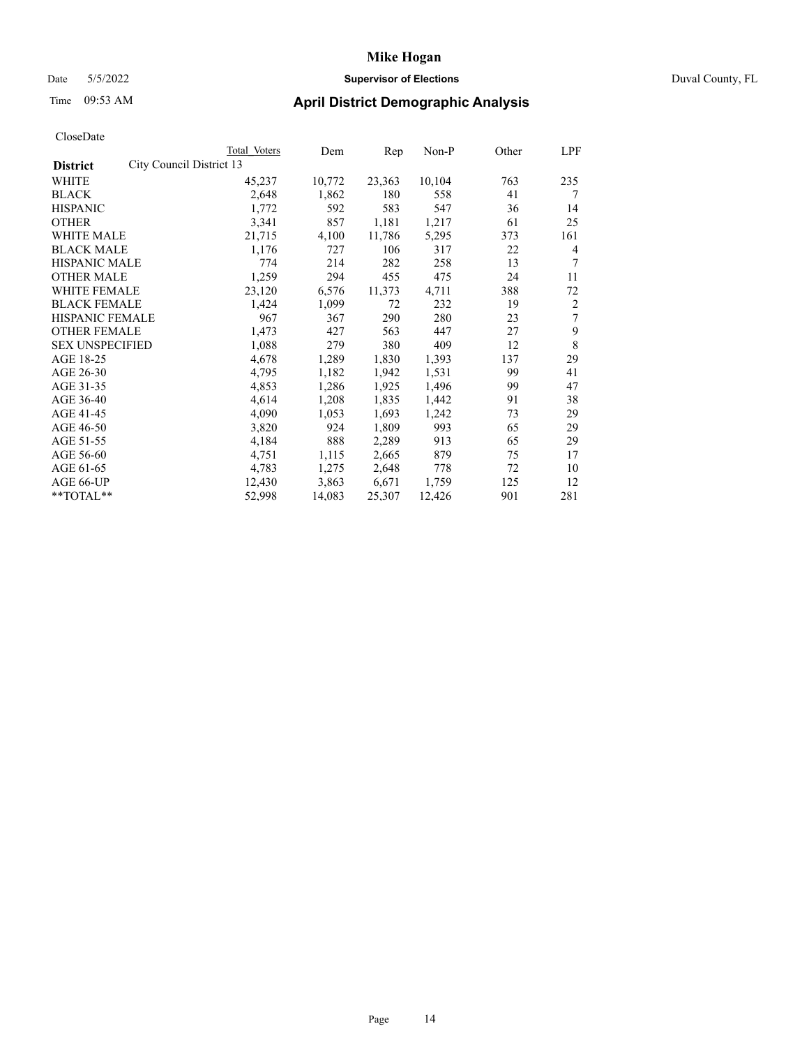# Mike Hogan

Date 5/5/2022 **Supervisor of Elections** Duval County, FL

Time 09:53 AM **April District Demographic Analysis**

CloseDate

| District | City Council District 13 | Total Voters | Dem | Rep | Non-P | Other | LPF |
|---|---|---|---|---|---|---|---|
| WHITE | | 45,237 | 10,772 | 23,363 | 10,104 | 763 | 235 |
| BLACK | | 2,648 | 1,862 | 180 | 558 | 41 | 7 |
| HISPANIC | | 1,772 | 592 | 583 | 547 | 36 | 14 |
| OTHER | | 3,341 | 857 | 1,181 | 1,217 | 61 | 25 |
| WHITE MALE | | 21,715 | 4,100 | 11,786 | 5,295 | 373 | 161 |
| BLACK MALE | | 1,176 | 727 | 106 | 317 | 22 | 4 |
| HISPANIC MALE | | 774 | 214 | 282 | 258 | 13 | 7 |
| OTHER MALE | | 1,259 | 294 | 455 | 475 | 24 | 11 |
| WHITE FEMALE | | 23,120 | 6,576 | 11,373 | 4,711 | 388 | 72 |
| BLACK FEMALE | | 1,424 | 1,099 | 72 | 232 | 19 | 2 |
| HISPANIC FEMALE | | 967 | 367 | 290 | 280 | 23 | 7 |
| OTHER FEMALE | | 1,473 | 427 | 563 | 447 | 27 | 9 |
| SEX UNSPECIFIED | | 1,088 | 279 | 380 | 409 | 12 | 8 |
| AGE 18-25 | | 4,678 | 1,289 | 1,830 | 1,393 | 137 | 29 |
| AGE 26-30 | | 4,795 | 1,182 | 1,942 | 1,531 | 99 | 41 |
| AGE 31-35 | | 4,853 | 1,286 | 1,925 | 1,496 | 99 | 47 |
| AGE 36-40 | | 4,614 | 1,208 | 1,835 | 1,442 | 91 | 38 |
| AGE 41-45 | | 4,090 | 1,053 | 1,693 | 1,242 | 73 | 29 |
| AGE 46-50 | | 3,820 | 924 | 1,809 | 993 | 65 | 29 |
| AGE 51-55 | | 4,184 | 888 | 2,289 | 913 | 65 | 29 |
| AGE 56-60 | | 4,751 | 1,115 | 2,665 | 879 | 75 | 17 |
| AGE 61-65 | | 4,783 | 1,275 | 2,648 | 778 | 72 | 10 |
| AGE 66-UP | | 12,430 | 3,863 | 6,671 | 1,759 | 125 | 12 |
| **TOTAL** | | 52,998 | 14,083 | 25,307 | 12,426 | 901 | 281 |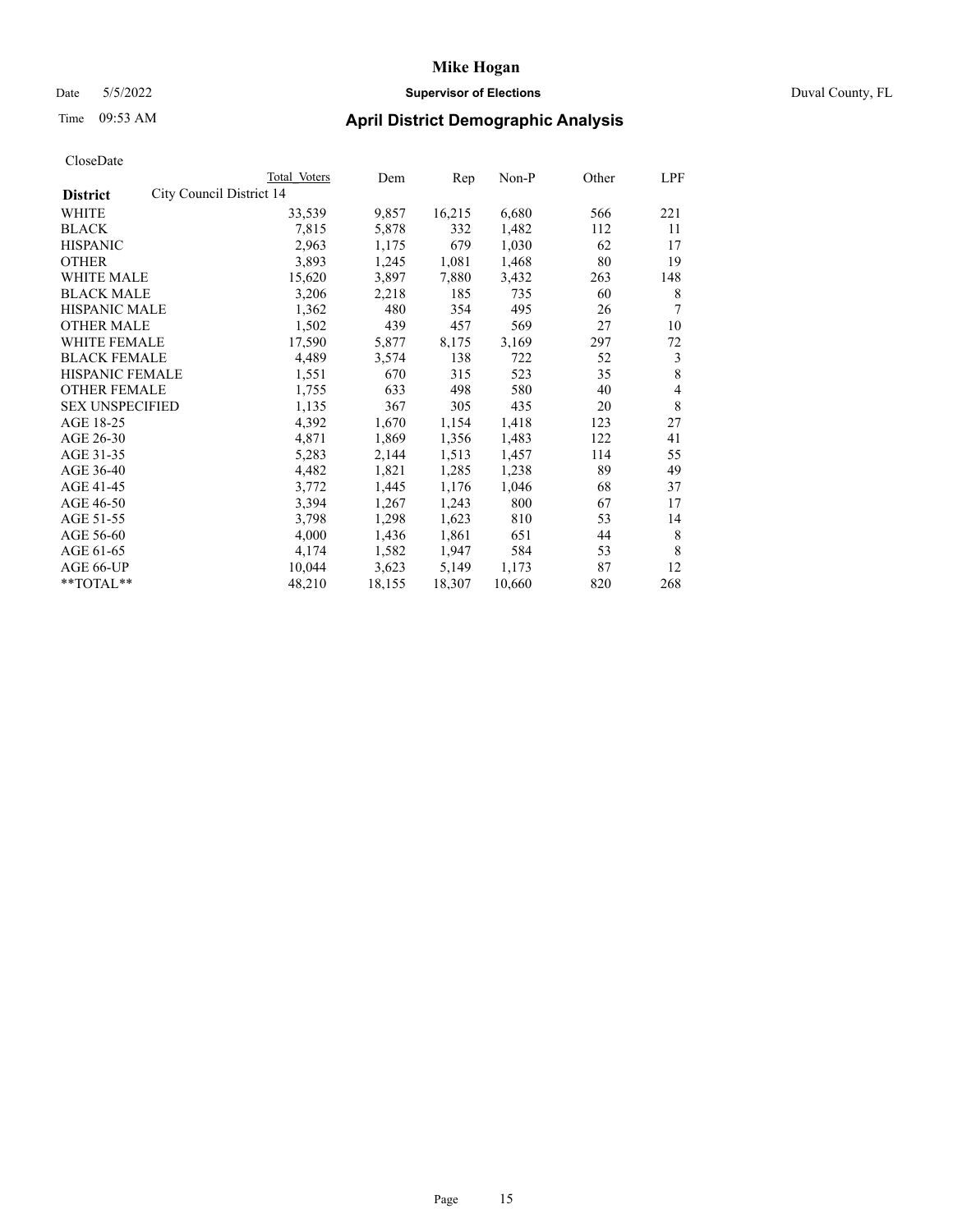# Mike Hogan

Date 5/5/2022 **Supervisor of Elections** Duval County, FL

Time 09:53 AM **April District Demographic Analysis**

CloseDate

| **District** | City Council District 14 | Dem | Rep | Non-P | Other | LPF |
|---|---|---|---|---|---|---|
| | Total Voters | | | | | |
| WHITE | 33,539 | 9,857 | 16,215 | 6,680 | 566 | 221 |
| BLACK | 7,815 | 5,878 | 332 | 1,482 | 112 | 11 |
| HISPANIC | 2,963 | 1,175 | 679 | 1,030 | 62 | 17 |
| OTHER | 3,893 | 1,245 | 1,081 | 1,468 | 80 | 19 |
| WHITE MALE | 15,620 | 3,897 | 7,880 | 3,432 | 263 | 148 |
| BLACK MALE | 3,206 | 2,218 | 185 | 735 | 60 | 8 |
| HISPANIC MALE | 1,362 | 480 | 354 | 495 | 26 | 7 |
| OTHER MALE | 1,502 | 439 | 457 | 569 | 27 | 10 |
| WHITE FEMALE | 17,590 | 5,877 | 8,175 | 3,169 | 297 | 72 |
| BLACK FEMALE | 4,489 | 3,574 | 138 | 722 | 52 | 3 |
| HISPANIC FEMALE | 1,551 | 670 | 315 | 523 | 35 | 8 |
| OTHER FEMALE | 1,755 | 633 | 498 | 580 | 40 | 4 |
| SEX UNSPECIFIED | 1,135 | 367 | 305 | 435 | 20 | 8 |
| AGE 18-25 | 4,392 | 1,670 | 1,154 | 1,418 | 123 | 27 |
| AGE 26-30 | 4,871 | 1,869 | 1,356 | 1,483 | 122 | 41 |
| AGE 31-35 | 5,283 | 2,144 | 1,513 | 1,457 | 114 | 55 |
| AGE 36-40 | 4,482 | 1,821 | 1,285 | 1,238 | 89 | 49 |
| AGE 41-45 | 3,772 | 1,445 | 1,176 | 1,046 | 68 | 37 |
| AGE 46-50 | 3,394 | 1,267 | 1,243 | 800 | 67 | 17 |
| AGE 51-55 | 3,798 | 1,298 | 1,623 | 810 | 53 | 14 |
| AGE 56-60 | 4,000 | 1,436 | 1,861 | 651 | 44 | 8 |
| AGE 61-65 | 4,174 | 1,582 | 1,947 | 584 | 53 | 8 |
| AGE 66-UP | 10,044 | 3,623 | 5,149 | 1,173 | 87 | 12 |
| **TOTAL** | 48,210 | 18,155 | 18,307 | 10,660 | 820 | 268 |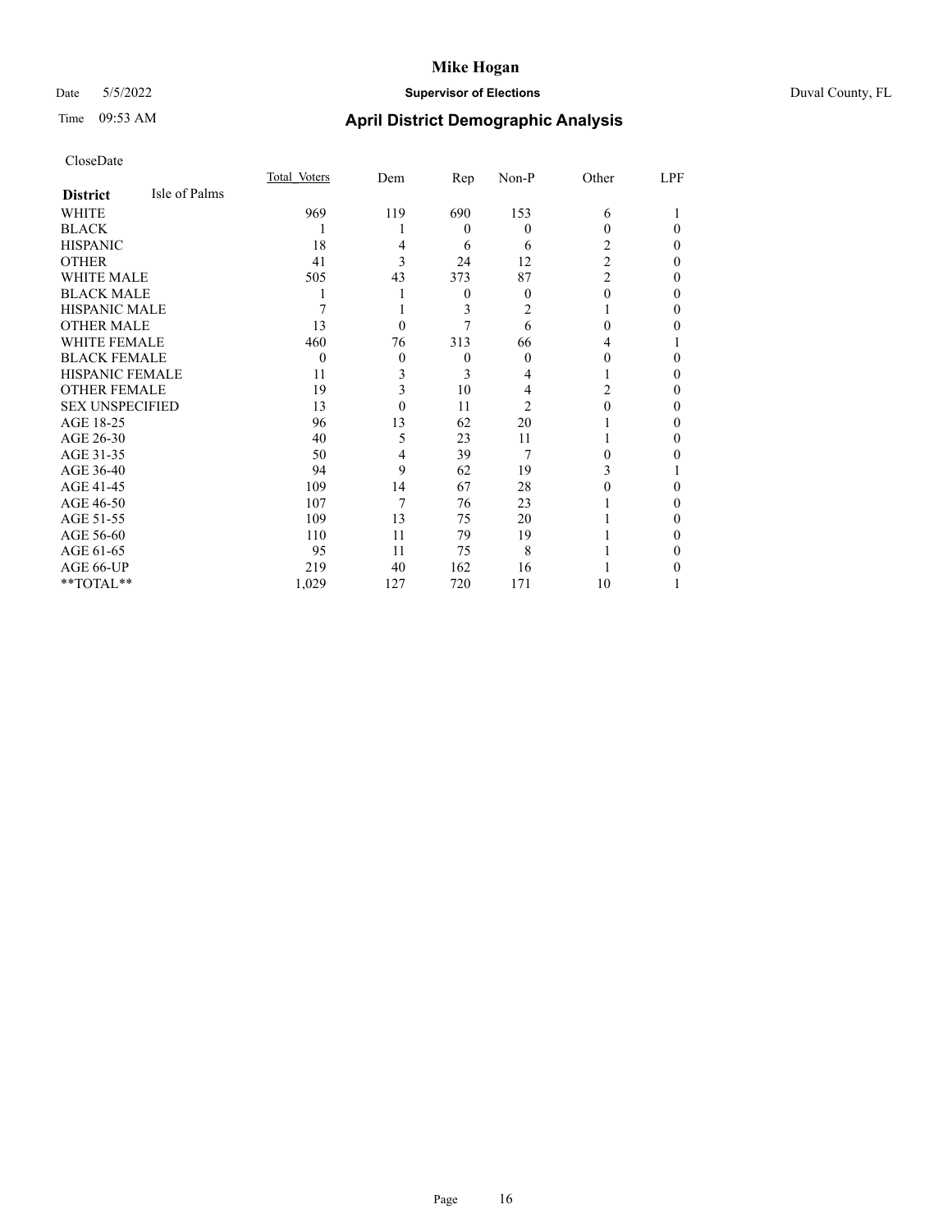# Mike Hogan

Date 5/5/2022 **Supervisor of Elections** Duval County, FL

Time 09:53 AM **April District Demographic Analysis**

CloseDate

| **District** Isle of Palms | Total Voters | Dem | Rep | Non-P | Other | LPF |
|---|---|---|---|---|---|---|
| WHITE | 969 | 119 | 690 | 153 | 6 | 1 |
| BLACK | 1 | 1 | 0 | 0 | 0 | 0 |
| HISPANIC | 18 | 4 | 6 | 6 | 2 | 0 |
| OTHER | 41 | 3 | 24 | 12 | 2 | 0 |
| WHITE MALE | 505 | 43 | 373 | 87 | 2 | 0 |
| BLACK MALE | 1 | 1 | 0 | 0 | 0 | 0 |
| HISPANIC MALE | 7 | 1 | 3 | 2 | 1 | 0 |
| OTHER MALE | 13 | 0 | 7 | 6 | 0 | 0 |
| WHITE FEMALE | 460 | 76 | 313 | 66 | 4 | 1 |
| BLACK FEMALE | 0 | 0 | 0 | 0 | 0 | 0 |
| HISPANIC FEMALE | 11 | 3 | 3 | 4 | 1 | 0 |
| OTHER FEMALE | 19 | 3 | 10 | 4 | 2 | 0 |
| SEX UNSPECIFIED | 13 | 0 | 11 | 2 | 0 | 0 |
| AGE 18-25 | 96 | 13 | 62 | 20 | 1 | 0 |
| AGE 26-30 | 40 | 5 | 23 | 11 | 1 | 0 |
| AGE 31-35 | 50 | 4 | 39 | 7 | 0 | 0 |
| AGE 36-40 | 94 | 9 | 62 | 19 | 3 | 1 |
| AGE 41-45 | 109 | 14 | 67 | 28 | 0 | 0 |
| AGE 46-50 | 107 | 7 | 76 | 23 | 1 | 0 |
| AGE 51-55 | 109 | 13 | 75 | 20 | 1 | 0 |
| AGE 56-60 | 110 | 11 | 79 | 19 | 1 | 0 |
| AGE 61-65 | 95 | 11 | 75 | 8 | 1 | 0 |
| AGE 66-UP | 219 | 40 | 162 | 16 | 1 | 0 |
| **TOTAL** | 1,029 | 127 | 720 | 171 | 10 | 1 |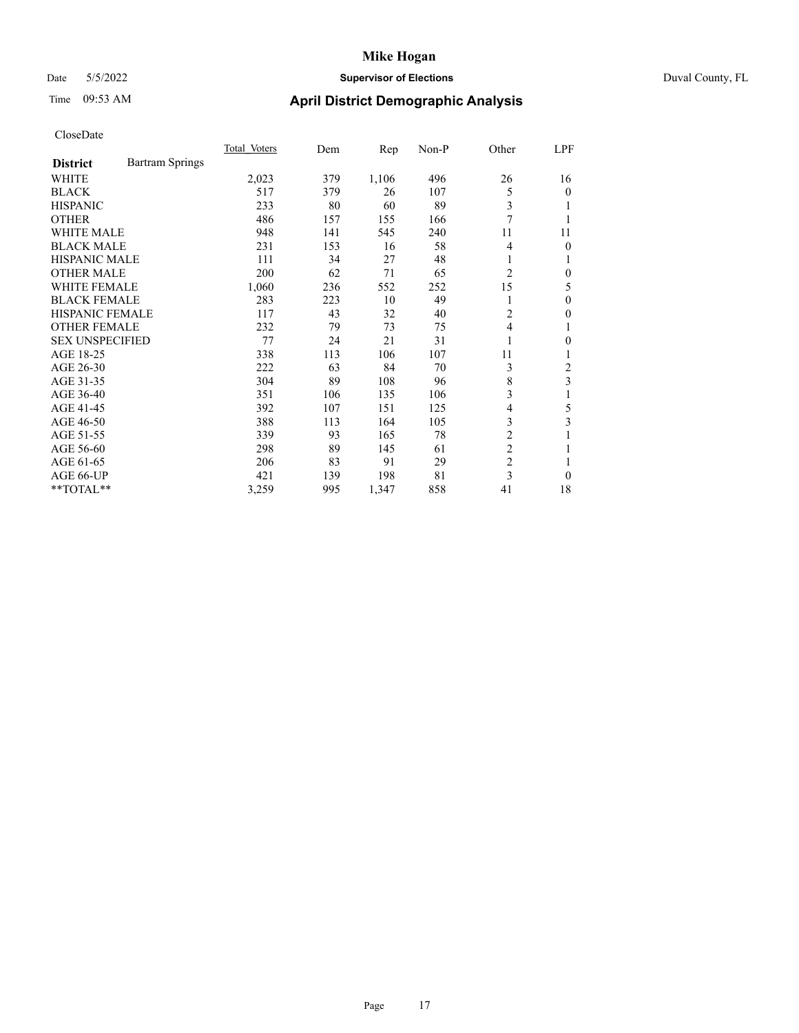# Mike Hogan

Date 5/5/2022 **Supervisor of Elections** Duval County, FL

Time 09:53 AM **April District Demographic Analysis**

CloseDate

| District | Bartram Springs | Total Voters | Dem | Rep | Non-P | Other | LPF |
|---|---|---|---|---|---|---|---|
| WHITE | | 2,023 | 379 | 1,106 | 496 | 26 | 16 |
| BLACK | | 517 | 379 | 26 | 107 | 5 | 0 |
| HISPANIC | | 233 | 80 | 60 | 89 | 3 | 1 |
| OTHER | | 486 | 157 | 155 | 166 | 7 | 1 |
| WHITE MALE | | 948 | 141 | 545 | 240 | 11 | 11 |
| BLACK MALE | | 231 | 153 | 16 | 58 | 4 | 0 |
| HISPANIC MALE | | 111 | 34 | 27 | 48 | 1 | 1 |
| OTHER MALE | | 200 | 62 | 71 | 65 | 2 | 0 |
| WHITE FEMALE | | 1,060 | 236 | 552 | 252 | 15 | 5 |
| BLACK FEMALE | | 283 | 223 | 10 | 49 | 1 | 0 |
| HISPANIC FEMALE | | 117 | 43 | 32 | 40 | 2 | 0 |
| OTHER FEMALE | | 232 | 79 | 73 | 75 | 4 | 1 |
| SEX UNSPECIFIED | | 77 | 24 | 21 | 31 | 1 | 0 |
| AGE 18-25 | | 338 | 113 | 106 | 107 | 11 | 1 |
| AGE 26-30 | | 222 | 63 | 84 | 70 | 3 | 2 |
| AGE 31-35 | | 304 | 89 | 108 | 96 | 8 | 3 |
| AGE 36-40 | | 351 | 106 | 135 | 106 | 3 | 1 |
| AGE 41-45 | | 392 | 107 | 151 | 125 | 4 | 5 |
| AGE 46-50 | | 388 | 113 | 164 | 105 | 3 | 3 |
| AGE 51-55 | | 339 | 93 | 165 | 78 | 2 | 1 |
| AGE 56-60 | | 298 | 89 | 145 | 61 | 2 | 1 |
| AGE 61-65 | | 206 | 83 | 91 | 29 | 2 | 1 |
| AGE 66-UP | | 421 | 139 | 198 | 81 | 3 | 0 |
| **TOTAL** | | 3,259 | 995 | 1,347 | 858 | 41 | 18 |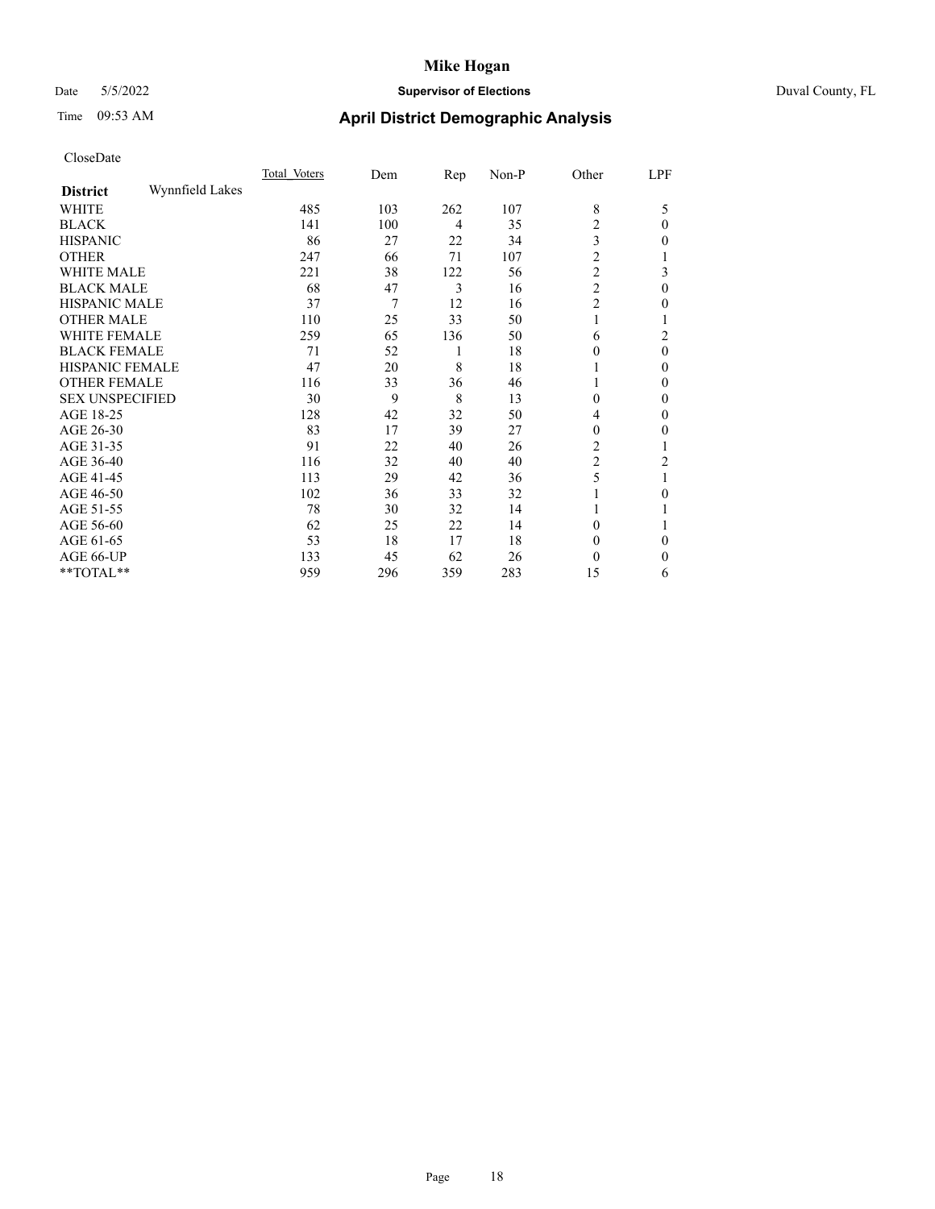CloseDate

| District: Wynnfield Lakes | Total_Voters | Dem | Rep | Non-P | Other | LPF |
|---|---|---|---|---|---|---|
| WHITE | 485 | 103 | 262 | 107 | 8 | 5 |
| BLACK | 141 | 100 | 4 | 35 | 2 | 0 |
| HISPANIC | 86 | 27 | 22 | 34 | 3 | 0 |
| OTHER | 247 | 66 | 71 | 107 | 2 | 1 |
| WHITE MALE | 221 | 38 | 122 | 56 | 2 | 3 |
| BLACK MALE | 68 | 47 | 3 | 16 | 2 | 0 |
| HISPANIC MALE | 37 | 7 | 12 | 16 | 2 | 0 |
| OTHER MALE | 110 | 25 | 33 | 50 | 1 | 1 |
| WHITE FEMALE | 259 | 65 | 136 | 50 | 6 | 2 |
| BLACK FEMALE | 71 | 52 | 1 | 18 | 0 | 0 |
| HISPANIC FEMALE | 47 | 20 | 8 | 18 | 1 | 0 |
| OTHER FEMALE | 116 | 33 | 36 | 46 | 1 | 0 |
| SEX UNSPECIFIED | 30 | 9 | 8 | 13 | 0 | 0 |
| AGE 18-25 | 128 | 42 | 32 | 50 | 4 | 0 |
| AGE 26-30 | 83 | 17 | 39 | 27 | 0 | 0 |
| AGE 31-35 | 91 | 22 | 40 | 26 | 2 | 1 |
| AGE 36-40 | 116 | 32 | 40 | 40 | 2 | 2 |
| AGE 41-45 | 113 | 29 | 42 | 36 | 5 | 1 |
| AGE 46-50 | 102 | 36 | 33 | 32 | 1 | 0 |
| AGE 51-55 | 78 | 30 | 32 | 14 | 1 | 1 |
| AGE 56-60 | 62 | 25 | 22 | 14 | 0 | 1 |
| AGE 61-65 | 53 | 18 | 17 | 18 | 0 | 0 |
| AGE 66-UP | 133 | 45 | 62 | 26 | 0 | 0 |
| **TOTAL** | 959 | 296 | 359 | 283 | 15 | 6 |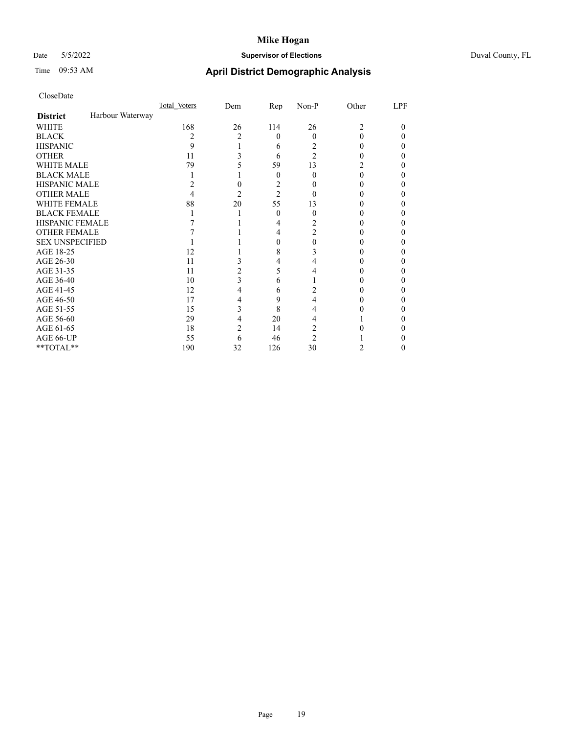CloseDate

| District | Harbour Waterway | Total Voters | Dem | Rep | Non-P | Other | LPF |
|---|---|---|---|---|---|---|---|
| WHITE | | 168 | 26 | 114 | 26 | 2 | 0 |
| BLACK | | 2 | 2 | 0 | 0 | 0 | 0 |
| HISPANIC | | 9 | 1 | 6 | 2 | 0 | 0 |
| OTHER | | 11 | 3 | 6 | 2 | 0 | 0 |
| WHITE MALE | | 79 | 5 | 59 | 13 | 2 | 0 |
| BLACK MALE | | 1 | 1 | 0 | 0 | 0 | 0 |
| HISPANIC MALE | | 2 | 0 | 2 | 0 | 0 | 0 |
| OTHER MALE | | 4 | 2 | 2 | 0 | 0 | 0 |
| WHITE FEMALE | | 88 | 20 | 55 | 13 | 0 | 0 |
| BLACK FEMALE | | 1 | 1 | 0 | 0 | 0 | 0 |
| HISPANIC FEMALE | | 7 | 1 | 4 | 2 | 0 | 0 |
| OTHER FEMALE | | 7 | 1 | 4 | 2 | 0 | 0 |
| SEX UNSPECIFIED | | 1 | 1 | 0 | 0 | 0 | 0 |
| AGE 18-25 | | 12 | 1 | 8 | 3 | 0 | 0 |
| AGE 26-30 | | 11 | 3 | 4 | 4 | 0 | 0 |
| AGE 31-35 | | 11 | 2 | 5 | 4 | 0 | 0 |
| AGE 36-40 | | 10 | 3 | 6 | 1 | 0 | 0 |
| AGE 41-45 | | 12 | 4 | 6 | 2 | 0 | 0 |
| AGE 46-50 | | 17 | 4 | 9 | 4 | 0 | 0 |
| AGE 51-55 | | 15 | 3 | 8 | 4 | 0 | 0 |
| AGE 56-60 | | 29 | 4 | 20 | 4 | 1 | 0 |
| AGE 61-65 | | 18 | 2 | 14 | 2 | 0 | 0 |
| AGE 66-UP | | 55 | 6 | 46 | 2 | 1 | 0 |
| **TOTAL** | | 190 | 32 | 126 | 30 | 2 | 0 |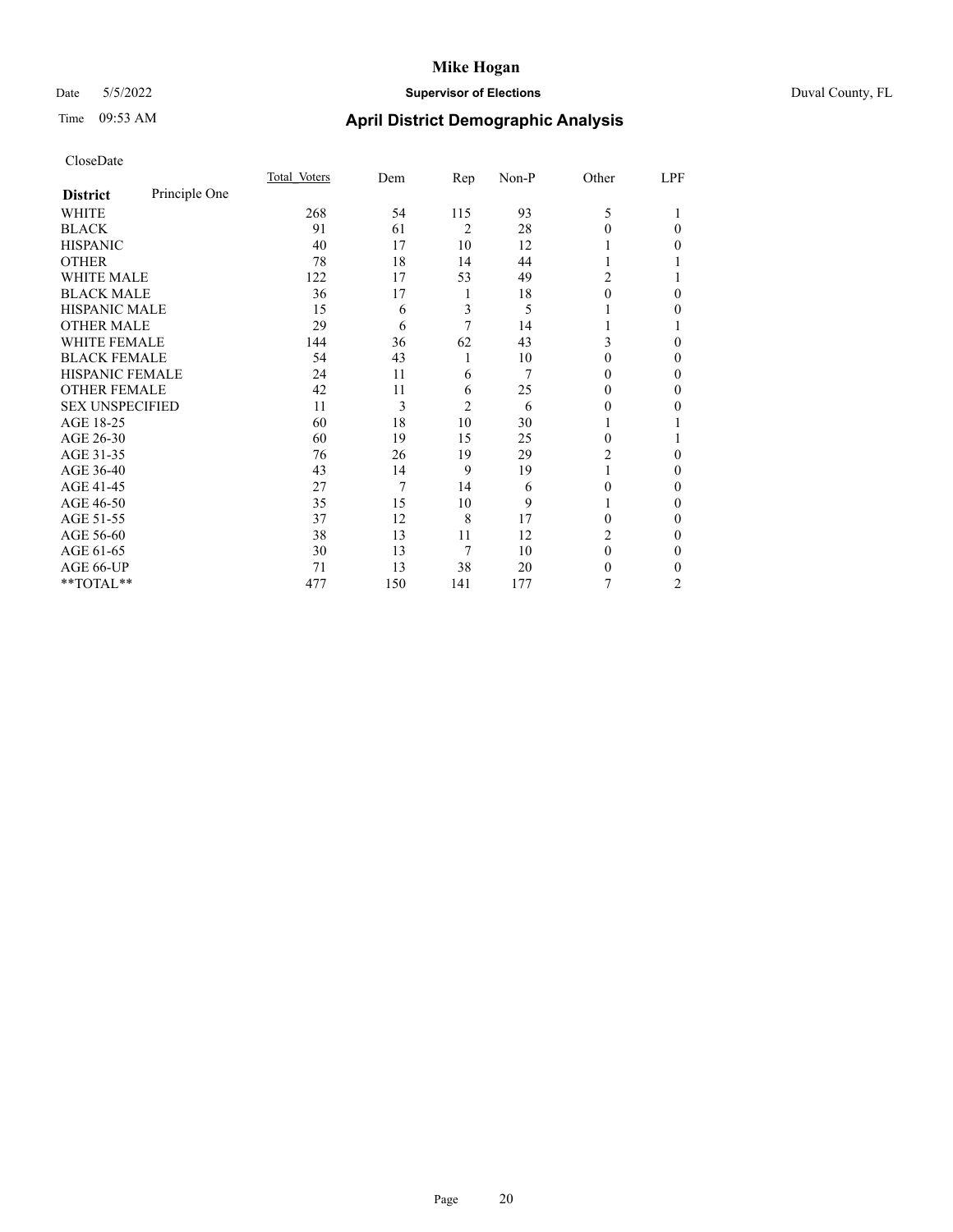# Mike Hogan

Date 5/5/2022 **Supervisor of Elections** Duval County, FL

Time 09:53 AM **April District Demographic Analysis**

CloseDate

| **District** Principle One | Total Voters | Dem | Rep | Non-P | Other | LPF |
|---|---|---|---|---|---|---|
| WHITE | 268 | 54 | 115 | 93 | 5 | 1 |
| BLACK | 91 | 61 | 2 | 28 | 0 | 0 |
| HISPANIC | 40 | 17 | 10 | 12 | 1 | 0 |
| OTHER | 78 | 18 | 14 | 44 | 1 | 1 |
| WHITE MALE | 122 | 17 | 53 | 49 | 2 | 1 |
| BLACK MALE | 36 | 17 | 1 | 18 | 0 | 0 |
| HISPANIC MALE | 15 | 6 | 3 | 5 | 1 | 0 |
| OTHER MALE | 29 | 6 | 7 | 14 | 1 | 1 |
| WHITE FEMALE | 144 | 36 | 62 | 43 | 3 | 0 |
| BLACK FEMALE | 54 | 43 | 1 | 10 | 0 | 0 |
| HISPANIC FEMALE | 24 | 11 | 6 | 7 | 0 | 0 |
| OTHER FEMALE | 42 | 11 | 6 | 25 | 0 | 0 |
| SEX UNSPECIFIED | 11 | 3 | 2 | 6 | 0 | 0 |
| AGE 18-25 | 60 | 18 | 10 | 30 | 1 | 1 |
| AGE 26-30 | 60 | 19 | 15 | 25 | 0 | 1 |
| AGE 31-35 | 76 | 26 | 19 | 29 | 2 | 0 |
| AGE 36-40 | 43 | 14 | 9 | 19 | 1 | 0 |
| AGE 41-45 | 27 | 7 | 14 | 6 | 0 | 0 |
| AGE 46-50 | 35 | 15 | 10 | 9 | 1 | 0 |
| AGE 51-55 | 37 | 12 | 8 | 17 | 0 | 0 |
| AGE 56-60 | 38 | 13 | 11 | 12 | 2 | 0 |
| AGE 61-65 | 30 | 13 | 7 | 10 | 0 | 0 |
| AGE 66-UP | 71 | 13 | 38 | 20 | 0 | 0 |
| **TOTAL** | 477 | 150 | 141 | 177 | 7 | 2 |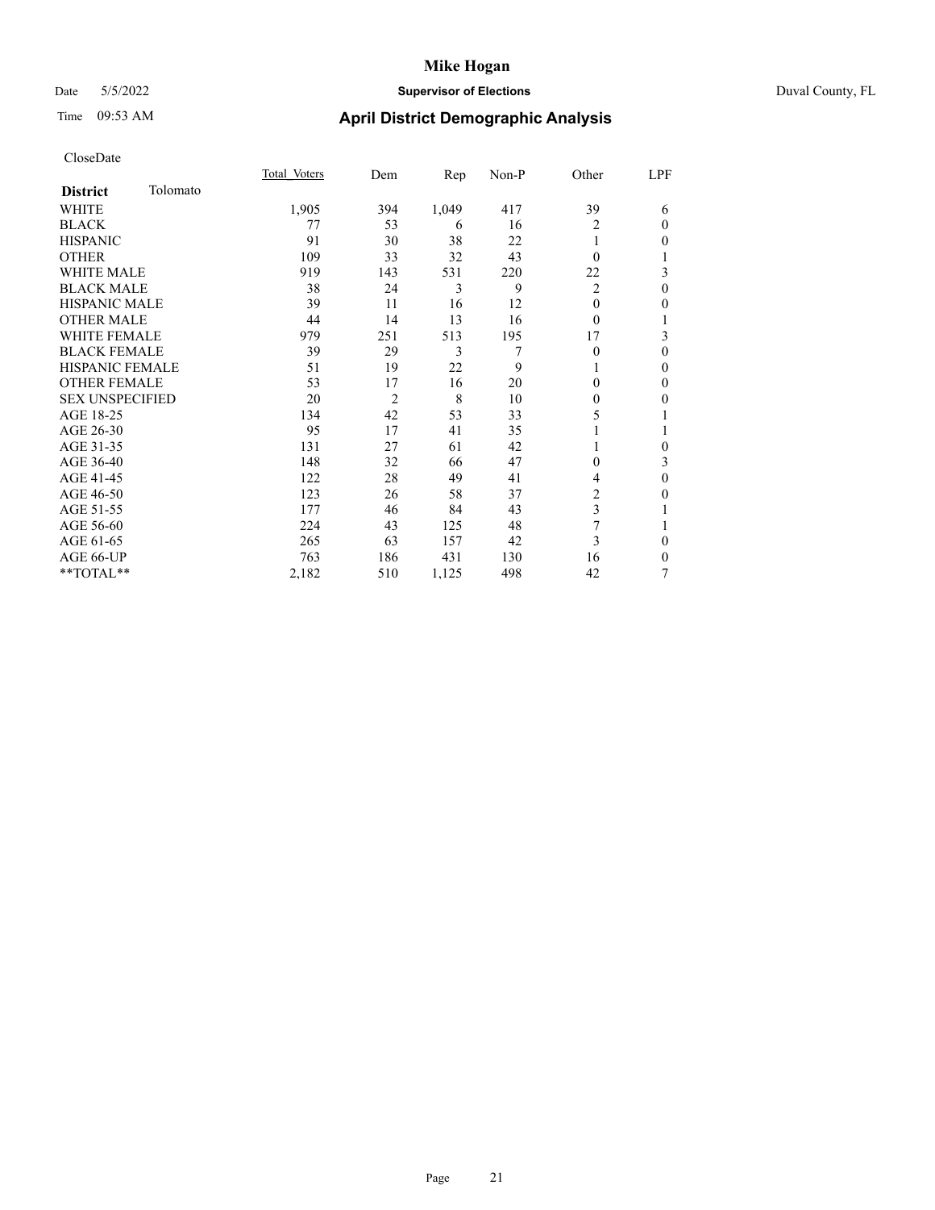# Mike Hogan

Date 5/5/2022 **Supervisor of Elections** Duval County, FL

Time 09:53 AM **April District Demographic Analysis**

CloseDate

| **District** Tolomato | Total Voters | Dem | Rep | Non-P | Other | LPF |
|---|---|---|---|---|---|---|
| WHITE | 1,905 | 394 | 1,049 | 417 | 39 | 6 |
| BLACK | 77 | 53 | 6 | 16 | 2 | 0 |
| HISPANIC | 91 | 30 | 38 | 22 | 1 | 0 |
| OTHER | 109 | 33 | 32 | 43 | 0 | 1 |
| WHITE MALE | 919 | 143 | 531 | 220 | 22 | 3 |
| BLACK MALE | 38 | 24 | 3 | 9 | 2 | 0 |
| HISPANIC MALE | 39 | 11 | 16 | 12 | 0 | 0 |
| OTHER MALE | 44 | 14 | 13 | 16 | 0 | 1 |
| WHITE FEMALE | 979 | 251 | 513 | 195 | 17 | 3 |
| BLACK FEMALE | 39 | 29 | 3 | 7 | 0 | 0 |
| HISPANIC FEMALE | 51 | 19 | 22 | 9 | 1 | 0 |
| OTHER FEMALE | 53 | 17 | 16 | 20 | 0 | 0 |
| SEX UNSPECIFIED | 20 | 2 | 8 | 10 | 0 | 0 |
| AGE 18-25 | 134 | 42 | 53 | 33 | 5 | 1 |
| AGE 26-30 | 95 | 17 | 41 | 35 | 1 | 1 |
| AGE 31-35 | 131 | 27 | 61 | 42 | 1 | 0 |
| AGE 36-40 | 148 | 32 | 66 | 47 | 0 | 3 |
| AGE 41-45 | 122 | 28 | 49 | 41 | 4 | 0 |
| AGE 46-50 | 123 | 26 | 58 | 37 | 2 | 0 |
| AGE 51-55 | 177 | 46 | 84 | 43 | 3 | 1 |
| AGE 56-60 | 224 | 43 | 125 | 48 | 7 | 1 |
| AGE 61-65 | 265 | 63 | 157 | 42 | 3 | 0 |
| AGE 66-UP | 763 | 186 | 431 | 130 | 16 | 0 |
| **TOTAL** | 2,182 | 510 | 1,125 | 498 | 42 | 7 |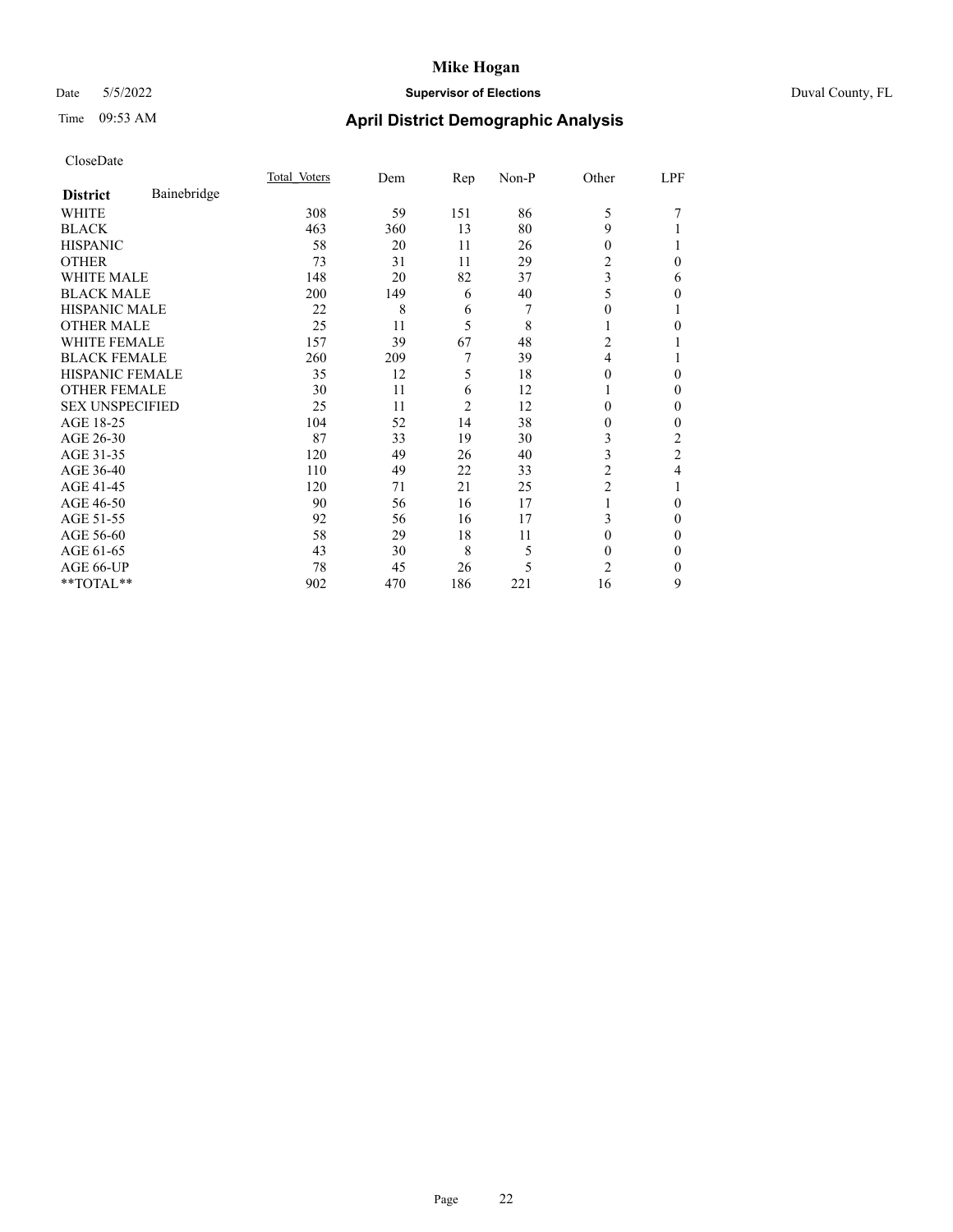# Mike Hogan

Date 5/5/2022 **Supervisor of Elections** Duval County, FL

Time 09:53 AM **April District Demographic Analysis**

CloseDate

| | Total_Voters | Dem | Rep | Non-P | Other | LPF |
|---|---|---|---|---|---|---|
| **District** Bainebridge | | | | | | |
| WHITE | 308 | 59 | 151 | 86 | 5 | 7 |
| BLACK | 463 | 360 | 13 | 80 | 9 | 1 |
| HISPANIC | 58 | 20 | 11 | 26 | 0 | 1 |
| OTHER | 73 | 31 | 11 | 29 | 2 | 0 |
| WHITE MALE | 148 | 20 | 82 | 37 | 3 | 6 |
| BLACK MALE | 200 | 149 | 6 | 40 | 5 | 0 |
| HISPANIC MALE | 22 | 8 | 6 | 7 | 0 | 1 |
| OTHER MALE | 25 | 11 | 5 | 8 | 1 | 0 |
| WHITE FEMALE | 157 | 39 | 67 | 48 | 2 | 1 |
| BLACK FEMALE | 260 | 209 | 7 | 39 | 4 | 1 |
| HISPANIC FEMALE | 35 | 12 | 5 | 18 | 0 | 0 |
| OTHER FEMALE | 30 | 11 | 6 | 12 | 1 | 0 |
| SEX UNSPECIFIED | 25 | 11 | 2 | 12 | 0 | 0 |
| AGE 18-25 | 104 | 52 | 14 | 38 | 0 | 0 |
| AGE 26-30 | 87 | 33 | 19 | 30 | 3 | 2 |
| AGE 31-35 | 120 | 49 | 26 | 40 | 3 | 2 |
| AGE 36-40 | 110 | 49 | 22 | 33 | 2 | 4 |
| AGE 41-45 | 120 | 71 | 21 | 25 | 2 | 1 |
| AGE 46-50 | 90 | 56 | 16 | 17 | 1 | 0 |
| AGE 51-55 | 92 | 56 | 16 | 17 | 3 | 0 |
| AGE 56-60 | 58 | 29 | 18 | 11 | 0 | 0 |
| AGE 61-65 | 43 | 30 | 8 | 5 | 0 | 0 |
| AGE 66-UP | 78 | 45 | 26 | 5 | 2 | 0 |
| **TOTAL** | 902 | 470 | 186 | 221 | 16 | 9 |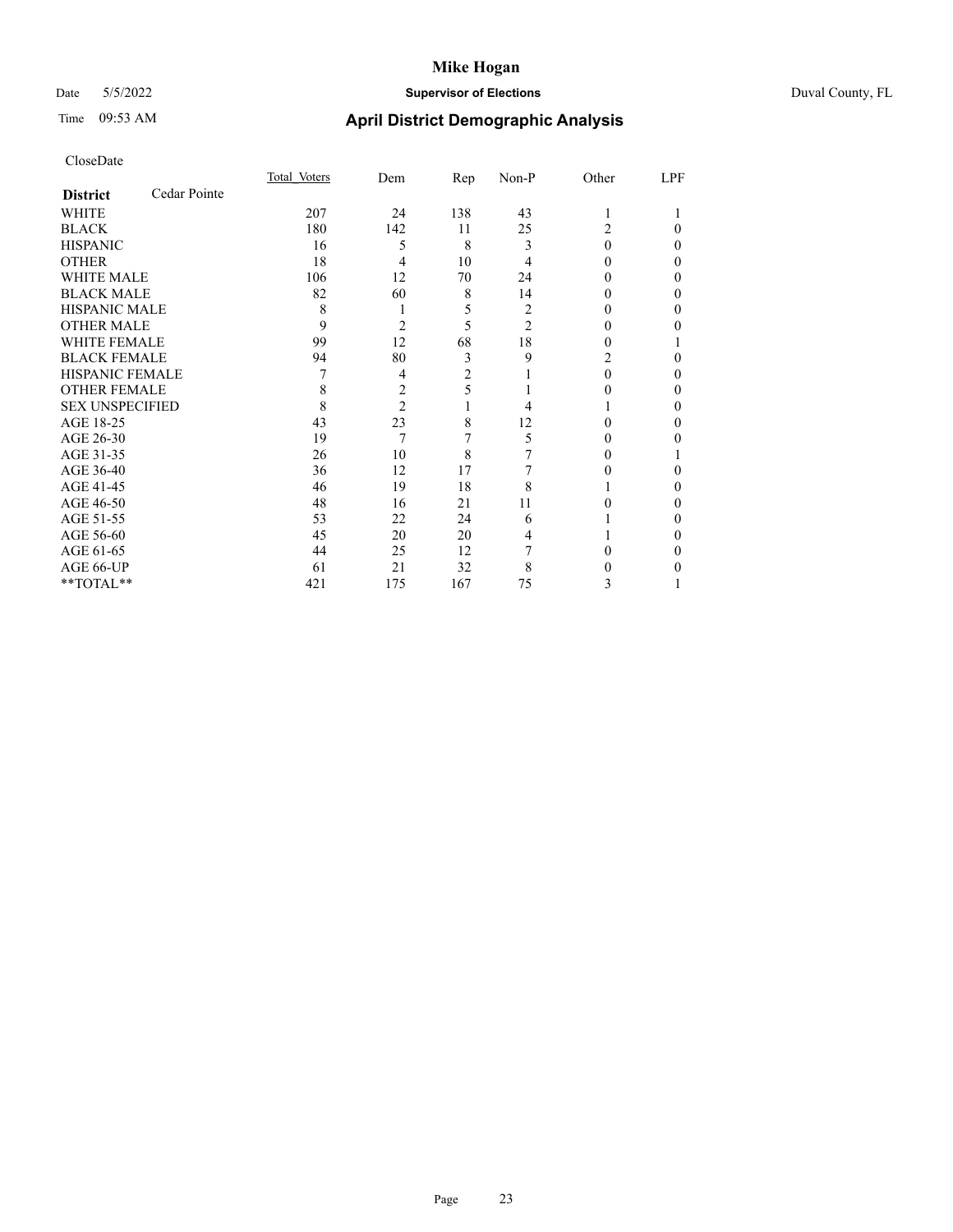CloseDate

| District: Cedar Pointe | Total_Voters | Dem | Rep | Non-P | Other | LPF |
|---|---|---|---|---|---|---|
| WHITE | 207 | 24 | 138 | 43 | 1 | 1 |
| BLACK | 180 | 142 | 11 | 25 | 2 | 0 |
| HISPANIC | 16 | 5 | 8 | 3 | 0 | 0 |
| OTHER | 18 | 4 | 10 | 4 | 0 | 0 |
| WHITE MALE | 106 | 12 | 70 | 24 | 0 | 0 |
| BLACK MALE | 82 | 60 | 8 | 14 | 0 | 0 |
| HISPANIC MALE | 8 | 1 | 5 | 2 | 0 | 0 |
| OTHER MALE | 9 | 2 | 5 | 2 | 0 | 0 |
| WHITE FEMALE | 99 | 12 | 68 | 18 | 0 | 1 |
| BLACK FEMALE | 94 | 80 | 3 | 9 | 2 | 0 |
| HISPANIC FEMALE | 7 | 4 | 2 | 1 | 0 | 0 |
| OTHER FEMALE | 8 | 2 | 5 | 1 | 0 | 0 |
| SEX UNSPECIFIED | 8 | 2 | 1 | 4 | 1 | 0 |
| AGE 18-25 | 43 | 23 | 8 | 12 | 0 | 0 |
| AGE 26-30 | 19 | 7 | 7 | 5 | 0 | 0 |
| AGE 31-35 | 26 | 10 | 8 | 7 | 0 | 1 |
| AGE 36-40 | 36 | 12 | 17 | 7 | 0 | 0 |
| AGE 41-45 | 46 | 19 | 18 | 8 | 1 | 0 |
| AGE 46-50 | 48 | 16 | 21 | 11 | 0 | 0 |
| AGE 51-55 | 53 | 22 | 24 | 6 | 1 | 0 |
| AGE 56-60 | 45 | 20 | 20 | 4 | 1 | 0 |
| AGE 61-65 | 44 | 25 | 12 | 7 | 0 | 0 |
| AGE 66-UP | 61 | 21 | 32 | 8 | 0 | 0 |
| **TOTAL** | 421 | 175 | 167 | 75 | 3 | 1 |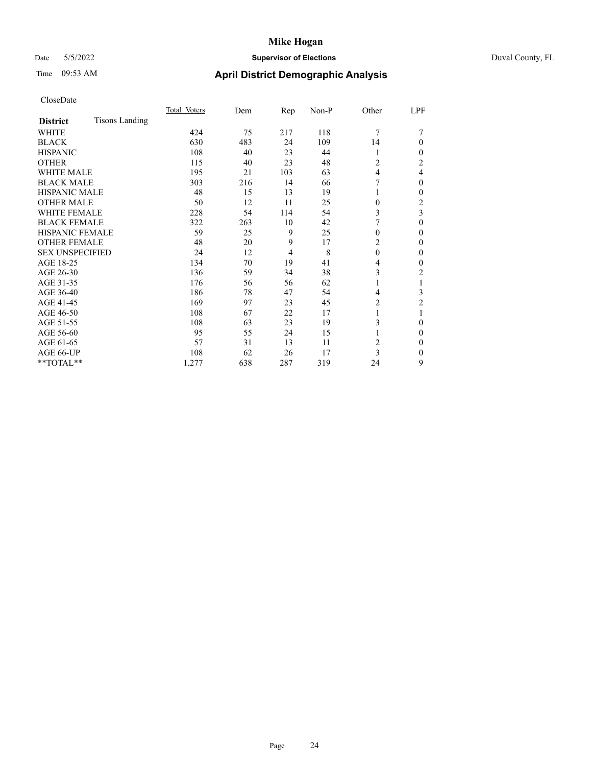CloseDate

| District | Tisons Landing | Total Voters | Dem | Rep | Non-P | Other | LPF |
|---|---|---|---|---|---|---|---|
| WHITE | | 424 | 75 | 217 | 118 | 7 | 7 |
| BLACK | | 630 | 483 | 24 | 109 | 14 | 0 |
| HISPANIC | | 108 | 40 | 23 | 44 | 1 | 0 |
| OTHER | | 115 | 40 | 23 | 48 | 2 | 2 |
| WHITE MALE | | 195 | 21 | 103 | 63 | 4 | 4 |
| BLACK MALE | | 303 | 216 | 14 | 66 | 7 | 0 |
| HISPANIC MALE | | 48 | 15 | 13 | 19 | 1 | 0 |
| OTHER MALE | | 50 | 12 | 11 | 25 | 0 | 2 |
| WHITE FEMALE | | 228 | 54 | 114 | 54 | 3 | 3 |
| BLACK FEMALE | | 322 | 263 | 10 | 42 | 7 | 0 |
| HISPANIC FEMALE | | 59 | 25 | 9 | 25 | 0 | 0 |
| OTHER FEMALE | | 48 | 20 | 9 | 17 | 2 | 0 |
| SEX UNSPECIFIED | | 24 | 12 | 4 | 8 | 0 | 0 |
| AGE 18-25 | | 134 | 70 | 19 | 41 | 4 | 0 |
| AGE 26-30 | | 136 | 59 | 34 | 38 | 3 | 2 |
| AGE 31-35 | | 176 | 56 | 56 | 62 | 1 | 1 |
| AGE 36-40 | | 186 | 78 | 47 | 54 | 4 | 3 |
| AGE 41-45 | | 169 | 97 | 23 | 45 | 2 | 2 |
| AGE 46-50 | | 108 | 67 | 22 | 17 | 1 | 1 |
| AGE 51-55 | | 108 | 63 | 23 | 19 | 3 | 0 |
| AGE 56-60 | | 95 | 55 | 24 | 15 | 1 | 0 |
| AGE 61-65 | | 57 | 31 | 13 | 11 | 2 | 0 |
| AGE 66-UP | | 108 | 62 | 26 | 17 | 3 | 0 |
| **TOTAL** | | 1,277 | 638 | 287 | 319 | 24 | 9 |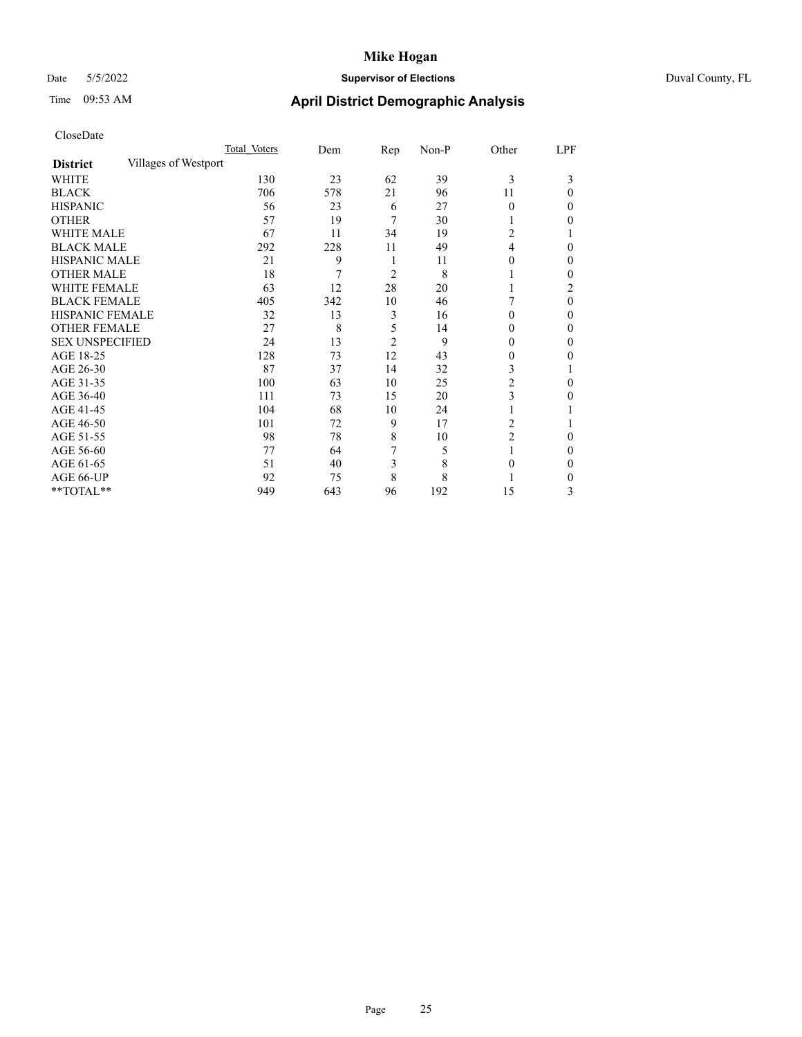# Mike Hogan

Date 5/5/2022 **Supervisor of Elections** Duval County, FL

Time 09:53 AM **April District Demographic Analysis**

CloseDate

| **District** | Total Voters | Dem | Rep | Non-P | Other | LPF |
|---|---|---|---|---|---|---|
| Villages of Westport | | | | | | |
| WHITE | 130 | 23 | 62 | 39 | 3 | 3 |
| BLACK | 706 | 578 | 21 | 96 | 11 | 0 |
| HISPANIC | 56 | 23 | 6 | 27 | 0 | 0 |
| OTHER | 57 | 19 | 7 | 30 | 1 | 0 |
| WHITE MALE | 67 | 11 | 34 | 19 | 2 | 1 |
| BLACK MALE | 292 | 228 | 11 | 49 | 4 | 0 |
| HISPANIC MALE | 21 | 9 | 1 | 11 | 0 | 0 |
| OTHER MALE | 18 | 7 | 2 | 8 | 1 | 0 |
| WHITE FEMALE | 63 | 12 | 28 | 20 | 1 | 2 |
| BLACK FEMALE | 405 | 342 | 10 | 46 | 7 | 0 |
| HISPANIC FEMALE | 32 | 13 | 3 | 16 | 0 | 0 |
| OTHER FEMALE | 27 | 8 | 5 | 14 | 0 | 0 |
| SEX UNSPECIFIED | 24 | 13 | 2 | 9 | 0 | 0 |
| AGE 18-25 | 128 | 73 | 12 | 43 | 0 | 0 |
| AGE 26-30 | 87 | 37 | 14 | 32 | 3 | 1 |
| AGE 31-35 | 100 | 63 | 10 | 25 | 2 | 0 |
| AGE 36-40 | 111 | 73 | 15 | 20 | 3 | 0 |
| AGE 41-45 | 104 | 68 | 10 | 24 | 1 | 1 |
| AGE 46-50 | 101 | 72 | 9 | 17 | 2 | 1 |
| AGE 51-55 | 98 | 78 | 8 | 10 | 2 | 0 |
| AGE 56-60 | 77 | 64 | 7 | 5 | 1 | 0 |
| AGE 61-65 | 51 | 40 | 3 | 8 | 0 | 0 |
| AGE 66-UP | 92 | 75 | 8 | 8 | 1 | 0 |
| **TOTAL** | 949 | 643 | 96 | 192 | 15 | 3 |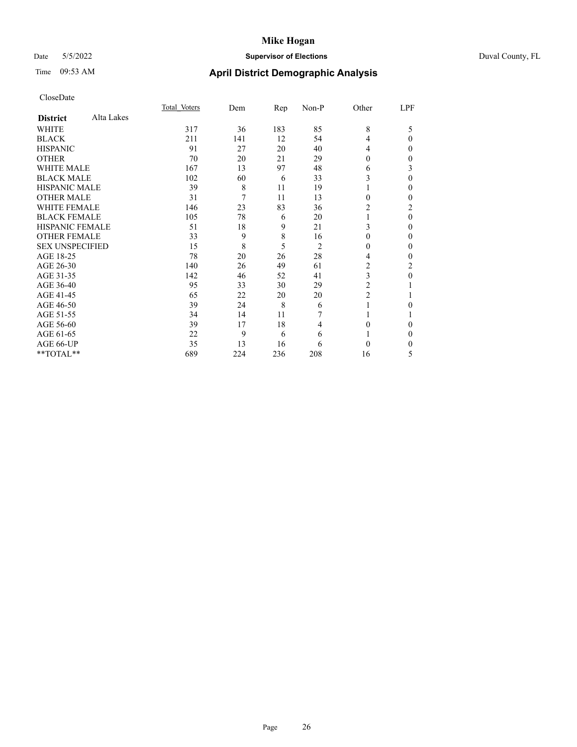# Mike Hogan

Date 5/5/2022 **Supervisor of Elections** Duval County, FL

Time 09:53 AM **April District Demographic Analysis**

CloseDate

| **District** Alta Lakes | Total Voters | Dem | Rep | Non-P | Other | LPF |
|---|---|---|---|---|---|---|
| WHITE | 317 | 36 | 183 | 85 | 8 | 5 |
| BLACK | 211 | 141 | 12 | 54 | 4 | 0 |
| HISPANIC | 91 | 27 | 20 | 40 | 4 | 0 |
| OTHER | 70 | 20 | 21 | 29 | 0 | 0 |
| WHITE MALE | 167 | 13 | 97 | 48 | 6 | 3 |
| BLACK MALE | 102 | 60 | 6 | 33 | 3 | 0 |
| HISPANIC MALE | 39 | 8 | 11 | 19 | 1 | 0 |
| OTHER MALE | 31 | 7 | 11 | 13 | 0 | 0 |
| WHITE FEMALE | 146 | 23 | 83 | 36 | 2 | 2 |
| BLACK FEMALE | 105 | 78 | 6 | 20 | 1 | 0 |
| HISPANIC FEMALE | 51 | 18 | 9 | 21 | 3 | 0 |
| OTHER FEMALE | 33 | 9 | 8 | 16 | 0 | 0 |
| SEX UNSPECIFIED | 15 | 8 | 5 | 2 | 0 | 0 |
| AGE 18-25 | 78 | 20 | 26 | 28 | 4 | 0 |
| AGE 26-30 | 140 | 26 | 49 | 61 | 2 | 2 |
| AGE 31-35 | 142 | 46 | 52 | 41 | 3 | 0 |
| AGE 36-40 | 95 | 33 | 30 | 29 | 2 | 1 |
| AGE 41-45 | 65 | 22 | 20 | 20 | 2 | 1 |
| AGE 46-50 | 39 | 24 | 8 | 6 | 1 | 0 |
| AGE 51-55 | 34 | 14 | 11 | 7 | 1 | 1 |
| AGE 56-60 | 39 | 17 | 18 | 4 | 0 | 0 |
| AGE 61-65 | 22 | 9 | 6 | 6 | 1 | 0 |
| AGE 66-UP | 35 | 13 | 16 | 6 | 0 | 0 |
| **TOTAL** | 689 | 224 | 236 | 208 | 16 | 5 |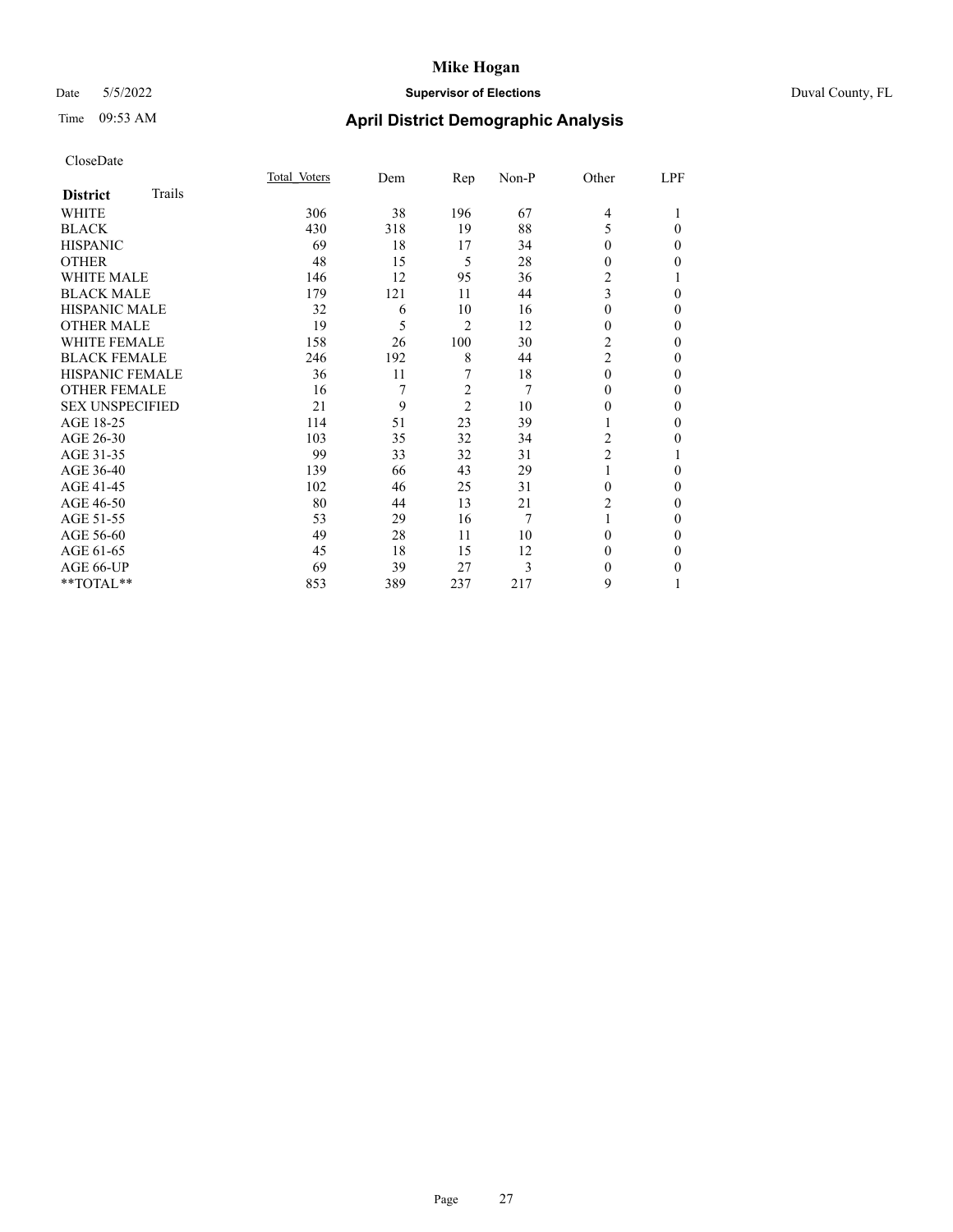# Mike Hogan

Date 5/5/2022 **Supervisor of Elections** Duval County, FL

Time 09:53 AM **April District Demographic Analysis**

CloseDate

| **District** Trails | Total Voters | Dem | Rep | Non-P | Other | LPF |
|---|---|---|---|---|---|---|
| WHITE | 306 | 38 | 196 | 67 | 4 | 1 |
| BLACK | 430 | 318 | 19 | 88 | 5 | 0 |
| HISPANIC | 69 | 18 | 17 | 34 | 0 | 0 |
| OTHER | 48 | 15 | 5 | 28 | 0 | 0 |
| WHITE MALE | 146 | 12 | 95 | 36 | 2 | 1 |
| BLACK MALE | 179 | 121 | 11 | 44 | 3 | 0 |
| HISPANIC MALE | 32 | 6 | 10 | 16 | 0 | 0 |
| OTHER MALE | 19 | 5 | 2 | 12 | 0 | 0 |
| WHITE FEMALE | 158 | 26 | 100 | 30 | 2 | 0 |
| BLACK FEMALE | 246 | 192 | 8 | 44 | 2 | 0 |
| HISPANIC FEMALE | 36 | 11 | 7 | 18 | 0 | 0 |
| OTHER FEMALE | 16 | 7 | 2 | 7 | 0 | 0 |
| SEX UNSPECIFIED | 21 | 9 | 2 | 10 | 0 | 0 |
| AGE 18-25 | 114 | 51 | 23 | 39 | 1 | 0 |
| AGE 26-30 | 103 | 35 | 32 | 34 | 2 | 0 |
| AGE 31-35 | 99 | 33 | 32 | 31 | 2 | 1 |
| AGE 36-40 | 139 | 66 | 43 | 29 | 1 | 0 |
| AGE 41-45 | 102 | 46 | 25 | 31 | 0 | 0 |
| AGE 46-50 | 80 | 44 | 13 | 21 | 2 | 0 |
| AGE 51-55 | 53 | 29 | 16 | 7 | 1 | 0 |
| AGE 56-60 | 49 | 28 | 11 | 10 | 0 | 0 |
| AGE 61-65 | 45 | 18 | 15 | 12 | 0 | 0 |
| AGE 66-UP | 69 | 39 | 27 | 3 | 0 | 0 |
| **TOTAL** | 853 | 389 | 237 | 217 | 9 | 1 |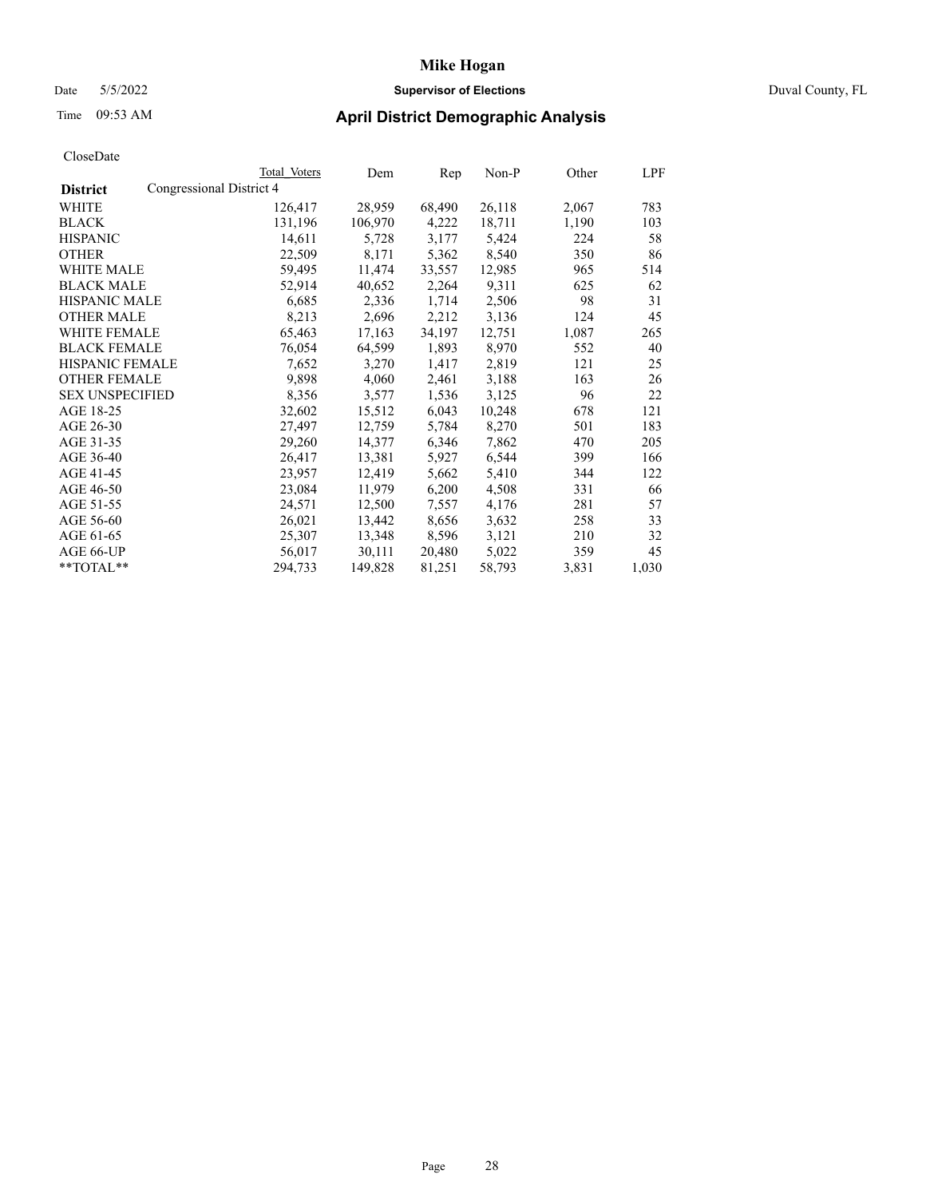# Mike Hogan

Date 5/5/2022 **Supervisor of Elections** Duval County, FL

Time 09:53 AM **April District Demographic Analysis**

CloseDate

| District | Congressional District 4 | Total Voters | Dem | Rep | Non-P | Other | LPF |
|---|---|---|---|---|---|---|---|
| WHITE | | 126,417 | 28,959 | 68,490 | 26,118 | 2,067 | 783 |
| BLACK | | 131,196 | 106,970 | 4,222 | 18,711 | 1,190 | 103 |
| HISPANIC | | 14,611 | 5,728 | 3,177 | 5,424 | 224 | 58 |
| OTHER | | 22,509 | 8,171 | 5,362 | 8,540 | 350 | 86 |
| WHITE MALE | | 59,495 | 11,474 | 33,557 | 12,985 | 965 | 514 |
| BLACK MALE | | 52,914 | 40,652 | 2,264 | 9,311 | 625 | 62 |
| HISPANIC MALE | | 6,685 | 2,336 | 1,714 | 2,506 | 98 | 31 |
| OTHER MALE | | 8,213 | 2,696 | 2,212 | 3,136 | 124 | 45 |
| WHITE FEMALE | | 65,463 | 17,163 | 34,197 | 12,751 | 1,087 | 265 |
| BLACK FEMALE | | 76,054 | 64,599 | 1,893 | 8,970 | 552 | 40 |
| HISPANIC FEMALE | | 7,652 | 3,270 | 1,417 | 2,819 | 121 | 25 |
| OTHER FEMALE | | 9,898 | 4,060 | 2,461 | 3,188 | 163 | 26 |
| SEX UNSPECIFIED | | 8,356 | 3,577 | 1,536 | 3,125 | 96 | 22 |
| AGE 18-25 | | 32,602 | 15,512 | 6,043 | 10,248 | 678 | 121 |
| AGE 26-30 | | 27,497 | 12,759 | 5,784 | 8,270 | 501 | 183 |
| AGE 31-35 | | 29,260 | 14,377 | 6,346 | 7,862 | 470 | 205 |
| AGE 36-40 | | 26,417 | 13,381 | 5,927 | 6,544 | 399 | 166 |
| AGE 41-45 | | 23,957 | 12,419 | 5,662 | 5,410 | 344 | 122 |
| AGE 46-50 | | 23,084 | 11,979 | 6,200 | 4,508 | 331 | 66 |
| AGE 51-55 | | 24,571 | 12,500 | 7,557 | 4,176 | 281 | 57 |
| AGE 56-60 | | 26,021 | 13,442 | 8,656 | 3,632 | 258 | 33 |
| AGE 61-65 | | 25,307 | 13,348 | 8,596 | 3,121 | 210 | 32 |
| AGE 66-UP | | 56,017 | 30,111 | 20,480 | 5,022 | 359 | 45 |
| **TOTAL** | | 294,733 | 149,828 | 81,251 | 58,793 | 3,831 | 1,030 |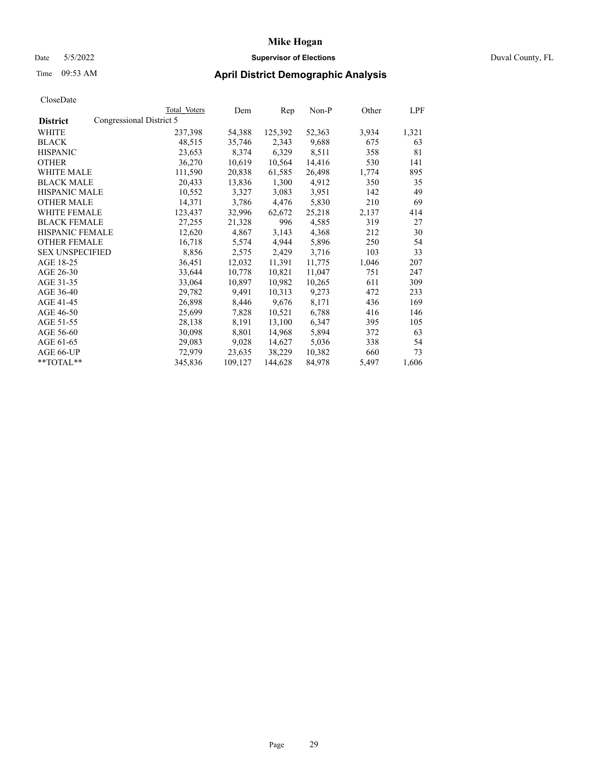CloseDate

| District | Congressional District 5 | Total Voters | Dem | Rep | Non-P | Other | LPF |
|---|---|---|---|---|---|---|---|
| WHITE | | 237,398 | 54,388 | 125,392 | 52,363 | 3,934 | 1,321 |
| BLACK | | 48,515 | 35,746 | 2,343 | 9,688 | 675 | 63 |
| HISPANIC | | 23,653 | 8,374 | 6,329 | 8,511 | 358 | 81 |
| OTHER | | 36,270 | 10,619 | 10,564 | 14,416 | 530 | 141 |
| WHITE MALE | | 111,590 | 20,838 | 61,585 | 26,498 | 1,774 | 895 |
| BLACK MALE | | 20,433 | 13,836 | 1,300 | 4,912 | 350 | 35 |
| HISPANIC MALE | | 10,552 | 3,327 | 3,083 | 3,951 | 142 | 49 |
| OTHER MALE | | 14,371 | 3,786 | 4,476 | 5,830 | 210 | 69 |
| WHITE FEMALE | | 123,437 | 32,996 | 62,672 | 25,218 | 2,137 | 414 |
| BLACK FEMALE | | 27,255 | 21,328 | 996 | 4,585 | 319 | 27 |
| HISPANIC FEMALE | | 12,620 | 4,867 | 3,143 | 4,368 | 212 | 30 |
| OTHER FEMALE | | 16,718 | 5,574 | 4,944 | 5,896 | 250 | 54 |
| SEX UNSPECIFIED | | 8,856 | 2,575 | 2,429 | 3,716 | 103 | 33 |
| AGE 18-25 | | 36,451 | 12,032 | 11,391 | 11,775 | 1,046 | 207 |
| AGE 26-30 | | 33,644 | 10,778 | 10,821 | 11,047 | 751 | 247 |
| AGE 31-35 | | 33,064 | 10,897 | 10,982 | 10,265 | 611 | 309 |
| AGE 36-40 | | 29,782 | 9,491 | 10,313 | 9,273 | 472 | 233 |
| AGE 41-45 | | 26,898 | 8,446 | 9,676 | 8,171 | 436 | 169 |
| AGE 46-50 | | 25,699 | 7,828 | 10,521 | 6,788 | 416 | 146 |
| AGE 51-55 | | 28,138 | 8,191 | 13,100 | 6,347 | 395 | 105 |
| AGE 56-60 | | 30,098 | 8,801 | 14,968 | 5,894 | 372 | 63 |
| AGE 61-65 | | 29,083 | 9,028 | 14,627 | 5,036 | 338 | 54 |
| AGE 66-UP | | 72,979 | 23,635 | 38,229 | 10,382 | 660 | 73 |
| **TOTAL** | | 345,836 | 109,127 | 144,628 | 84,978 | 5,497 | 1,606 |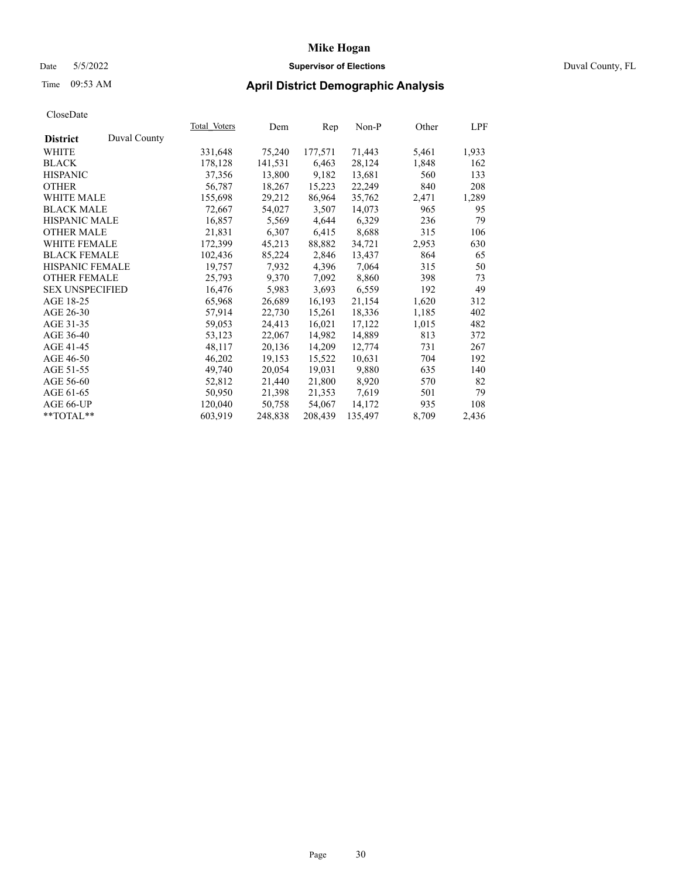# Mike Hogan

Date 5/5/2022 **Supervisor of Elections** Duval County, FL

Time 09:53 AM **April District Demographic Analysis**

CloseDate

| **District** Duval County | Total Voters | Dem | Rep | Non-P | Other | LPF |
|---|---|---|---|---|---|---|
| WHITE | 331,648 | 75,240 | 177,571 | 71,443 | 5,461 | 1,933 |
| BLACK | 178,128 | 141,531 | 6,463 | 28,124 | 1,848 | 162 |
| HISPANIC | 37,356 | 13,800 | 9,182 | 13,681 | 560 | 133 |
| OTHER | 56,787 | 18,267 | 15,223 | 22,249 | 840 | 208 |
| WHITE MALE | 155,698 | 29,212 | 86,964 | 35,762 | 2,471 | 1,289 |
| BLACK MALE | 72,667 | 54,027 | 3,507 | 14,073 | 965 | 95 |
| HISPANIC MALE | 16,857 | 5,569 | 4,644 | 6,329 | 236 | 79 |
| OTHER MALE | 21,831 | 6,307 | 6,415 | 8,688 | 315 | 106 |
| WHITE FEMALE | 172,399 | 45,213 | 88,882 | 34,721 | 2,953 | 630 |
| BLACK FEMALE | 102,436 | 85,224 | 2,846 | 13,437 | 864 | 65 |
| HISPANIC FEMALE | 19,757 | 7,932 | 4,396 | 7,064 | 315 | 50 |
| OTHER FEMALE | 25,793 | 9,370 | 7,092 | 8,860 | 398 | 73 |
| SEX UNSPECIFIED | 16,476 | 5,983 | 3,693 | 6,559 | 192 | 49 |
| AGE 18-25 | 65,968 | 26,689 | 16,193 | 21,154 | 1,620 | 312 |
| AGE 26-30 | 57,914 | 22,730 | 15,261 | 18,336 | 1,185 | 402 |
| AGE 31-35 | 59,053 | 24,413 | 16,021 | 17,122 | 1,015 | 482 |
| AGE 36-40 | 53,123 | 22,067 | 14,982 | 14,889 | 813 | 372 |
| AGE 41-45 | 48,117 | 20,136 | 14,209 | 12,774 | 731 | 267 |
| AGE 46-50 | 46,202 | 19,153 | 15,522 | 10,631 | 704 | 192 |
| AGE 51-55 | 49,740 | 20,054 | 19,031 | 9,880 | 635 | 140 |
| AGE 56-60 | 52,812 | 21,440 | 21,800 | 8,920 | 570 | 82 |
| AGE 61-65 | 50,950 | 21,398 | 21,353 | 7,619 | 501 | 79 |
| AGE 66-UP | 120,040 | 50,758 | 54,067 | 14,172 | 935 | 108 |
| **TOTAL** | 603,919 | 248,838 | 208,439 | 135,497 | 8,709 | 2,436 |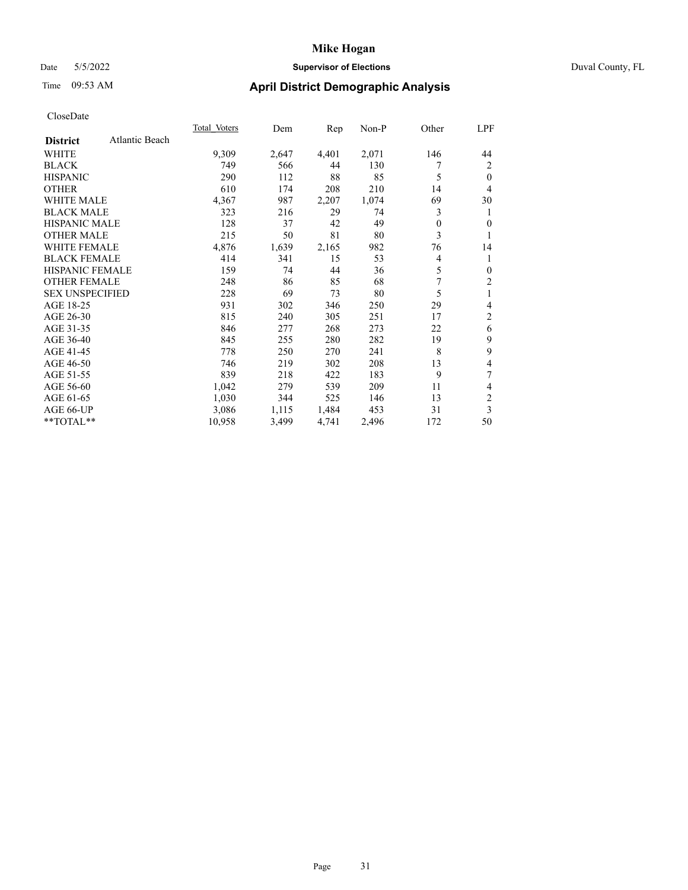CloseDate

| District | Atlantic Beach | Total_Voters | Dem | Rep | Non-P | Other | LPF |
|---|---|---|---|---|---|---|---|
| WHITE | | 9,309 | 2,647 | 4,401 | 2,071 | 146 | 44 |
| BLACK | | 749 | 566 | 44 | 130 | 7 | 2 |
| HISPANIC | | 290 | 112 | 88 | 85 | 5 | 0 |
| OTHER | | 610 | 174 | 208 | 210 | 14 | 4 |
| WHITE MALE | | 4,367 | 987 | 2,207 | 1,074 | 69 | 30 |
| BLACK MALE | | 323 | 216 | 29 | 74 | 3 | 1 |
| HISPANIC MALE | | 128 | 37 | 42 | 49 | 0 | 0 |
| OTHER MALE | | 215 | 50 | 81 | 80 | 3 | 1 |
| WHITE FEMALE | | 4,876 | 1,639 | 2,165 | 982 | 76 | 14 |
| BLACK FEMALE | | 414 | 341 | 15 | 53 | 4 | 1 |
| HISPANIC FEMALE | | 159 | 74 | 44 | 36 | 5 | 0 |
| OTHER FEMALE | | 248 | 86 | 85 | 68 | 7 | 2 |
| SEX UNSPECIFIED | | 228 | 69 | 73 | 80 | 5 | 1 |
| AGE 18-25 | | 931 | 302 | 346 | 250 | 29 | 4 |
| AGE 26-30 | | 815 | 240 | 305 | 251 | 17 | 2 |
| AGE 31-35 | | 846 | 277 | 268 | 273 | 22 | 6 |
| AGE 36-40 | | 845 | 255 | 280 | 282 | 19 | 9 |
| AGE 41-45 | | 778 | 250 | 270 | 241 | 8 | 9 |
| AGE 46-50 | | 746 | 219 | 302 | 208 | 13 | 4 |
| AGE 51-55 | | 839 | 218 | 422 | 183 | 9 | 7 |
| AGE 56-60 | | 1,042 | 279 | 539 | 209 | 11 | 4 |
| AGE 61-65 | | 1,030 | 344 | 525 | 146 | 13 | 2 |
| AGE 66-UP | | 3,086 | 1,115 | 1,484 | 453 | 31 | 3 |
| **TOTAL** | | 10,958 | 3,499 | 4,741 | 2,496 | 172 | 50 |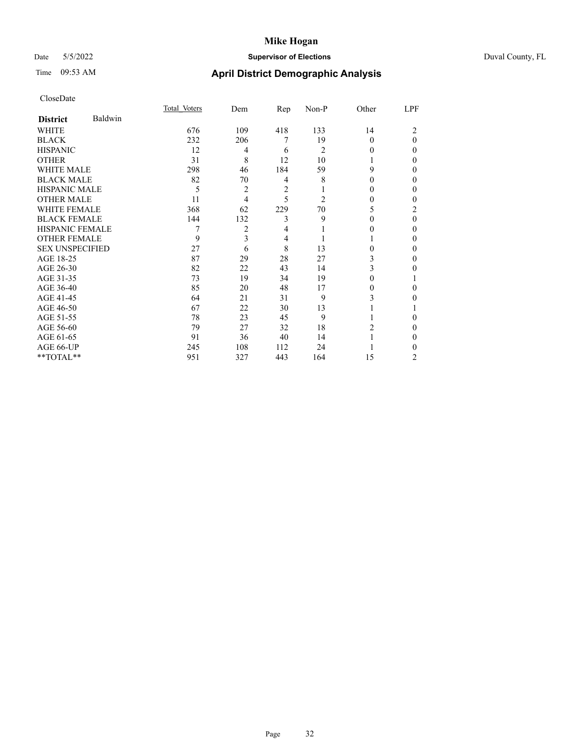# Mike Hogan

Date 5/5/2022 **Supervisor of Elections** Duval County, FL

Time 09:53 AM **April District Demographic Analysis**

CloseDate

| **District** Baldwin | Total Voters | Dem | Rep | Non-P | Other | LPF |
|---|---|---|---|---|---|---|
| WHITE | 676 | 109 | 418 | 133 | 14 | 2 |
| BLACK | 232 | 206 | 7 | 19 | 0 | 0 |
| HISPANIC | 12 | 4 | 6 | 2 | 0 | 0 |
| OTHER | 31 | 8 | 12 | 10 | 1 | 0 |
| WHITE MALE | 298 | 46 | 184 | 59 | 9 | 0 |
| BLACK MALE | 82 | 70 | 4 | 8 | 0 | 0 |
| HISPANIC MALE | 5 | 2 | 2 | 1 | 0 | 0 |
| OTHER MALE | 11 | 4 | 5 | 2 | 0 | 0 |
| WHITE FEMALE | 368 | 62 | 229 | 70 | 5 | 2 |
| BLACK FEMALE | 144 | 132 | 3 | 9 | 0 | 0 |
| HISPANIC FEMALE | 7 | 2 | 4 | 1 | 0 | 0 |
| OTHER FEMALE | 9 | 3 | 4 | 1 | 1 | 0 |
| SEX UNSPECIFIED | 27 | 6 | 8 | 13 | 0 | 0 |
| AGE 18-25 | 87 | 29 | 28 | 27 | 3 | 0 |
| AGE 26-30 | 82 | 22 | 43 | 14 | 3 | 0 |
| AGE 31-35 | 73 | 19 | 34 | 19 | 0 | 1 |
| AGE 36-40 | 85 | 20 | 48 | 17 | 0 | 0 |
| AGE 41-45 | 64 | 21 | 31 | 9 | 3 | 0 |
| AGE 46-50 | 67 | 22 | 30 | 13 | 1 | 1 |
| AGE 51-55 | 78 | 23 | 45 | 9 | 1 | 0 |
| AGE 56-60 | 79 | 27 | 32 | 18 | 2 | 0 |
| AGE 61-65 | 91 | 36 | 40 | 14 | 1 | 0 |
| AGE 66-UP | 245 | 108 | 112 | 24 | 1 | 0 |
| **TOTAL** | 951 | 327 | 443 | 164 | 15 | 2 |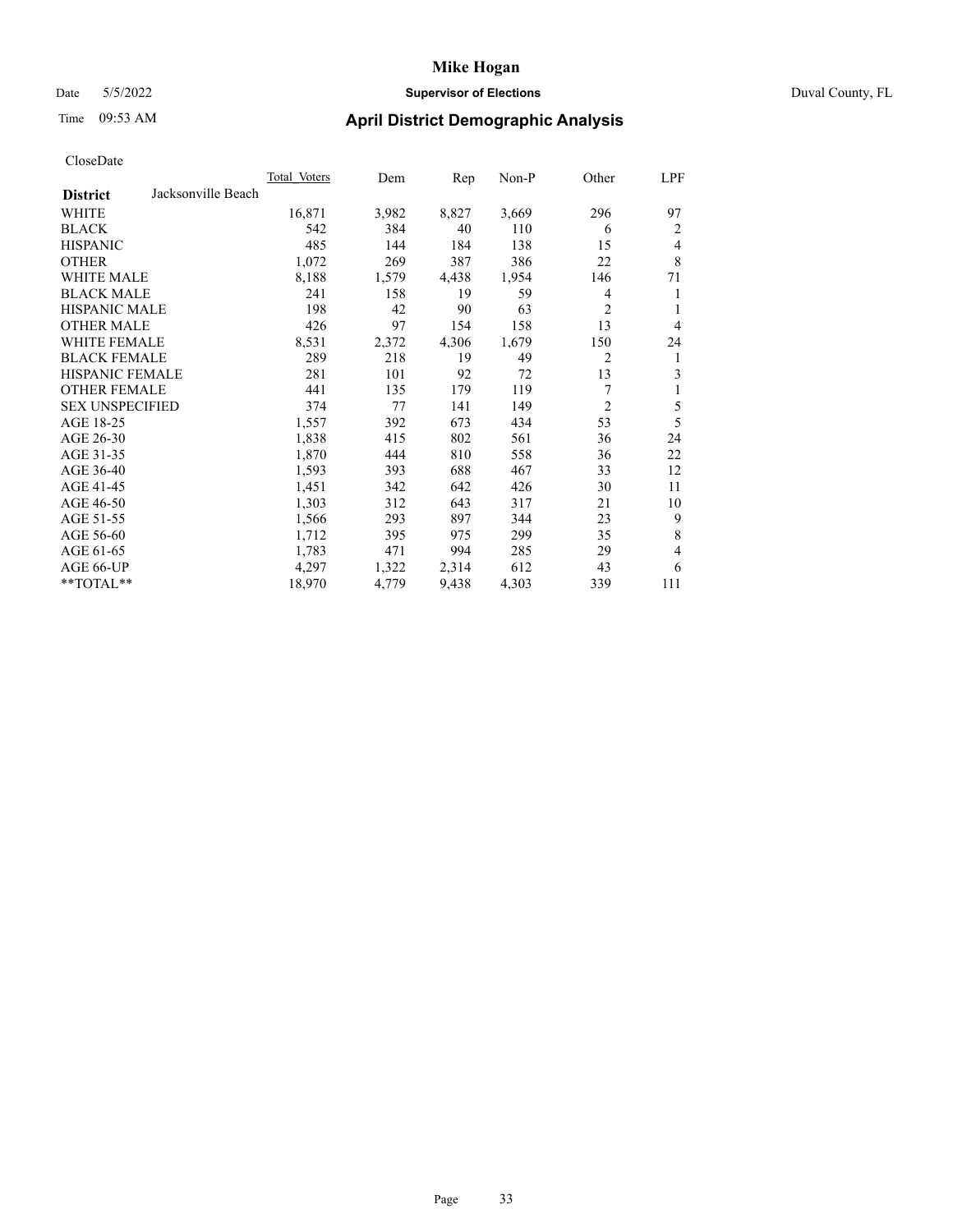# Mike Hogan

Date 5/5/2022 **Supervisor of Elections** Duval County, FL

Time 09:53 AM **April District Demographic Analysis**

CloseDate

| **District** Jacksonville Beach | Total Voters | Dem | Rep | Non-P | Other | LPF |
|---|---|---|---|---|---|---|
| WHITE | 16,871 | 3,982 | 8,827 | 3,669 | 296 | 97 |
| BLACK | 542 | 384 | 40 | 110 | 6 | 2 |
| HISPANIC | 485 | 144 | 184 | 138 | 15 | 4 |
| OTHER | 1,072 | 269 | 387 | 386 | 22 | 8 |
| WHITE MALE | 8,188 | 1,579 | 4,438 | 1,954 | 146 | 71 |
| BLACK MALE | 241 | 158 | 19 | 59 | 4 | 1 |
| HISPANIC MALE | 198 | 42 | 90 | 63 | 2 | 1 |
| OTHER MALE | 426 | 97 | 154 | 158 | 13 | 4 |
| WHITE FEMALE | 8,531 | 2,372 | 4,306 | 1,679 | 150 | 24 |
| BLACK FEMALE | 289 | 218 | 19 | 49 | 2 | 1 |
| HISPANIC FEMALE | 281 | 101 | 92 | 72 | 13 | 3 |
| OTHER FEMALE | 441 | 135 | 179 | 119 | 7 | 1 |
| SEX UNSPECIFIED | 374 | 77 | 141 | 149 | 2 | 5 |
| AGE 18-25 | 1,557 | 392 | 673 | 434 | 53 | 5 |
| AGE 26-30 | 1,838 | 415 | 802 | 561 | 36 | 24 |
| AGE 31-35 | 1,870 | 444 | 810 | 558 | 36 | 22 |
| AGE 36-40 | 1,593 | 393 | 688 | 467 | 33 | 12 |
| AGE 41-45 | 1,451 | 342 | 642 | 426 | 30 | 11 |
| AGE 46-50 | 1,303 | 312 | 643 | 317 | 21 | 10 |
| AGE 51-55 | 1,566 | 293 | 897 | 344 | 23 | 9 |
| AGE 56-60 | 1,712 | 395 | 975 | 299 | 35 | 8 |
| AGE 61-65 | 1,783 | 471 | 994 | 285 | 29 | 4 |
| AGE 66-UP | 4,297 | 1,322 | 2,314 | 612 | 43 | 6 |
| **TOTAL** | 18,970 | 4,779 | 9,438 | 4,303 | 339 | 111 |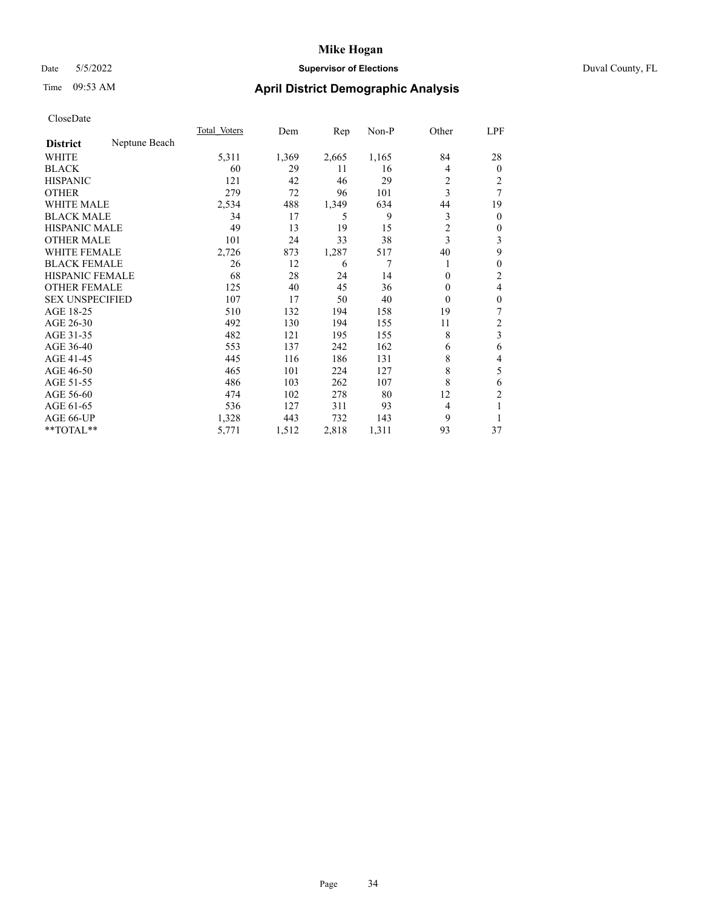# Mike Hogan

Date 5/5/2022 | **Supervisor of Elections** | Duval County, FL

Time 09:53 AM | **April District Demographic Analysis**

CloseDate

| **District** Neptune Beach | Total Voters | Dem | Rep | Non-P | Other | LPF |
|---|---|---|---|---|---|---|
| WHITE | 5,311 | 1,369 | 2,665 | 1,165 | 84 | 28 |
| BLACK | 60 | 29 | 11 | 16 | 4 | 0 |
| HISPANIC | 121 | 42 | 46 | 29 | 2 | 2 |
| OTHER | 279 | 72 | 96 | 101 | 3 | 7 |
| WHITE MALE | 2,534 | 488 | 1,349 | 634 | 44 | 19 |
| BLACK MALE | 34 | 17 | 5 | 9 | 3 | 0 |
| HISPANIC MALE | 49 | 13 | 19 | 15 | 2 | 0 |
| OTHER MALE | 101 | 24 | 33 | 38 | 3 | 3 |
| WHITE FEMALE | 2,726 | 873 | 1,287 | 517 | 40 | 9 |
| BLACK FEMALE | 26 | 12 | 6 | 7 | 1 | 0 |
| HISPANIC FEMALE | 68 | 28 | 24 | 14 | 0 | 2 |
| OTHER FEMALE | 125 | 40 | 45 | 36 | 0 | 4 |
| SEX UNSPECIFIED | 107 | 17 | 50 | 40 | 0 | 0 |
| AGE 18-25 | 510 | 132 | 194 | 158 | 19 | 7 |
| AGE 26-30 | 492 | 130 | 194 | 155 | 11 | 2 |
| AGE 31-35 | 482 | 121 | 195 | 155 | 8 | 3 |
| AGE 36-40 | 553 | 137 | 242 | 162 | 6 | 6 |
| AGE 41-45 | 445 | 116 | 186 | 131 | 8 | 4 |
| AGE 46-50 | 465 | 101 | 224 | 127 | 8 | 5 |
| AGE 51-55 | 486 | 103 | 262 | 107 | 8 | 6 |
| AGE 56-60 | 474 | 102 | 278 | 80 | 12 | 2 |
| AGE 61-65 | 536 | 127 | 311 | 93 | 4 | 1 |
| AGE 66-UP | 1,328 | 443 | 732 | 143 | 9 | 1 |
| **TOTAL** | 5,771 | 1,512 | 2,818 | 1,311 | 93 | 37 |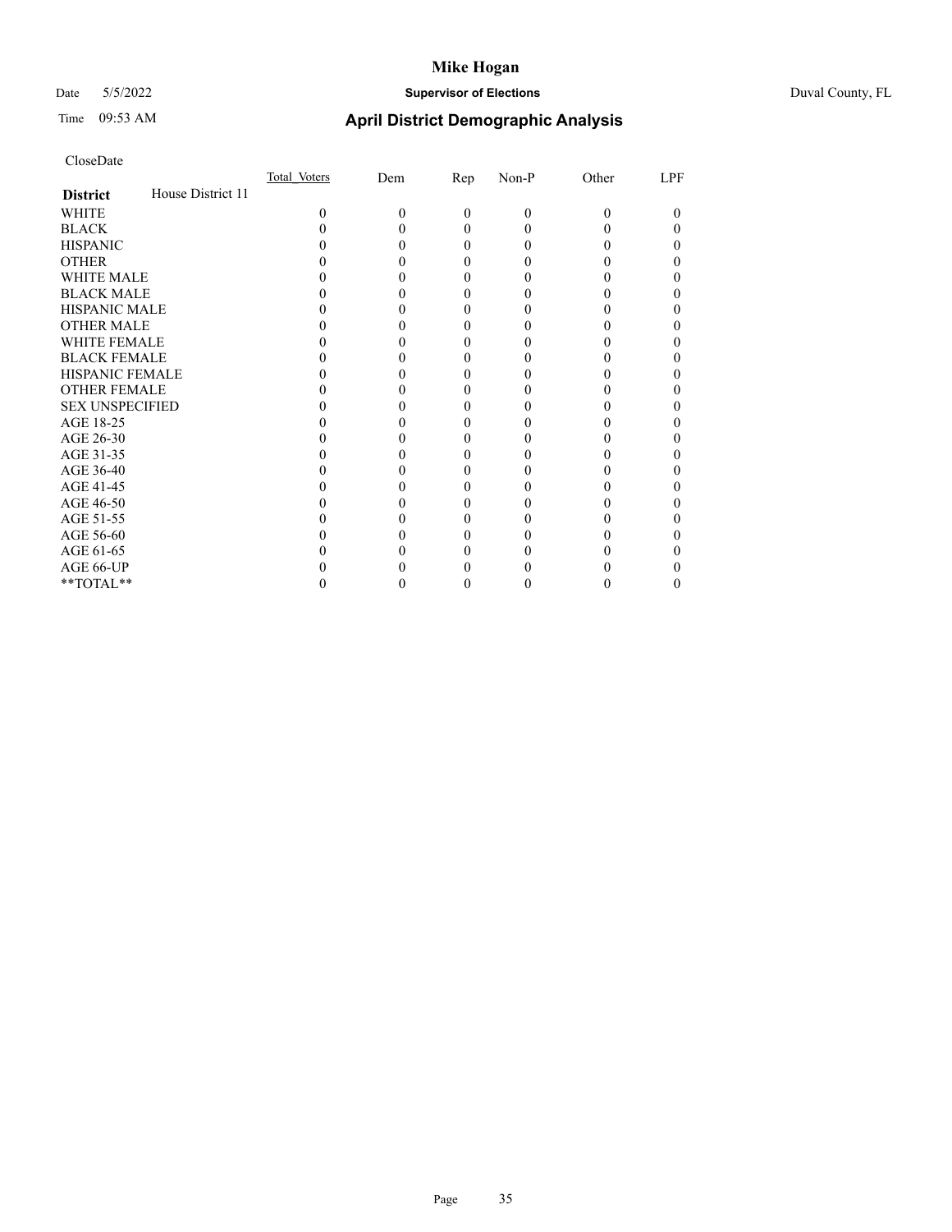# Mike Hogan

Date 5/5/2022 **Supervisor of Elections** Duval County, FL

Time 09:53 AM **April District Demographic Analysis**

CloseDate

| **District** House District 11 | Total_Voters | Dem | Rep | Non-P | Other | LPF |
|---|---|---|---|---|---|---|
| WHITE | 0 | 0 | 0 | 0 | 0 | 0 |
| BLACK | 0 | 0 | 0 | 0 | 0 | 0 |
| HISPANIC | 0 | 0 | 0 | 0 | 0 | 0 |
| OTHER | 0 | 0 | 0 | 0 | 0 | 0 |
| WHITE MALE | 0 | 0 | 0 | 0 | 0 | 0 |
| BLACK MALE | 0 | 0 | 0 | 0 | 0 | 0 |
| HISPANIC MALE | 0 | 0 | 0 | 0 | 0 | 0 |
| OTHER MALE | 0 | 0 | 0 | 0 | 0 | 0 |
| WHITE FEMALE | 0 | 0 | 0 | 0 | 0 | 0 |
| BLACK FEMALE | 0 | 0 | 0 | 0 | 0 | 0 |
| HISPANIC FEMALE | 0 | 0 | 0 | 0 | 0 | 0 |
| OTHER FEMALE | 0 | 0 | 0 | 0 | 0 | 0 |
| SEX UNSPECIFIED | 0 | 0 | 0 | 0 | 0 | 0 |
| AGE 18-25 | 0 | 0 | 0 | 0 | 0 | 0 |
| AGE 26-30 | 0 | 0 | 0 | 0 | 0 | 0 |
| AGE 31-35 | 0 | 0 | 0 | 0 | 0 | 0 |
| AGE 36-40 | 0 | 0 | 0 | 0 | 0 | 0 |
| AGE 41-45 | 0 | 0 | 0 | 0 | 0 | 0 |
| AGE 46-50 | 0 | 0 | 0 | 0 | 0 | 0 |
| AGE 51-55 | 0 | 0 | 0 | 0 | 0 | 0 |
| AGE 56-60 | 0 | 0 | 0 | 0 | 0 | 0 |
| AGE 61-65 | 0 | 0 | 0 | 0 | 0 | 0 |
| AGE 66-UP | 0 | 0 | 0 | 0 | 0 | 0 |
| **TOTAL** | 0 | 0 | 0 | 0 | 0 | 0 |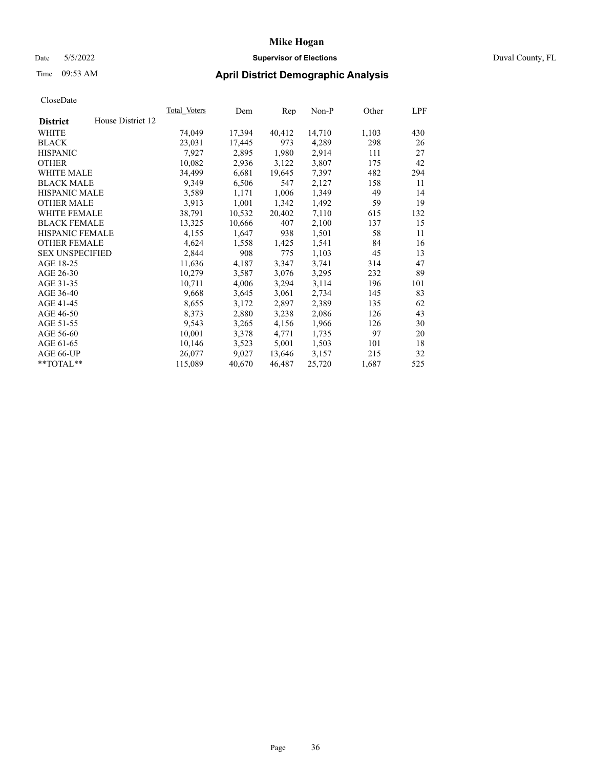# Mike Hogan

Date 5/5/2022 **Supervisor of Elections** Duval County, FL

Time 09:53 AM **April District Demographic Analysis**

CloseDate

| **District** House District 12 | Total_Voters | Dem | Rep | Non-P | Other | LPF |
|---|---|---|---|---|---|---|
| WHITE | 74,049 | 17,394 | 40,412 | 14,710 | 1,103 | 430 |
| BLACK | 23,031 | 17,445 | 973 | 4,289 | 298 | 26 |
| HISPANIC | 7,927 | 2,895 | 1,980 | 2,914 | 111 | 27 |
| OTHER | 10,082 | 2,936 | 3,122 | 3,807 | 175 | 42 |
| WHITE MALE | 34,499 | 6,681 | 19,645 | 7,397 | 482 | 294 |
| BLACK MALE | 9,349 | 6,506 | 547 | 2,127 | 158 | 11 |
| HISPANIC MALE | 3,589 | 1,171 | 1,006 | 1,349 | 49 | 14 |
| OTHER MALE | 3,913 | 1,001 | 1,342 | 1,492 | 59 | 19 |
| WHITE FEMALE | 38,791 | 10,532 | 20,402 | 7,110 | 615 | 132 |
| BLACK FEMALE | 13,325 | 10,666 | 407 | 2,100 | 137 | 15 |
| HISPANIC FEMALE | 4,155 | 1,647 | 938 | 1,501 | 58 | 11 |
| OTHER FEMALE | 4,624 | 1,558 | 1,425 | 1,541 | 84 | 16 |
| SEX UNSPECIFIED | 2,844 | 908 | 775 | 1,103 | 45 | 13 |
| AGE 18-25 | 11,636 | 4,187 | 3,347 | 3,741 | 314 | 47 |
| AGE 26-30 | 10,279 | 3,587 | 3,076 | 3,295 | 232 | 89 |
| AGE 31-35 | 10,711 | 4,006 | 3,294 | 3,114 | 196 | 101 |
| AGE 36-40 | 9,668 | 3,645 | 3,061 | 2,734 | 145 | 83 |
| AGE 41-45 | 8,655 | 3,172 | 2,897 | 2,389 | 135 | 62 |
| AGE 46-50 | 8,373 | 2,880 | 3,238 | 2,086 | 126 | 43 |
| AGE 51-55 | 9,543 | 3,265 | 4,156 | 1,966 | 126 | 30 |
| AGE 56-60 | 10,001 | 3,378 | 4,771 | 1,735 | 97 | 20 |
| AGE 61-65 | 10,146 | 3,523 | 5,001 | 1,503 | 101 | 18 |
| AGE 66-UP | 26,077 | 9,027 | 13,646 | 3,157 | 215 | 32 |
| **TOTAL** | 115,089 | 40,670 | 46,487 | 25,720 | 1,687 | 525 |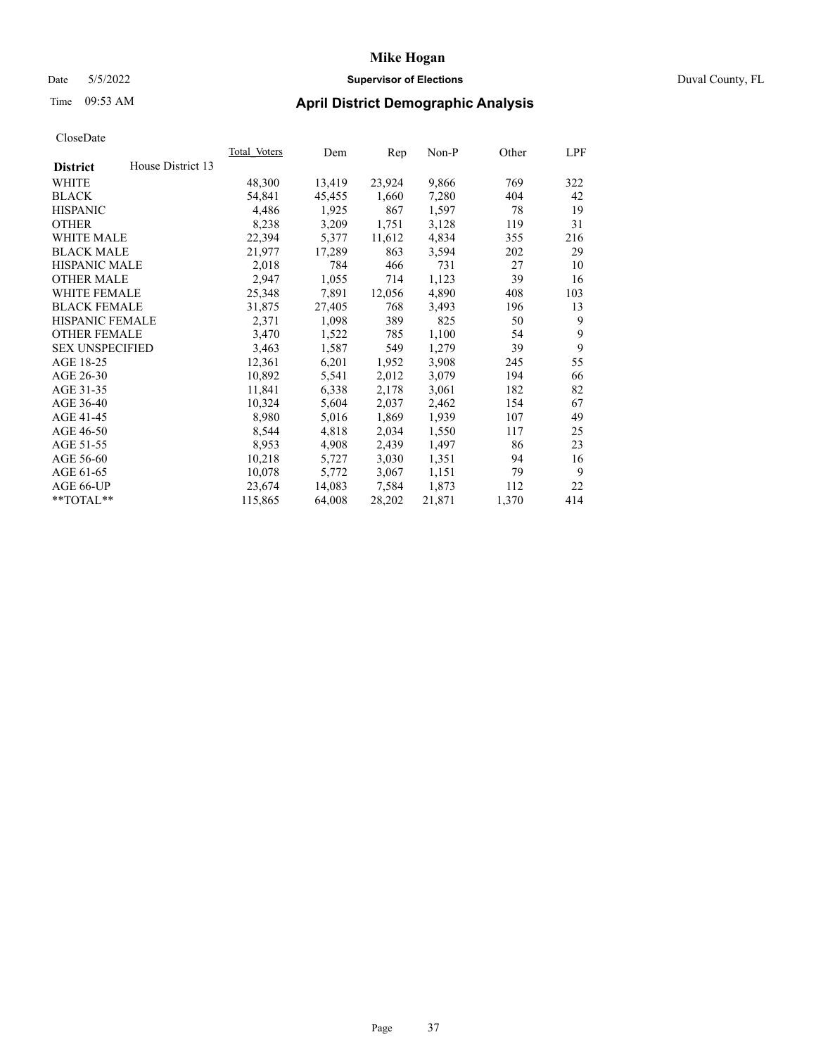# Mike Hogan

Date 5/5/2022 **Supervisor of Elections** Duval County, FL

Time 09:53 AM **April District Demographic Analysis**

CloseDate

| **District** House District 13 | Total Voters | Dem | Rep | Non-P | Other | LPF |
|---|---|---|---|---|---|---|
| WHITE | 48,300 | 13,419 | 23,924 | 9,866 | 769 | 322 |
| BLACK | 54,841 | 45,455 | 1,660 | 7,280 | 404 | 42 |
| HISPANIC | 4,486 | 1,925 | 867 | 1,597 | 78 | 19 |
| OTHER | 8,238 | 3,209 | 1,751 | 3,128 | 119 | 31 |
| WHITE MALE | 22,394 | 5,377 | 11,612 | 4,834 | 355 | 216 |
| BLACK MALE | 21,977 | 17,289 | 863 | 3,594 | 202 | 29 |
| HISPANIC MALE | 2,018 | 784 | 466 | 731 | 27 | 10 |
| OTHER MALE | 2,947 | 1,055 | 714 | 1,123 | 39 | 16 |
| WHITE FEMALE | 25,348 | 7,891 | 12,056 | 4,890 | 408 | 103 |
| BLACK FEMALE | 31,875 | 27,405 | 768 | 3,493 | 196 | 13 |
| HISPANIC FEMALE | 2,371 | 1,098 | 389 | 825 | 50 | 9 |
| OTHER FEMALE | 3,470 | 1,522 | 785 | 1,100 | 54 | 9 |
| SEX UNSPECIFIED | 3,463 | 1,587 | 549 | 1,279 | 39 | 9 |
| AGE 18-25 | 12,361 | 6,201 | 1,952 | 3,908 | 245 | 55 |
| AGE 26-30 | 10,892 | 5,541 | 2,012 | 3,079 | 194 | 66 |
| AGE 31-35 | 11,841 | 6,338 | 2,178 | 3,061 | 182 | 82 |
| AGE 36-40 | 10,324 | 5,604 | 2,037 | 2,462 | 154 | 67 |
| AGE 41-45 | 8,980 | 5,016 | 1,869 | 1,939 | 107 | 49 |
| AGE 46-50 | 8,544 | 4,818 | 2,034 | 1,550 | 117 | 25 |
| AGE 51-55 | 8,953 | 4,908 | 2,439 | 1,497 | 86 | 23 |
| AGE 56-60 | 10,218 | 5,727 | 3,030 | 1,351 | 94 | 16 |
| AGE 61-65 | 10,078 | 5,772 | 3,067 | 1,151 | 79 | 9 |
| AGE 66-UP | 23,674 | 14,083 | 7,584 | 1,873 | 112 | 22 |
| **TOTAL** | 115,865 | 64,008 | 28,202 | 21,871 | 1,370 | 414 |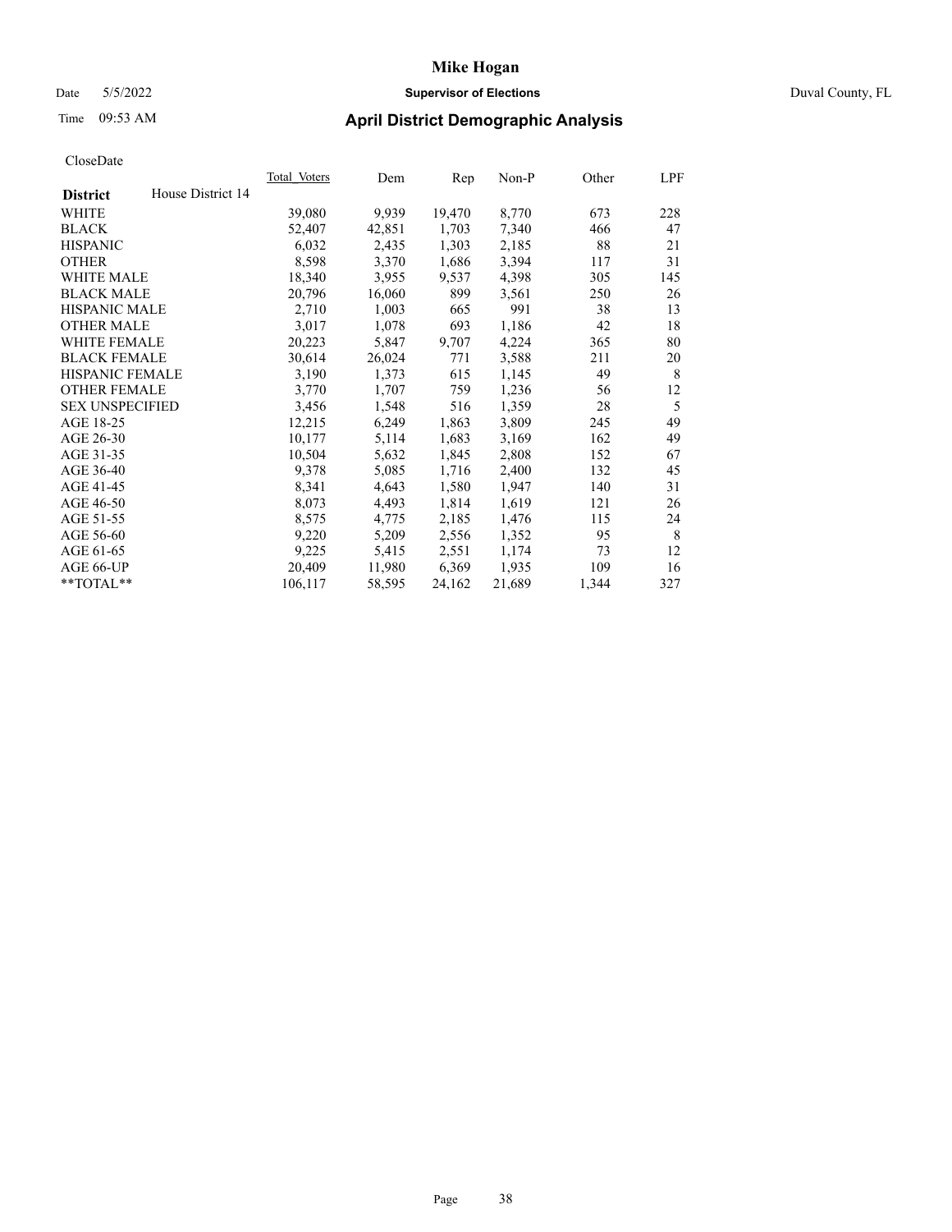# Mike Hogan

Date 5/5/2022 **Supervisor of Elections** Duval County, FL

Time 09:53 AM **April District Demographic Analysis**

CloseDate

| **District** House District 14 | Total Voters | Dem | Rep | Non-P | Other | LPF |
|---|---|---|---|---|---|---|
| WHITE | 39,080 | 9,939 | 19,470 | 8,770 | 673 | 228 |
| BLACK | 52,407 | 42,851 | 1,703 | 7,340 | 466 | 47 |
| HISPANIC | 6,032 | 2,435 | 1,303 | 2,185 | 88 | 21 |
| OTHER | 8,598 | 3,370 | 1,686 | 3,394 | 117 | 31 |
| WHITE MALE | 18,340 | 3,955 | 9,537 | 4,398 | 305 | 145 |
| BLACK MALE | 20,796 | 16,060 | 899 | 3,561 | 250 | 26 |
| HISPANIC MALE | 2,710 | 1,003 | 665 | 991 | 38 | 13 |
| OTHER MALE | 3,017 | 1,078 | 693 | 1,186 | 42 | 18 |
| WHITE FEMALE | 20,223 | 5,847 | 9,707 | 4,224 | 365 | 80 |
| BLACK FEMALE | 30,614 | 26,024 | 771 | 3,588 | 211 | 20 |
| HISPANIC FEMALE | 3,190 | 1,373 | 615 | 1,145 | 49 | 8 |
| OTHER FEMALE | 3,770 | 1,707 | 759 | 1,236 | 56 | 12 |
| SEX UNSPECIFIED | 3,456 | 1,548 | 516 | 1,359 | 28 | 5 |
| AGE 18-25 | 12,215 | 6,249 | 1,863 | 3,809 | 245 | 49 |
| AGE 26-30 | 10,177 | 5,114 | 1,683 | 3,169 | 162 | 49 |
| AGE 31-35 | 10,504 | 5,632 | 1,845 | 2,808 | 152 | 67 |
| AGE 36-40 | 9,378 | 5,085 | 1,716 | 2,400 | 132 | 45 |
| AGE 41-45 | 8,341 | 4,643 | 1,580 | 1,947 | 140 | 31 |
| AGE 46-50 | 8,073 | 4,493 | 1,814 | 1,619 | 121 | 26 |
| AGE 51-55 | 8,575 | 4,775 | 2,185 | 1,476 | 115 | 24 |
| AGE 56-60 | 9,220 | 5,209 | 2,556 | 1,352 | 95 | 8 |
| AGE 61-65 | 9,225 | 5,415 | 2,551 | 1,174 | 73 | 12 |
| AGE 66-UP | 20,409 | 11,980 | 6,369 | 1,935 | 109 | 16 |
| **TOTAL** | 106,117 | 58,595 | 24,162 | 21,689 | 1,344 | 327 |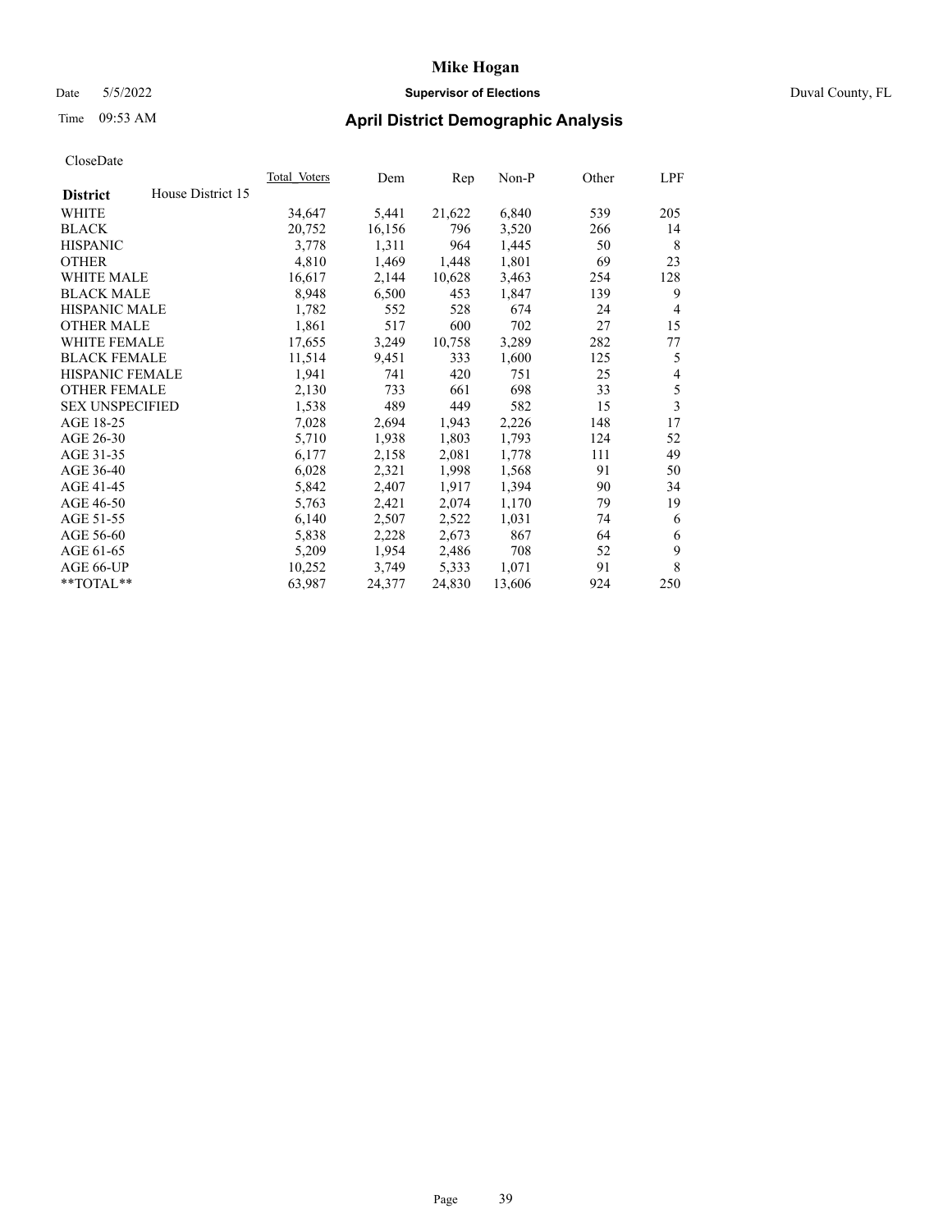# Mike Hogan

Date 5/5/2022 **Supervisor of Elections** Duval County, FL

Time 09:53 AM **April District Demographic Analysis**

CloseDate

| **District** House District 15 | Total Voters | Dem | Rep | Non-P | Other | LPF |
|---|---|---|---|---|---|---|
| WHITE | 34,647 | 5,441 | 21,622 | 6,840 | 539 | 205 |
| BLACK | 20,752 | 16,156 | 796 | 3,520 | 266 | 14 |
| HISPANIC | 3,778 | 1,311 | 964 | 1,445 | 50 | 8 |
| OTHER | 4,810 | 1,469 | 1,448 | 1,801 | 69 | 23 |
| WHITE MALE | 16,617 | 2,144 | 10,628 | 3,463 | 254 | 128 |
| BLACK MALE | 8,948 | 6,500 | 453 | 1,847 | 139 | 9 |
| HISPANIC MALE | 1,782 | 552 | 528 | 674 | 24 | 4 |
| OTHER MALE | 1,861 | 517 | 600 | 702 | 27 | 15 |
| WHITE FEMALE | 17,655 | 3,249 | 10,758 | 3,289 | 282 | 77 |
| BLACK FEMALE | 11,514 | 9,451 | 333 | 1,600 | 125 | 5 |
| HISPANIC FEMALE | 1,941 | 741 | 420 | 751 | 25 | 4 |
| OTHER FEMALE | 2,130 | 733 | 661 | 698 | 33 | 5 |
| SEX UNSPECIFIED | 1,538 | 489 | 449 | 582 | 15 | 3 |
| AGE 18-25 | 7,028 | 2,694 | 1,943 | 2,226 | 148 | 17 |
| AGE 26-30 | 5,710 | 1,938 | 1,803 | 1,793 | 124 | 52 |
| AGE 31-35 | 6,177 | 2,158 | 2,081 | 1,778 | 111 | 49 |
| AGE 36-40 | 6,028 | 2,321 | 1,998 | 1,568 | 91 | 50 |
| AGE 41-45 | 5,842 | 2,407 | 1,917 | 1,394 | 90 | 34 |
| AGE 46-50 | 5,763 | 2,421 | 2,074 | 1,170 | 79 | 19 |
| AGE 51-55 | 6,140 | 2,507 | 2,522 | 1,031 | 74 | 6 |
| AGE 56-60 | 5,838 | 2,228 | 2,673 | 867 | 64 | 6 |
| AGE 61-65 | 5,209 | 1,954 | 2,486 | 708 | 52 | 9 |
| AGE 66-UP | 10,252 | 3,749 | 5,333 | 1,071 | 91 | 8 |
| **TOTAL** | 63,987 | 24,377 | 24,830 | 13,606 | 924 | 250 |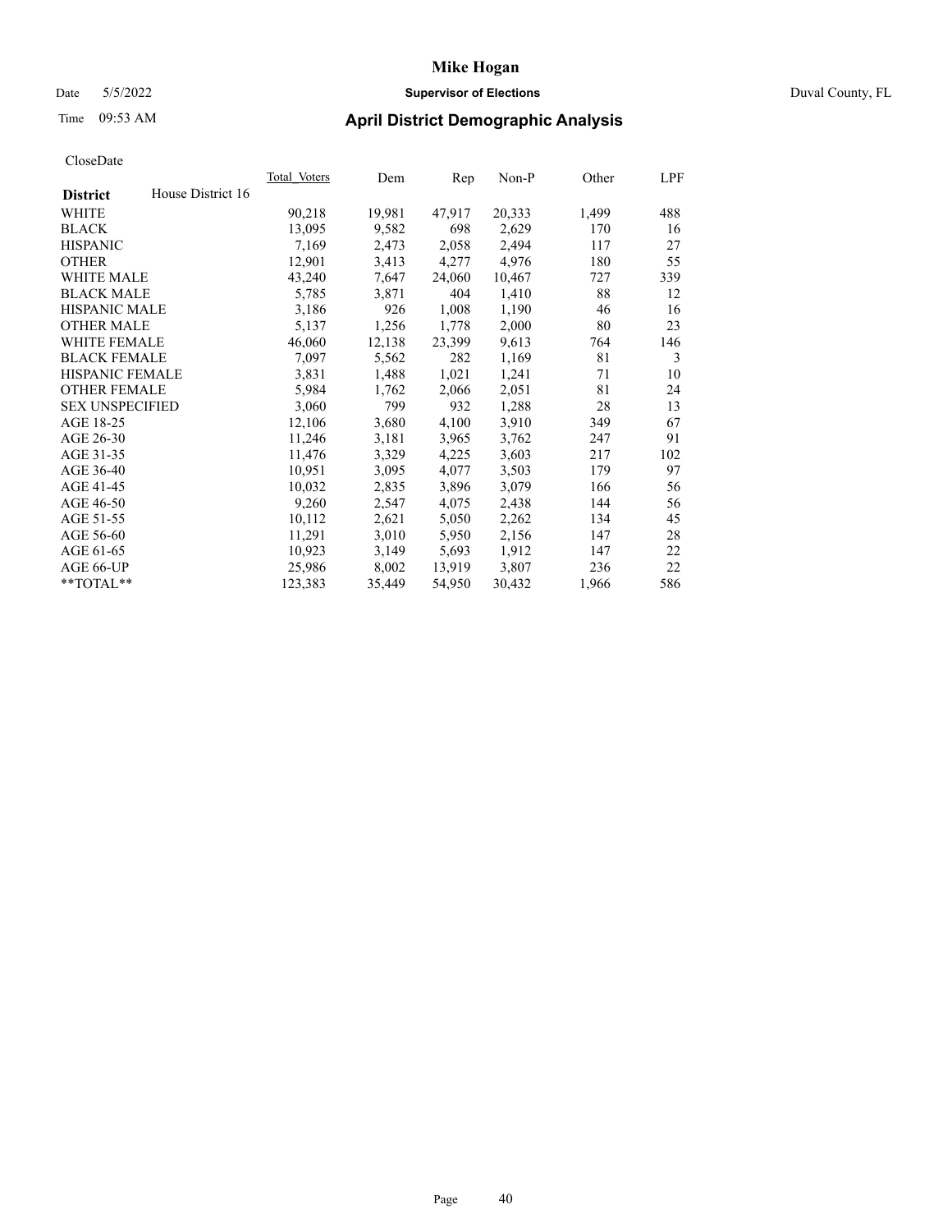# Mike Hogan

Date 5/5/2022 **Supervisor of Elections** Duval County, FL

Time 09:53 AM **April District Demographic Analysis**

CloseDate

| **District** House District 16 | Total_Voters | Dem | Rep | Non-P | Other | LPF |
|---|---|---|---|---|---|---|
| WHITE | 90,218 | 19,981 | 47,917 | 20,333 | 1,499 | 488 |
| BLACK | 13,095 | 9,582 | 698 | 2,629 | 170 | 16 |
| HISPANIC | 7,169 | 2,473 | 2,058 | 2,494 | 117 | 27 |
| OTHER | 12,901 | 3,413 | 4,277 | 4,976 | 180 | 55 |
| WHITE MALE | 43,240 | 7,647 | 24,060 | 10,467 | 727 | 339 |
| BLACK MALE | 5,785 | 3,871 | 404 | 1,410 | 88 | 12 |
| HISPANIC MALE | 3,186 | 926 | 1,008 | 1,190 | 46 | 16 |
| OTHER MALE | 5,137 | 1,256 | 1,778 | 2,000 | 80 | 23 |
| WHITE FEMALE | 46,060 | 12,138 | 23,399 | 9,613 | 764 | 146 |
| BLACK FEMALE | 7,097 | 5,562 | 282 | 1,169 | 81 | 3 |
| HISPANIC FEMALE | 3,831 | 1,488 | 1,021 | 1,241 | 71 | 10 |
| OTHER FEMALE | 5,984 | 1,762 | 2,066 | 2,051 | 81 | 24 |
| SEX UNSPECIFIED | 3,060 | 799 | 932 | 1,288 | 28 | 13 |
| AGE 18-25 | 12,106 | 3,680 | 4,100 | 3,910 | 349 | 67 |
| AGE 26-30 | 11,246 | 3,181 | 3,965 | 3,762 | 247 | 91 |
| AGE 31-35 | 11,476 | 3,329 | 4,225 | 3,603 | 217 | 102 |
| AGE 36-40 | 10,951 | 3,095 | 4,077 | 3,503 | 179 | 97 |
| AGE 41-45 | 10,032 | 2,835 | 3,896 | 3,079 | 166 | 56 |
| AGE 46-50 | 9,260 | 2,547 | 4,075 | 2,438 | 144 | 56 |
| AGE 51-55 | 10,112 | 2,621 | 5,050 | 2,262 | 134 | 45 |
| AGE 56-60 | 11,291 | 3,010 | 5,950 | 2,156 | 147 | 28 |
| AGE 61-65 | 10,923 | 3,149 | 5,693 | 1,912 | 147 | 22 |
| AGE 66-UP | 25,986 | 8,002 | 13,919 | 3,807 | 236 | 22 |
| **TOTAL** | 123,383 | 35,449 | 54,950 | 30,432 | 1,966 | 586 |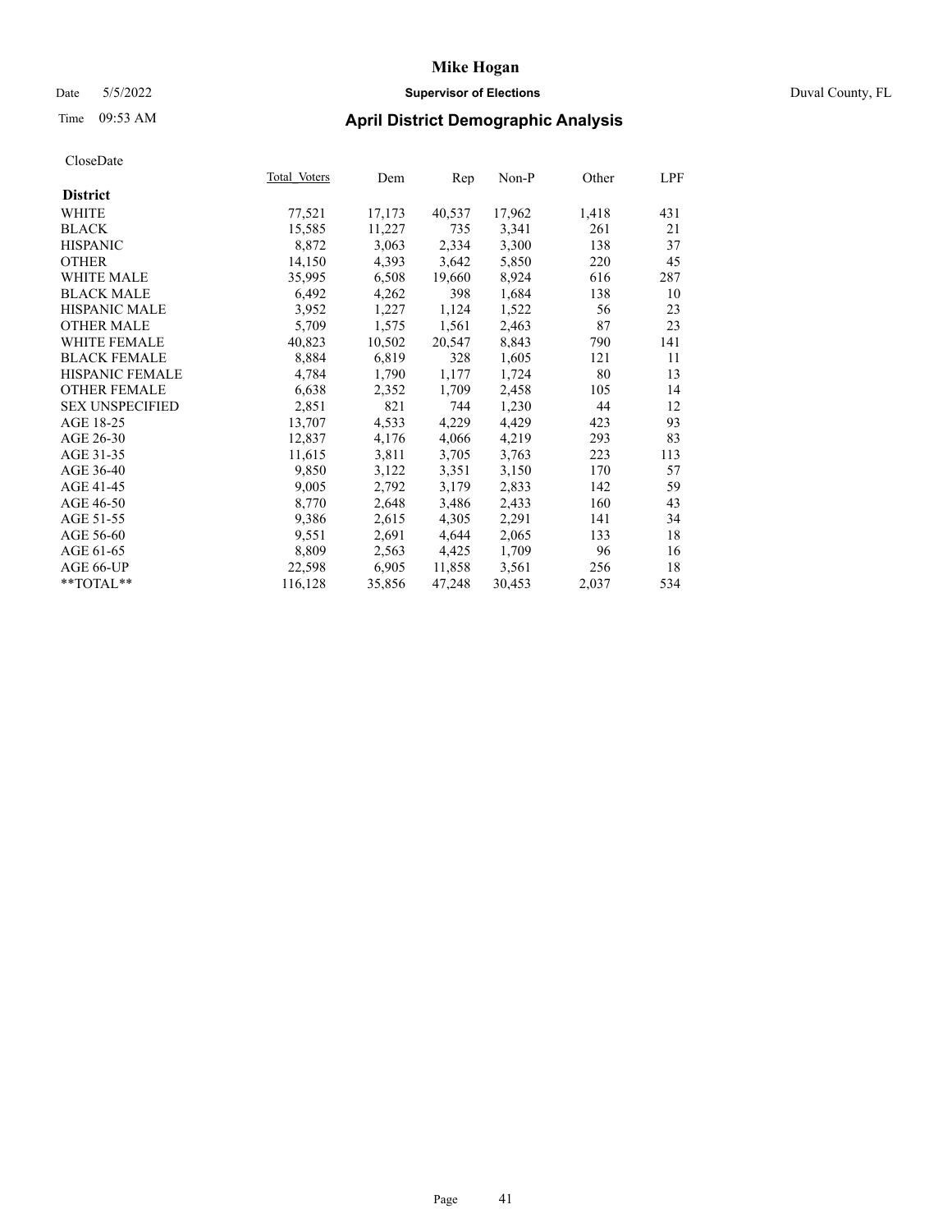# Mike Hogan

Date 5/5/2022 **Supervisor of Elections** Duval County, FL

Time 09:53 AM **April District Demographic Analysis**

CloseDate

| District | Total Voters | Dem | Rep | Non-P | Other | LPF |
|---|---|---|---|---|---|---|
| WHITE | 77,521 | 17,173 | 40,537 | 17,962 | 1,418 | 431 |
| BLACK | 15,585 | 11,227 | 735 | 3,341 | 261 | 21 |
| HISPANIC | 8,872 | 3,063 | 2,334 | 3,300 | 138 | 37 |
| OTHER | 14,150 | 4,393 | 3,642 | 5,850 | 220 | 45 |
| WHITE MALE | 35,995 | 6,508 | 19,660 | 8,924 | 616 | 287 |
| BLACK MALE | 6,492 | 4,262 | 398 | 1,684 | 138 | 10 |
| HISPANIC MALE | 3,952 | 1,227 | 1,124 | 1,522 | 56 | 23 |
| OTHER MALE | 5,709 | 1,575 | 1,561 | 2,463 | 87 | 23 |
| WHITE FEMALE | 40,823 | 10,502 | 20,547 | 8,843 | 790 | 141 |
| BLACK FEMALE | 8,884 | 6,819 | 328 | 1,605 | 121 | 11 |
| HISPANIC FEMALE | 4,784 | 1,790 | 1,177 | 1,724 | 80 | 13 |
| OTHER FEMALE | 6,638 | 2,352 | 1,709 | 2,458 | 105 | 14 |
| SEX UNSPECIFIED | 2,851 | 821 | 744 | 1,230 | 44 | 12 |
| AGE 18-25 | 13,707 | 4,533 | 4,229 | 4,429 | 423 | 93 |
| AGE 26-30 | 12,837 | 4,176 | 4,066 | 4,219 | 293 | 83 |
| AGE 31-35 | 11,615 | 3,811 | 3,705 | 3,763 | 223 | 113 |
| AGE 36-40 | 9,850 | 3,122 | 3,351 | 3,150 | 170 | 57 |
| AGE 41-45 | 9,005 | 2,792 | 3,179 | 2,833 | 142 | 59 |
| AGE 46-50 | 8,770 | 2,648 | 3,486 | 2,433 | 160 | 43 |
| AGE 51-55 | 9,386 | 2,615 | 4,305 | 2,291 | 141 | 34 |
| AGE 56-60 | 9,551 | 2,691 | 4,644 | 2,065 | 133 | 18 |
| AGE 61-65 | 8,809 | 2,563 | 4,425 | 1,709 | 96 | 16 |
| AGE 66-UP | 22,598 | 6,905 | 11,858 | 3,561 | 256 | 18 |
| **TOTAL** | 116,128 | 35,856 | 47,248 | 30,453 | 2,037 | 534 |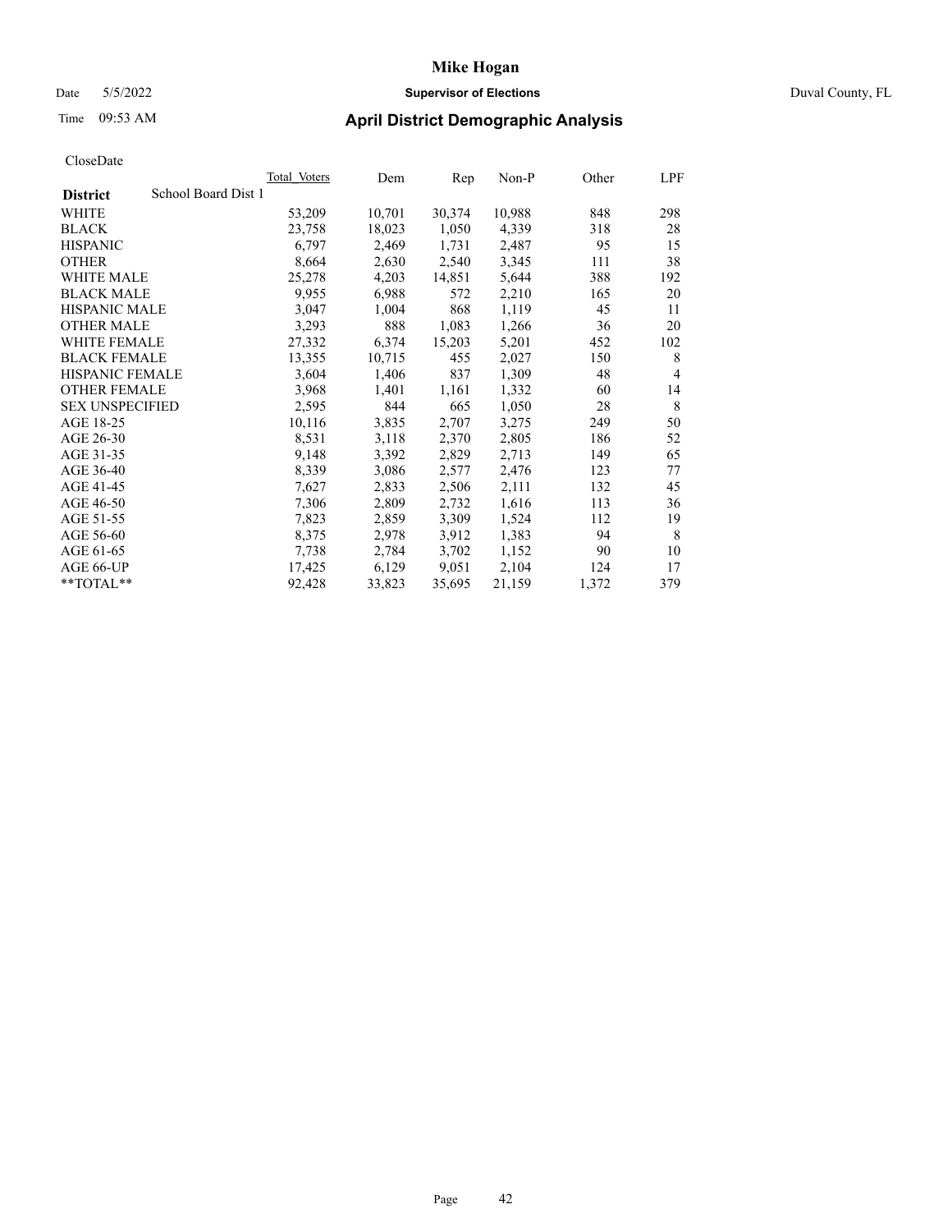# Mike Hogan

Date 5/5/2022 **Supervisor of Elections** Duval County, FL

Time 09:53 AM **April District Demographic Analysis**

CloseDate

| **District** School Board Dist 1 | Total Voters | Dem | Rep | Non-P | Other | LPF |
|---|---|---|---|---|---|---|
| WHITE | 53,209 | 10,701 | 30,374 | 10,988 | 848 | 298 |
| BLACK | 23,758 | 18,023 | 1,050 | 4,339 | 318 | 28 |
| HISPANIC | 6,797 | 2,469 | 1,731 | 2,487 | 95 | 15 |
| OTHER | 8,664 | 2,630 | 2,540 | 3,345 | 111 | 38 |
| WHITE MALE | 25,278 | 4,203 | 14,851 | 5,644 | 388 | 192 |
| BLACK MALE | 9,955 | 6,988 | 572 | 2,210 | 165 | 20 |
| HISPANIC MALE | 3,047 | 1,004 | 868 | 1,119 | 45 | 11 |
| OTHER MALE | 3,293 | 888 | 1,083 | 1,266 | 36 | 20 |
| WHITE FEMALE | 27,332 | 6,374 | 15,203 | 5,201 | 452 | 102 |
| BLACK FEMALE | 13,355 | 10,715 | 455 | 2,027 | 150 | 8 |
| HISPANIC FEMALE | 3,604 | 1,406 | 837 | 1,309 | 48 | 4 |
| OTHER FEMALE | 3,968 | 1,401 | 1,161 | 1,332 | 60 | 14 |
| SEX UNSPECIFIED | 2,595 | 844 | 665 | 1,050 | 28 | 8 |
| AGE 18-25 | 10,116 | 3,835 | 2,707 | 3,275 | 249 | 50 |
| AGE 26-30 | 8,531 | 3,118 | 2,370 | 2,805 | 186 | 52 |
| AGE 31-35 | 9,148 | 3,392 | 2,829 | 2,713 | 149 | 65 |
| AGE 36-40 | 8,339 | 3,086 | 2,577 | 2,476 | 123 | 77 |
| AGE 41-45 | 7,627 | 2,833 | 2,506 | 2,111 | 132 | 45 |
| AGE 46-50 | 7,306 | 2,809 | 2,732 | 1,616 | 113 | 36 |
| AGE 51-55 | 7,823 | 2,859 | 3,309 | 1,524 | 112 | 19 |
| AGE 56-60 | 8,375 | 2,978 | 3,912 | 1,383 | 94 | 8 |
| AGE 61-65 | 7,738 | 2,784 | 3,702 | 1,152 | 90 | 10 |
| AGE 66-UP | 17,425 | 6,129 | 9,051 | 2,104 | 124 | 17 |
| **TOTAL** | 92,428 | 33,823 | 35,695 | 21,159 | 1,372 | 379 |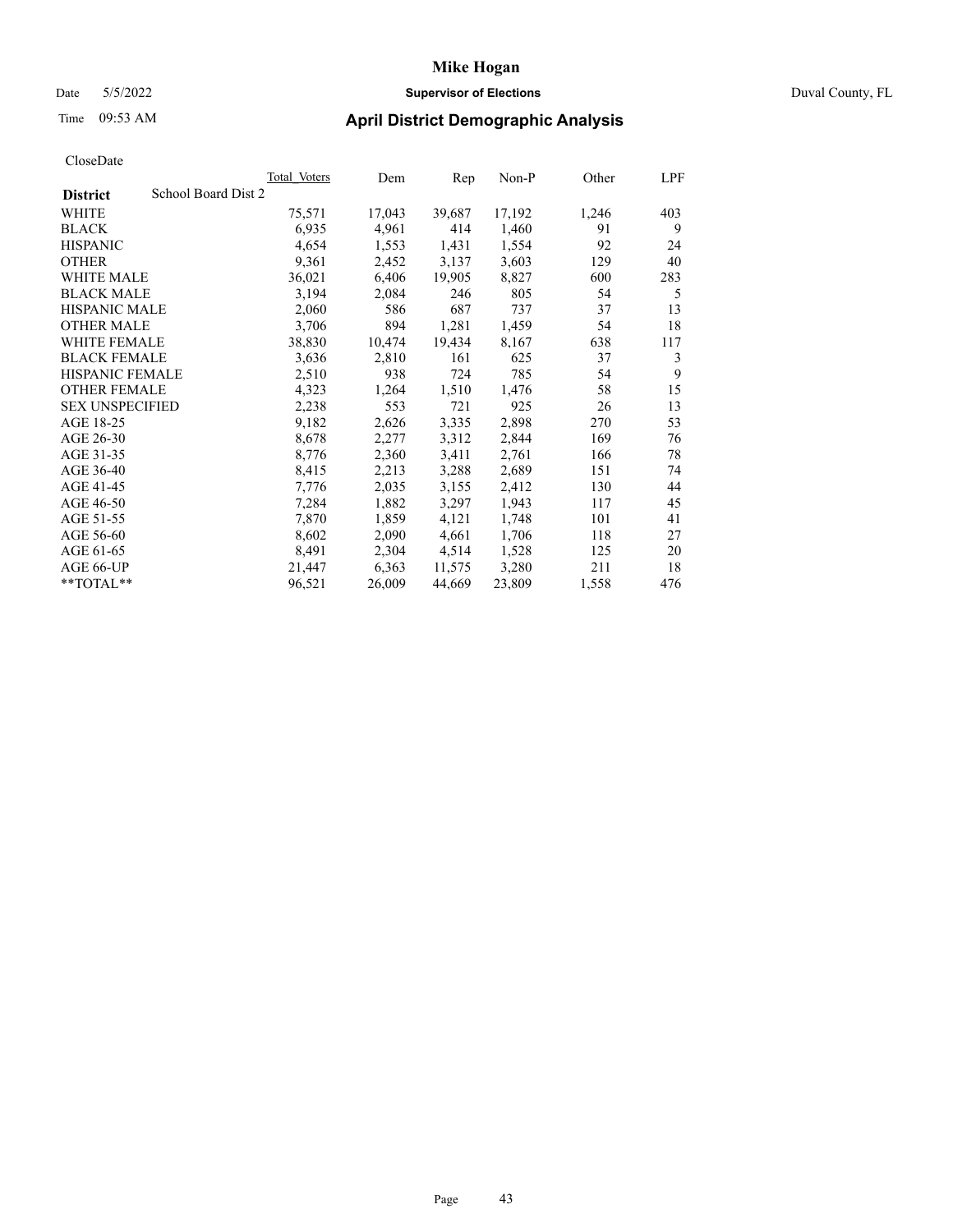# Mike Hogan

Date 5/5/2022 **Supervisor of Elections** Duval County, FL

Time 09:53 AM **April District Demographic Analysis**

CloseDate

| **District** School Board Dist 2 | Total Voters | Dem | Rep | Non-P | Other | LPF |
|---|---|---|---|---|---|---|
| WHITE | 75,571 | 17,043 | 39,687 | 17,192 | 1,246 | 403 |
| BLACK | 6,935 | 4,961 | 414 | 1,460 | 91 | 9 |
| HISPANIC | 4,654 | 1,553 | 1,431 | 1,554 | 92 | 24 |
| OTHER | 9,361 | 2,452 | 3,137 | 3,603 | 129 | 40 |
| WHITE MALE | 36,021 | 6,406 | 19,905 | 8,827 | 600 | 283 |
| BLACK MALE | 3,194 | 2,084 | 246 | 805 | 54 | 5 |
| HISPANIC MALE | 2,060 | 586 | 687 | 737 | 37 | 13 |
| OTHER MALE | 3,706 | 894 | 1,281 | 1,459 | 54 | 18 |
| WHITE FEMALE | 38,830 | 10,474 | 19,434 | 8,167 | 638 | 117 |
| BLACK FEMALE | 3,636 | 2,810 | 161 | 625 | 37 | 3 |
| HISPANIC FEMALE | 2,510 | 938 | 724 | 785 | 54 | 9 |
| OTHER FEMALE | 4,323 | 1,264 | 1,510 | 1,476 | 58 | 15 |
| SEX UNSPECIFIED | 2,238 | 553 | 721 | 925 | 26 | 13 |
| AGE 18-25 | 9,182 | 2,626 | 3,335 | 2,898 | 270 | 53 |
| AGE 26-30 | 8,678 | 2,277 | 3,312 | 2,844 | 169 | 76 |
| AGE 31-35 | 8,776 | 2,360 | 3,411 | 2,761 | 166 | 78 |
| AGE 36-40 | 8,415 | 2,213 | 3,288 | 2,689 | 151 | 74 |
| AGE 41-45 | 7,776 | 2,035 | 3,155 | 2,412 | 130 | 44 |
| AGE 46-50 | 7,284 | 1,882 | 3,297 | 1,943 | 117 | 45 |
| AGE 51-55 | 7,870 | 1,859 | 4,121 | 1,748 | 101 | 41 |
| AGE 56-60 | 8,602 | 2,090 | 4,661 | 1,706 | 118 | 27 |
| AGE 61-65 | 8,491 | 2,304 | 4,514 | 1,528 | 125 | 20 |
| AGE 66-UP | 21,447 | 6,363 | 11,575 | 3,280 | 211 | 18 |
| **TOTAL** | 96,521 | 26,009 | 44,669 | 23,809 | 1,558 | 476 |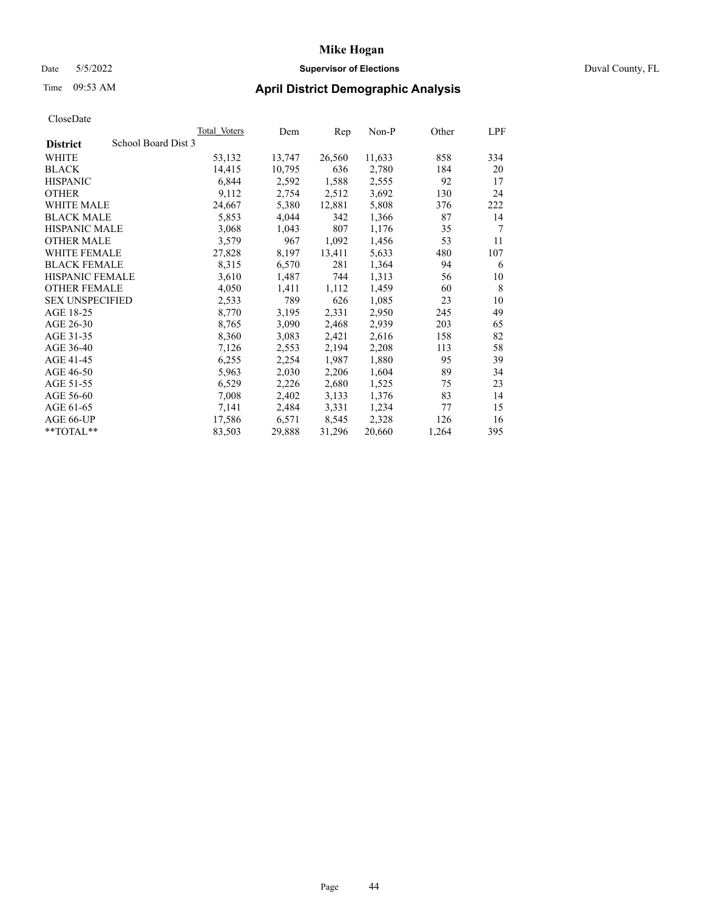CloseDate

| District | School Board Dist 3 | Total Voters | Dem | Rep | Non-P | Other | LPF |
|---|---|---|---|---|---|---|---|
| WHITE | | 53,132 | 13,747 | 26,560 | 11,633 | 858 | 334 |
| BLACK | | 14,415 | 10,795 | 636 | 2,780 | 184 | 20 |
| HISPANIC | | 6,844 | 2,592 | 1,588 | 2,555 | 92 | 17 |
| OTHER | | 9,112 | 2,754 | 2,512 | 3,692 | 130 | 24 |
| WHITE MALE | | 24,667 | 5,380 | 12,881 | 5,808 | 376 | 222 |
| BLACK MALE | | 5,853 | 4,044 | 342 | 1,366 | 87 | 14 |
| HISPANIC MALE | | 3,068 | 1,043 | 807 | 1,176 | 35 | 7 |
| OTHER MALE | | 3,579 | 967 | 1,092 | 1,456 | 53 | 11 |
| WHITE FEMALE | | 27,828 | 8,197 | 13,411 | 5,633 | 480 | 107 |
| BLACK FEMALE | | 8,315 | 6,570 | 281 | 1,364 | 94 | 6 |
| HISPANIC FEMALE | | 3,610 | 1,487 | 744 | 1,313 | 56 | 10 |
| OTHER FEMALE | | 4,050 | 1,411 | 1,112 | 1,459 | 60 | 8 |
| SEX UNSPECIFIED | | 2,533 | 789 | 626 | 1,085 | 23 | 10 |
| AGE 18-25 | | 8,770 | 3,195 | 2,331 | 2,950 | 245 | 49 |
| AGE 26-30 | | 8,765 | 3,090 | 2,468 | 2,939 | 203 | 65 |
| AGE 31-35 | | 8,360 | 3,083 | 2,421 | 2,616 | 158 | 82 |
| AGE 36-40 | | 7,126 | 2,553 | 2,194 | 2,208 | 113 | 58 |
| AGE 41-45 | | 6,255 | 2,254 | 1,987 | 1,880 | 95 | 39 |
| AGE 46-50 | | 5,963 | 2,030 | 2,206 | 1,604 | 89 | 34 |
| AGE 51-55 | | 6,529 | 2,226 | 2,680 | 1,525 | 75 | 23 |
| AGE 56-60 | | 7,008 | 2,402 | 3,133 | 1,376 | 83 | 14 |
| AGE 61-65 | | 7,141 | 2,484 | 3,331 | 1,234 | 77 | 15 |
| AGE 66-UP | | 17,586 | 6,571 | 8,545 | 2,328 | 126 | 16 |
| **TOTAL** | | 83,503 | 29,888 | 31,296 | 20,660 | 1,264 | 395 |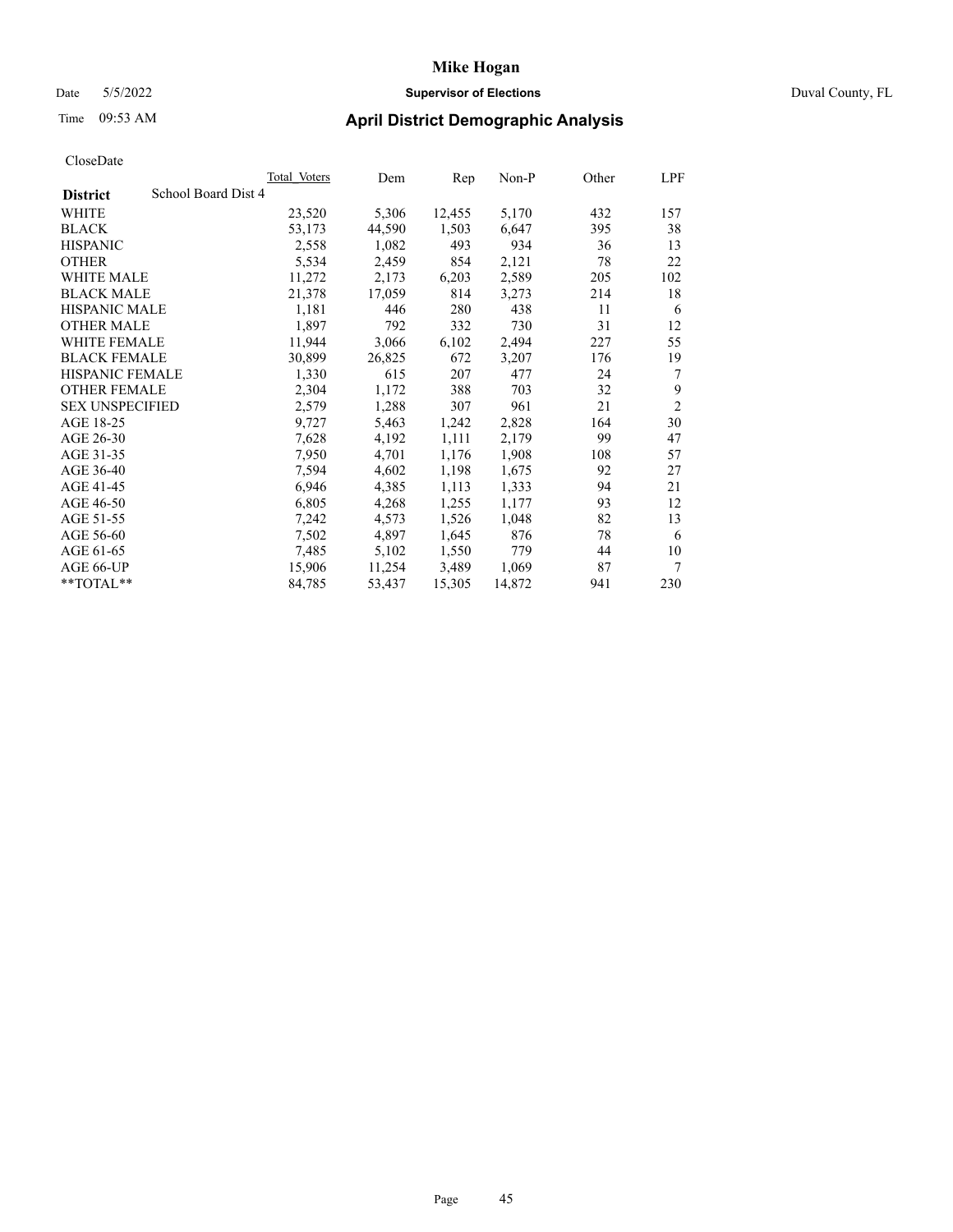# April District Demographic Analysis

CloseDate

| District | School Board Dist 4 | Total_Voters | Dem | Rep | Non-P | Other | LPF |
|---|---|---|---|---|---|---|---|
| WHITE | | 23,520 | 5,306 | 12,455 | 5,170 | 432 | 157 |
| BLACK | | 53,173 | 44,590 | 1,503 | 6,647 | 395 | 38 |
| HISPANIC | | 2,558 | 1,082 | 493 | 934 | 36 | 13 |
| OTHER | | 5,534 | 2,459 | 854 | 2,121 | 78 | 22 |
| WHITE MALE | | 11,272 | 2,173 | 6,203 | 2,589 | 205 | 102 |
| BLACK MALE | | 21,378 | 17,059 | 814 | 3,273 | 214 | 18 |
| HISPANIC MALE | | 1,181 | 446 | 280 | 438 | 11 | 6 |
| OTHER MALE | | 1,897 | 792 | 332 | 730 | 31 | 12 |
| WHITE FEMALE | | 11,944 | 3,066 | 6,102 | 2,494 | 227 | 55 |
| BLACK FEMALE | | 30,899 | 26,825 | 672 | 3,207 | 176 | 19 |
| HISPANIC FEMALE | | 1,330 | 615 | 207 | 477 | 24 | 7 |
| OTHER FEMALE | | 2,304 | 1,172 | 388 | 703 | 32 | 9 |
| SEX UNSPECIFIED | | 2,579 | 1,288 | 307 | 961 | 21 | 2 |
| AGE 18-25 | | 9,727 | 5,463 | 1,242 | 2,828 | 164 | 30 |
| AGE 26-30 | | 7,628 | 4,192 | 1,111 | 2,179 | 99 | 47 |
| AGE 31-35 | | 7,950 | 4,701 | 1,176 | 1,908 | 108 | 57 |
| AGE 36-40 | | 7,594 | 4,602 | 1,198 | 1,675 | 92 | 27 |
| AGE 41-45 | | 6,946 | 4,385 | 1,113 | 1,333 | 94 | 21 |
| AGE 46-50 | | 6,805 | 4,268 | 1,255 | 1,177 | 93 | 12 |
| AGE 51-55 | | 7,242 | 4,573 | 1,526 | 1,048 | 82 | 13 |
| AGE 56-60 | | 7,502 | 4,897 | 1,645 | 876 | 78 | 6 |
| AGE 61-65 | | 7,485 | 5,102 | 1,550 | 779 | 44 | 10 |
| AGE 66-UP | | 15,906 | 11,254 | 3,489 | 1,069 | 87 | 7 |
| **TOTAL** | | 84,785 | 53,437 | 15,305 | 14,872 | 941 | 230 |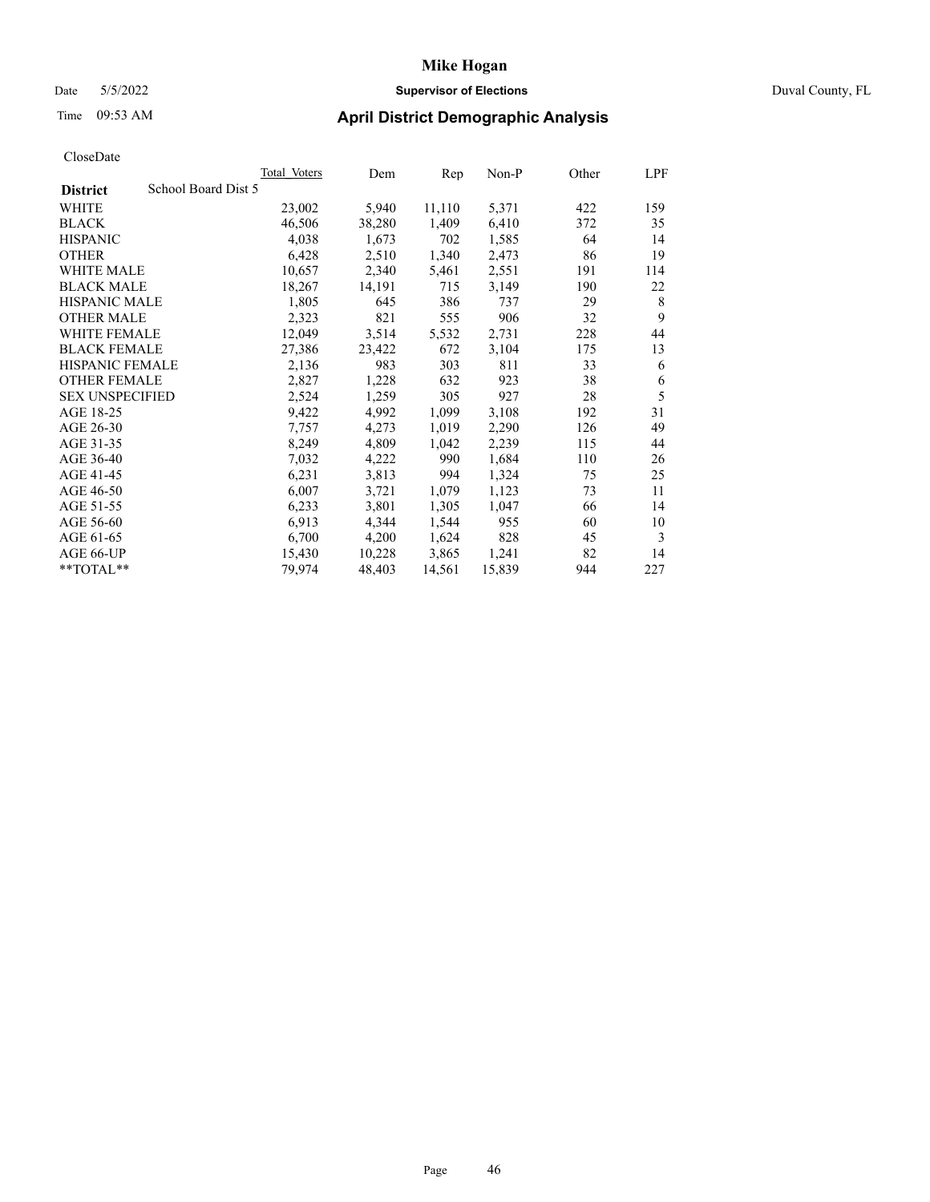# Mike Hogan

Date 5/5/2022 **Supervisor of Elections** Duval County, FL

Time 09:53 AM **April District Demographic Analysis**

CloseDate

| **District** School Board Dist 5 | Total Voters | Dem | Rep | Non-P | Other | LPF |
|---|---|---|---|---|---|---|
| WHITE | 23,002 | 5,940 | 11,110 | 5,371 | 422 | 159 |
| BLACK | 46,506 | 38,280 | 1,409 | 6,410 | 372 | 35 |
| HISPANIC | 4,038 | 1,673 | 702 | 1,585 | 64 | 14 |
| OTHER | 6,428 | 2,510 | 1,340 | 2,473 | 86 | 19 |
| WHITE MALE | 10,657 | 2,340 | 5,461 | 2,551 | 191 | 114 |
| BLACK MALE | 18,267 | 14,191 | 715 | 3,149 | 190 | 22 |
| HISPANIC MALE | 1,805 | 645 | 386 | 737 | 29 | 8 |
| OTHER MALE | 2,323 | 821 | 555 | 906 | 32 | 9 |
| WHITE FEMALE | 12,049 | 3,514 | 5,532 | 2,731 | 228 | 44 |
| BLACK FEMALE | 27,386 | 23,422 | 672 | 3,104 | 175 | 13 |
| HISPANIC FEMALE | 2,136 | 983 | 303 | 811 | 33 | 6 |
| OTHER FEMALE | 2,827 | 1,228 | 632 | 923 | 38 | 6 |
| SEX UNSPECIFIED | 2,524 | 1,259 | 305 | 927 | 28 | 5 |
| AGE 18-25 | 9,422 | 4,992 | 1,099 | 3,108 | 192 | 31 |
| AGE 26-30 | 7,757 | 4,273 | 1,019 | 2,290 | 126 | 49 |
| AGE 31-35 | 8,249 | 4,809 | 1,042 | 2,239 | 115 | 44 |
| AGE 36-40 | 7,032 | 4,222 | 990 | 1,684 | 110 | 26 |
| AGE 41-45 | 6,231 | 3,813 | 994 | 1,324 | 75 | 25 |
| AGE 46-50 | 6,007 | 3,721 | 1,079 | 1,123 | 73 | 11 |
| AGE 51-55 | 6,233 | 3,801 | 1,305 | 1,047 | 66 | 14 |
| AGE 56-60 | 6,913 | 4,344 | 1,544 | 955 | 60 | 10 |
| AGE 61-65 | 6,700 | 4,200 | 1,624 | 828 | 45 | 3 |
| AGE 66-UP | 15,430 | 10,228 | 3,865 | 1,241 | 82 | 14 |
| **TOTAL** | 79,974 | 48,403 | 14,561 | 15,839 | 944 | 227 |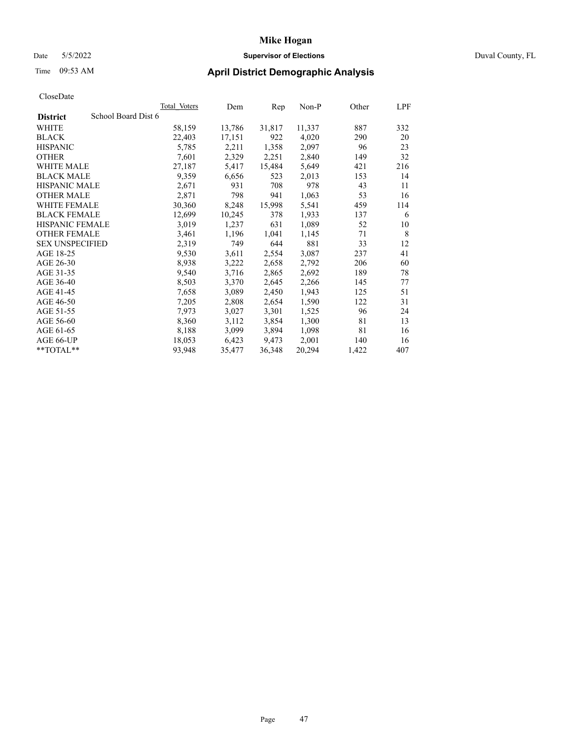CloseDate

| District | School Board Dist 6 | Total Voters | Dem | Rep | Non-P | Other | LPF |
|---|---|---|---|---|---|---|---|
| WHITE | | 58,159 | 13,786 | 31,817 | 11,337 | 887 | 332 |
| BLACK | | 22,403 | 17,151 | 922 | 4,020 | 290 | 20 |
| HISPANIC | | 5,785 | 2,211 | 1,358 | 2,097 | 96 | 23 |
| OTHER | | 7,601 | 2,329 | 2,251 | 2,840 | 149 | 32 |
| WHITE MALE | | 27,187 | 5,417 | 15,484 | 5,649 | 421 | 216 |
| BLACK MALE | | 9,359 | 6,656 | 523 | 2,013 | 153 | 14 |
| HISPANIC MALE | | 2,671 | 931 | 708 | 978 | 43 | 11 |
| OTHER MALE | | 2,871 | 798 | 941 | 1,063 | 53 | 16 |
| WHITE FEMALE | | 30,360 | 8,248 | 15,998 | 5,541 | 459 | 114 |
| BLACK FEMALE | | 12,699 | 10,245 | 378 | 1,933 | 137 | 6 |
| HISPANIC FEMALE | | 3,019 | 1,237 | 631 | 1,089 | 52 | 10 |
| OTHER FEMALE | | 3,461 | 1,196 | 1,041 | 1,145 | 71 | 8 |
| SEX UNSPECIFIED | | 2,319 | 749 | 644 | 881 | 33 | 12 |
| AGE 18-25 | | 9,530 | 3,611 | 2,554 | 3,087 | 237 | 41 |
| AGE 26-30 | | 8,938 | 3,222 | 2,658 | 2,792 | 206 | 60 |
| AGE 31-35 | | 9,540 | 3,716 | 2,865 | 2,692 | 189 | 78 |
| AGE 36-40 | | 8,503 | 3,370 | 2,645 | 2,266 | 145 | 77 |
| AGE 41-45 | | 7,658 | 3,089 | 2,450 | 1,943 | 125 | 51 |
| AGE 46-50 | | 7,205 | 2,808 | 2,654 | 1,590 | 122 | 31 |
| AGE 51-55 | | 7,973 | 3,027 | 3,301 | 1,525 | 96 | 24 |
| AGE 56-60 | | 8,360 | 3,112 | 3,854 | 1,300 | 81 | 13 |
| AGE 61-65 | | 8,188 | 3,099 | 3,894 | 1,098 | 81 | 16 |
| AGE 66-UP | | 18,053 | 6,423 | 9,473 | 2,001 | 140 | 16 |
| **TOTAL** | | 93,948 | 35,477 | 36,348 | 20,294 | 1,422 | 407 |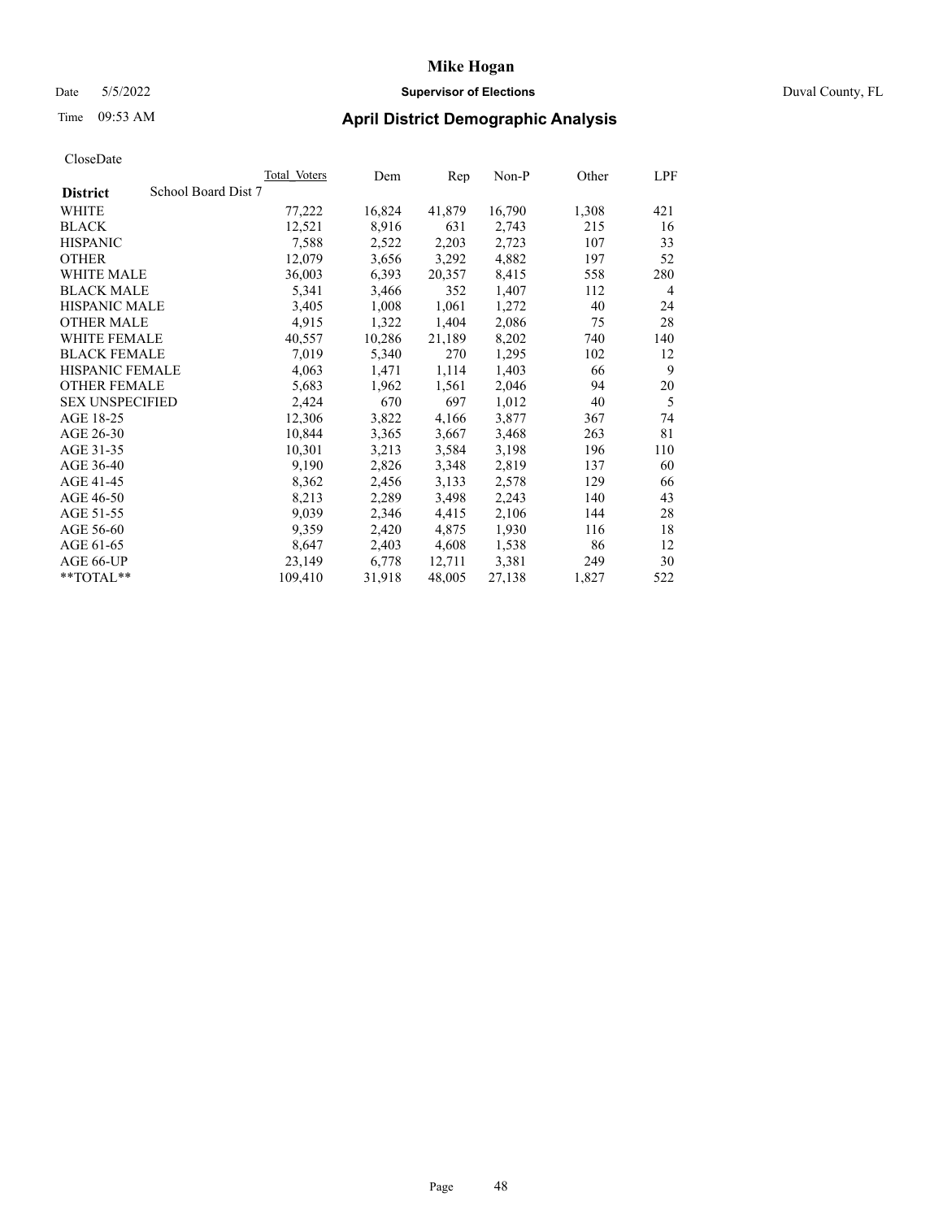# Mike Hogan

Date 5/5/2022 **Supervisor of Elections** Duval County, FL

Time 09:53 AM **April District Demographic Analysis**

CloseDate

| District | School Board Dist 7 Total_Voters | Dem | Rep | Non-P | Other | LPF |
|---|---|---|---|---|---|---|
| WHITE | 77,222 | 16,824 | 41,879 | 16,790 | 1,308 | 421 |
| BLACK | 12,521 | 8,916 | 631 | 2,743 | 215 | 16 |
| HISPANIC | 7,588 | 2,522 | 2,203 | 2,723 | 107 | 33 |
| OTHER | 12,079 | 3,656 | 3,292 | 4,882 | 197 | 52 |
| WHITE MALE | 36,003 | 6,393 | 20,357 | 8,415 | 558 | 280 |
| BLACK MALE | 5,341 | 3,466 | 352 | 1,407 | 112 | 4 |
| HISPANIC MALE | 3,405 | 1,008 | 1,061 | 1,272 | 40 | 24 |
| OTHER MALE | 4,915 | 1,322 | 1,404 | 2,086 | 75 | 28 |
| WHITE FEMALE | 40,557 | 10,286 | 21,189 | 8,202 | 740 | 140 |
| BLACK FEMALE | 7,019 | 5,340 | 270 | 1,295 | 102 | 12 |
| HISPANIC FEMALE | 4,063 | 1,471 | 1,114 | 1,403 | 66 | 9 |
| OTHER FEMALE | 5,683 | 1,962 | 1,561 | 2,046 | 94 | 20 |
| SEX UNSPECIFIED | 2,424 | 670 | 697 | 1,012 | 40 | 5 |
| AGE 18-25 | 12,306 | 3,822 | 4,166 | 3,877 | 367 | 74 |
| AGE 26-30 | 10,844 | 3,365 | 3,667 | 3,468 | 263 | 81 |
| AGE 31-35 | 10,301 | 3,213 | 3,584 | 3,198 | 196 | 110 |
| AGE 36-40 | 9,190 | 2,826 | 3,348 | 2,819 | 137 | 60 |
| AGE 41-45 | 8,362 | 2,456 | 3,133 | 2,578 | 129 | 66 |
| AGE 46-50 | 8,213 | 2,289 | 3,498 | 2,243 | 140 | 43 |
| AGE 51-55 | 9,039 | 2,346 | 4,415 | 2,106 | 144 | 28 |
| AGE 56-60 | 9,359 | 2,420 | 4,875 | 1,930 | 116 | 18 |
| AGE 61-65 | 8,647 | 2,403 | 4,608 | 1,538 | 86 | 12 |
| AGE 66-UP | 23,149 | 6,778 | 12,711 | 3,381 | 249 | 30 |
| **TOTAL** | 109,410 | 31,918 | 48,005 | 27,138 | 1,827 | 522 |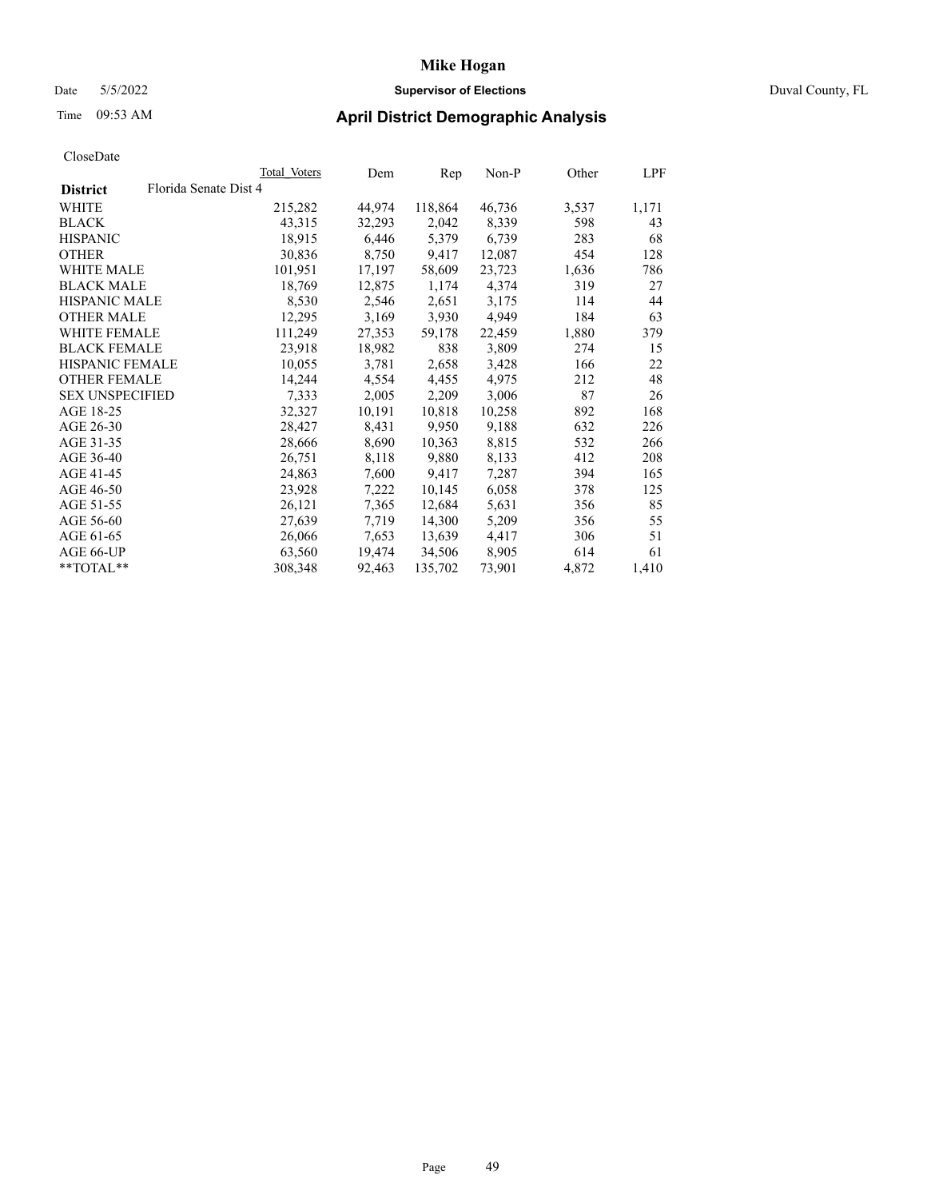# Mike Hogan

Date 5/5/2022 **Supervisor of Elections** Duval County, FL

Time 09:53 AM **April District Demographic Analysis**

CloseDate

| **District** Florida Senate Dist 4 | Total Voters | Dem | Rep | Non-P | Other | LPF |
|---|---|---|---|---|---|---|
| WHITE | 215,282 | 44,974 | 118,864 | 46,736 | 3,537 | 1,171 |
| BLACK | 43,315 | 32,293 | 2,042 | 8,339 | 598 | 43 |
| HISPANIC | 18,915 | 6,446 | 5,379 | 6,739 | 283 | 68 |
| OTHER | 30,836 | 8,750 | 9,417 | 12,087 | 454 | 128 |
| WHITE MALE | 101,951 | 17,197 | 58,609 | 23,723 | 1,636 | 786 |
| BLACK MALE | 18,769 | 12,875 | 1,174 | 4,374 | 319 | 27 |
| HISPANIC MALE | 8,530 | 2,546 | 2,651 | 3,175 | 114 | 44 |
| OTHER MALE | 12,295 | 3,169 | 3,930 | 4,949 | 184 | 63 |
| WHITE FEMALE | 111,249 | 27,353 | 59,178 | 22,459 | 1,880 | 379 |
| BLACK FEMALE | 23,918 | 18,982 | 838 | 3,809 | 274 | 15 |
| HISPANIC FEMALE | 10,055 | 3,781 | 2,658 | 3,428 | 166 | 22 |
| OTHER FEMALE | 14,244 | 4,554 | 4,455 | 4,975 | 212 | 48 |
| SEX UNSPECIFIED | 7,333 | 2,005 | 2,209 | 3,006 | 87 | 26 |
| AGE 18-25 | 32,327 | 10,191 | 10,818 | 10,258 | 892 | 168 |
| AGE 26-30 | 28,427 | 8,431 | 9,950 | 9,188 | 632 | 226 |
| AGE 31-35 | 28,666 | 8,690 | 10,363 | 8,815 | 532 | 266 |
| AGE 36-40 | 26,751 | 8,118 | 9,880 | 8,133 | 412 | 208 |
| AGE 41-45 | 24,863 | 7,600 | 9,417 | 7,287 | 394 | 165 |
| AGE 46-50 | 23,928 | 7,222 | 10,145 | 6,058 | 378 | 125 |
| AGE 51-55 | 26,121 | 7,365 | 12,684 | 5,631 | 356 | 85 |
| AGE 56-60 | 27,639 | 7,719 | 14,300 | 5,209 | 356 | 55 |
| AGE 61-65 | 26,066 | 7,653 | 13,639 | 4,417 | 306 | 51 |
| AGE 66-UP | 63,560 | 19,474 | 34,506 | 8,905 | 614 | 61 |
| **TOTAL** | 308,348 | 92,463 | 135,702 | 73,901 | 4,872 | 1,410 |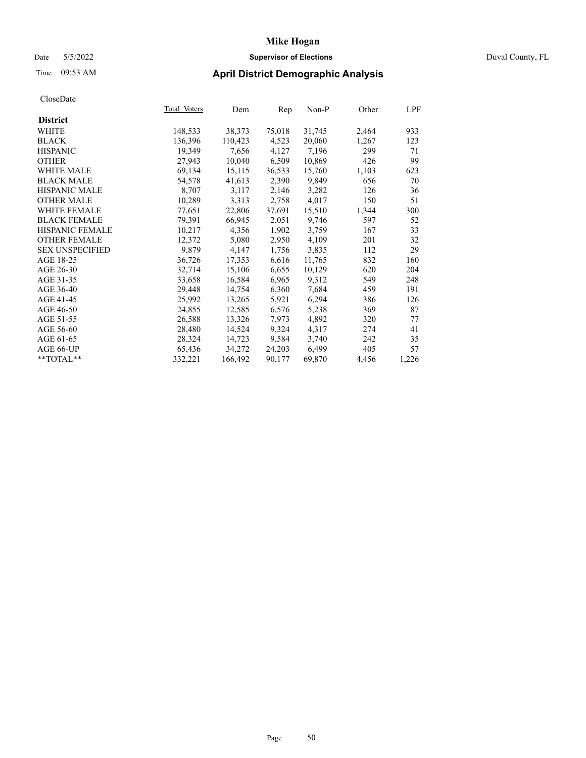# Mike Hogan

Date 5/5/2022 | **Supervisor of Elections** | Duval County, FL

Time 09:53 AM | **April District Demographic Analysis**

CloseDate

| District | Total_Voters | Dem | Rep | Non-P | Other | LPF |
|---|---|---|---|---|---|---|
| WHITE | 148,533 | 38,373 | 75,018 | 31,745 | 2,464 | 933 |
| BLACK | 136,396 | 110,423 | 4,523 | 20,060 | 1,267 | 123 |
| HISPANIC | 19,349 | 7,656 | 4,127 | 7,196 | 299 | 71 |
| OTHER | 27,943 | 10,040 | 6,509 | 10,869 | 426 | 99 |
| WHITE MALE | 69,134 | 15,115 | 36,533 | 15,760 | 1,103 | 623 |
| BLACK MALE | 54,578 | 41,613 | 2,390 | 9,849 | 656 | 70 |
| HISPANIC MALE | 8,707 | 3,117 | 2,146 | 3,282 | 126 | 36 |
| OTHER MALE | 10,289 | 3,313 | 2,758 | 4,017 | 150 | 51 |
| WHITE FEMALE | 77,651 | 22,806 | 37,691 | 15,510 | 1,344 | 300 |
| BLACK FEMALE | 79,391 | 66,945 | 2,051 | 9,746 | 597 | 52 |
| HISPANIC FEMALE | 10,217 | 4,356 | 1,902 | 3,759 | 167 | 33 |
| OTHER FEMALE | 12,372 | 5,080 | 2,950 | 4,109 | 201 | 32 |
| SEX UNSPECIFIED | 9,879 | 4,147 | 1,756 | 3,835 | 112 | 29 |
| AGE 18-25 | 36,726 | 17,353 | 6,616 | 11,765 | 832 | 160 |
| AGE 26-30 | 32,714 | 15,106 | 6,655 | 10,129 | 620 | 204 |
| AGE 31-35 | 33,658 | 16,584 | 6,965 | 9,312 | 549 | 248 |
| AGE 36-40 | 29,448 | 14,754 | 6,360 | 7,684 | 459 | 191 |
| AGE 41-45 | 25,992 | 13,265 | 5,921 | 6,294 | 386 | 126 |
| AGE 46-50 | 24,855 | 12,585 | 6,576 | 5,238 | 369 | 87 |
| AGE 51-55 | 26,588 | 13,326 | 7,973 | 4,892 | 320 | 77 |
| AGE 56-60 | 28,480 | 14,524 | 9,324 | 4,317 | 274 | 41 |
| AGE 61-65 | 28,324 | 14,723 | 9,584 | 3,740 | 242 | 35 |
| AGE 66-UP | 65,436 | 34,272 | 24,203 | 6,499 | 405 | 57 |
| **TOTAL** | 332,221 | 166,492 | 90,177 | 69,870 | 4,456 | 1,226 |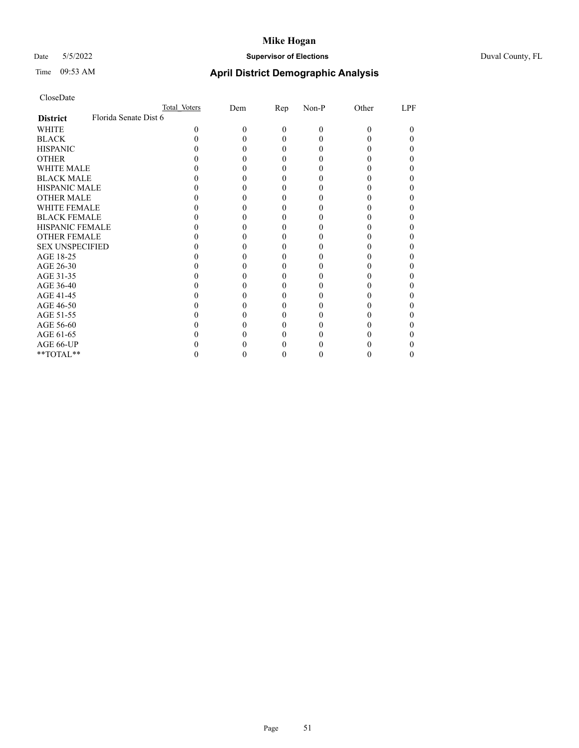CloseDate

| District | Florida Senate Dist 6 | Total Voters | Dem | Rep | Non-P | Other | LPF |
|---|---|---|---|---|---|---|---|
| WHITE | | 0 | 0 | 0 | 0 | 0 | 0 |
| BLACK | | 0 | 0 | 0 | 0 | 0 | 0 |
| HISPANIC | | 0 | 0 | 0 | 0 | 0 | 0 |
| OTHER | | 0 | 0 | 0 | 0 | 0 | 0 |
| WHITE MALE | | 0 | 0 | 0 | 0 | 0 | 0 |
| BLACK MALE | | 0 | 0 | 0 | 0 | 0 | 0 |
| HISPANIC MALE | | 0 | 0 | 0 | 0 | 0 | 0 |
| OTHER MALE | | 0 | 0 | 0 | 0 | 0 | 0 |
| WHITE FEMALE | | 0 | 0 | 0 | 0 | 0 | 0 |
| BLACK FEMALE | | 0 | 0 | 0 | 0 | 0 | 0 |
| HISPANIC FEMALE | | 0 | 0 | 0 | 0 | 0 | 0 |
| OTHER FEMALE | | 0 | 0 | 0 | 0 | 0 | 0 |
| SEX UNSPECIFIED | | 0 | 0 | 0 | 0 | 0 | 0 |
| AGE 18-25 | | 0 | 0 | 0 | 0 | 0 | 0 |
| AGE 26-30 | | 0 | 0 | 0 | 0 | 0 | 0 |
| AGE 31-35 | | 0 | 0 | 0 | 0 | 0 | 0 |
| AGE 36-40 | | 0 | 0 | 0 | 0 | 0 | 0 |
| AGE 41-45 | | 0 | 0 | 0 | 0 | 0 | 0 |
| AGE 46-50 | | 0 | 0 | 0 | 0 | 0 | 0 |
| AGE 51-55 | | 0 | 0 | 0 | 0 | 0 | 0 |
| AGE 56-60 | | 0 | 0 | 0 | 0 | 0 | 0 |
| AGE 61-65 | | 0 | 0 | 0 | 0 | 0 | 0 |
| AGE 66-UP | | 0 | 0 | 0 | 0 | 0 | 0 |
| **TOTAL** | | 0 | 0 | 0 | 0 | 0 | 0 |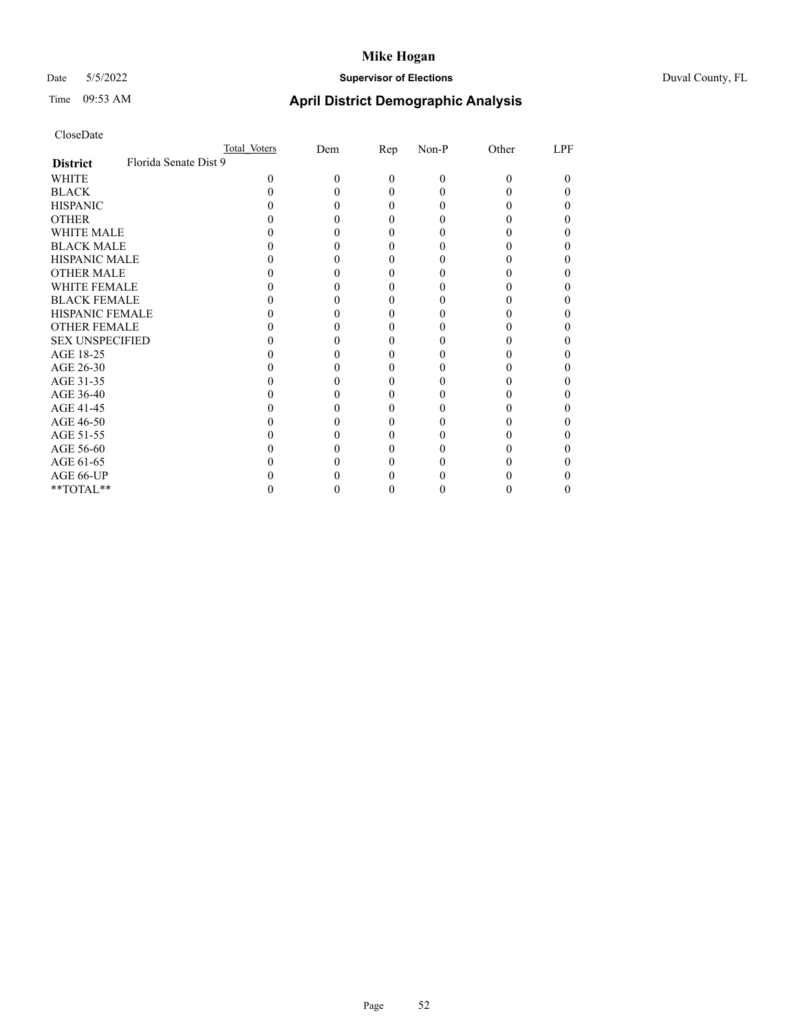# Mike Hogan

Date 5/5/2022 **Supervisor of Elections** Duval County, FL

Time 09:53 AM **April District Demographic Analysis**

CloseDate

| **District** Florida Senate Dist 9 | Total Voters | Dem | Rep | Non-P | Other | LPF |
|---|---|---|---|---|---|---|
| WHITE | 0 | 0 | 0 | 0 | 0 | 0 |
| BLACK | 0 | 0 | 0 | 0 | 0 | 0 |
| HISPANIC | 0 | 0 | 0 | 0 | 0 | 0 |
| OTHER | 0 | 0 | 0 | 0 | 0 | 0 |
| WHITE MALE | 0 | 0 | 0 | 0 | 0 | 0 |
| BLACK MALE | 0 | 0 | 0 | 0 | 0 | 0 |
| HISPANIC MALE | 0 | 0 | 0 | 0 | 0 | 0 |
| OTHER MALE | 0 | 0 | 0 | 0 | 0 | 0 |
| WHITE FEMALE | 0 | 0 | 0 | 0 | 0 | 0 |
| BLACK FEMALE | 0 | 0 | 0 | 0 | 0 | 0 |
| HISPANIC FEMALE | 0 | 0 | 0 | 0 | 0 | 0 |
| OTHER FEMALE | 0 | 0 | 0 | 0 | 0 | 0 |
| SEX UNSPECIFIED | 0 | 0 | 0 | 0 | 0 | 0 |
| AGE 18-25 | 0 | 0 | 0 | 0 | 0 | 0 |
| AGE 26-30 | 0 | 0 | 0 | 0 | 0 | 0 |
| AGE 31-35 | 0 | 0 | 0 | 0 | 0 | 0 |
| AGE 36-40 | 0 | 0 | 0 | 0 | 0 | 0 |
| AGE 41-45 | 0 | 0 | 0 | 0 | 0 | 0 |
| AGE 46-50 | 0 | 0 | 0 | 0 | 0 | 0 |
| AGE 51-55 | 0 | 0 | 0 | 0 | 0 | 0 |
| AGE 56-60 | 0 | 0 | 0 | 0 | 0 | 0 |
| AGE 61-65 | 0 | 0 | 0 | 0 | 0 | 0 |
| AGE 66-UP | 0 | 0 | 0 | 0 | 0 | 0 |
| **TOTAL** | 0 | 0 | 0 | 0 | 0 | 0 |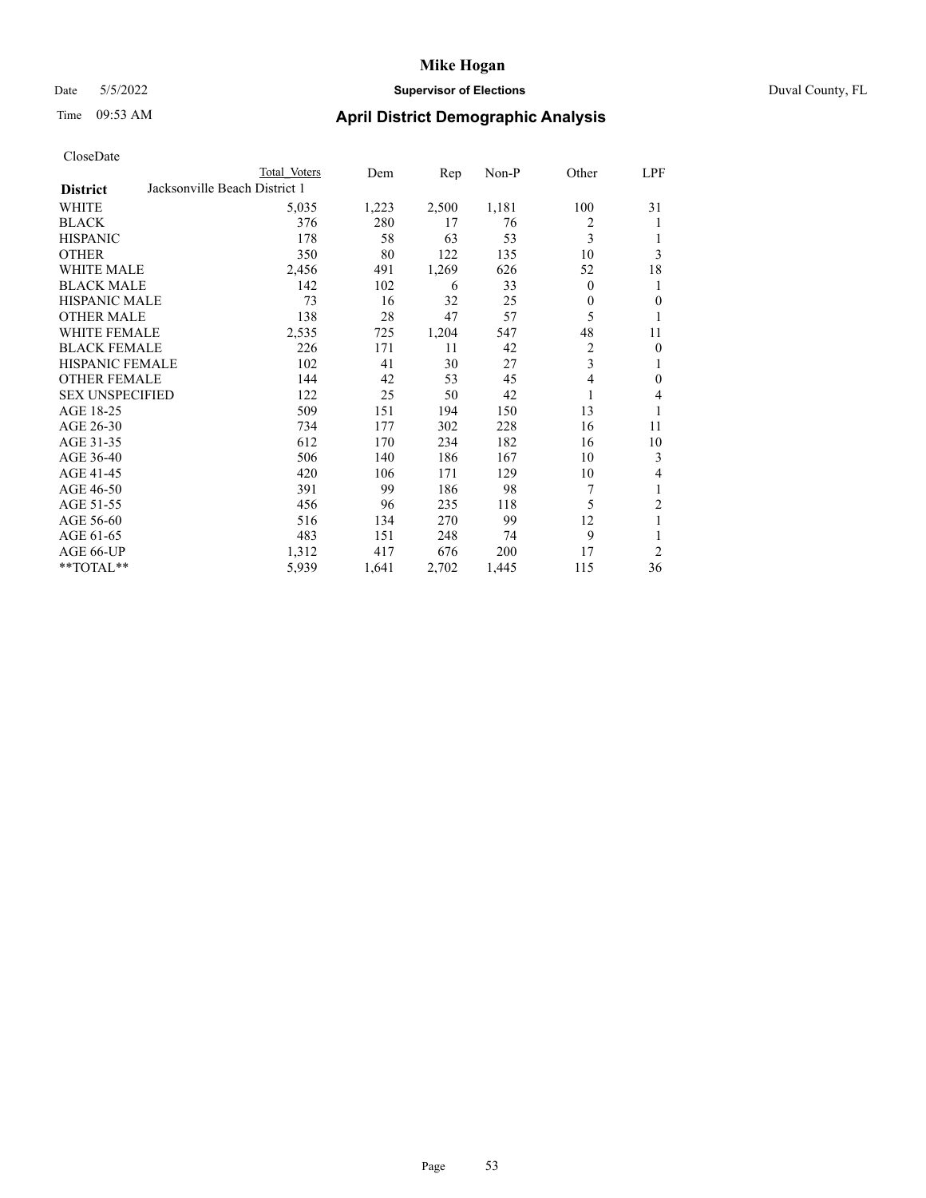# Mike Hogan

Date 5/5/2022 **Supervisor of Elections** Duval County, FL

Time 09:53 AM **April District Demographic Analysis**

CloseDate

| District | Total Voters | Dem | Rep | Non-P | Other | LPF |
|---|---|---|---|---|---|---|
| Jacksonville Beach District 1 | | | | | | |
| WHITE | 5,035 | 1,223 | 2,500 | 1,181 | 100 | 31 |
| BLACK | 376 | 280 | 17 | 76 | 2 | 1 |
| HISPANIC | 178 | 58 | 63 | 53 | 3 | 1 |
| OTHER | 350 | 80 | 122 | 135 | 10 | 3 |
| WHITE MALE | 2,456 | 491 | 1,269 | 626 | 52 | 18 |
| BLACK MALE | 142 | 102 | 6 | 33 | 0 | 1 |
| HISPANIC MALE | 73 | 16 | 32 | 25 | 0 | 0 |
| OTHER MALE | 138 | 28 | 47 | 57 | 5 | 1 |
| WHITE FEMALE | 2,535 | 725 | 1,204 | 547 | 48 | 11 |
| BLACK FEMALE | 226 | 171 | 11 | 42 | 2 | 0 |
| HISPANIC FEMALE | 102 | 41 | 30 | 27 | 3 | 1 |
| OTHER FEMALE | 144 | 42 | 53 | 45 | 4 | 0 |
| SEX UNSPECIFIED | 122 | 25 | 50 | 42 | 1 | 4 |
| AGE 18-25 | 509 | 151 | 194 | 150 | 13 | 1 |
| AGE 26-30 | 734 | 177 | 302 | 228 | 16 | 11 |
| AGE 31-35 | 612 | 170 | 234 | 182 | 16 | 10 |
| AGE 36-40 | 506 | 140 | 186 | 167 | 10 | 3 |
| AGE 41-45 | 420 | 106 | 171 | 129 | 10 | 4 |
| AGE 46-50 | 391 | 99 | 186 | 98 | 7 | 1 |
| AGE 51-55 | 456 | 96 | 235 | 118 | 5 | 2 |
| AGE 56-60 | 516 | 134 | 270 | 99 | 12 | 1 |
| AGE 61-65 | 483 | 151 | 248 | 74 | 9 | 1 |
| AGE 66-UP | 1,312 | 417 | 676 | 200 | 17 | 2 |
| **TOTAL** | 5,939 | 1,641 | 2,702 | 1,445 | 115 | 36 |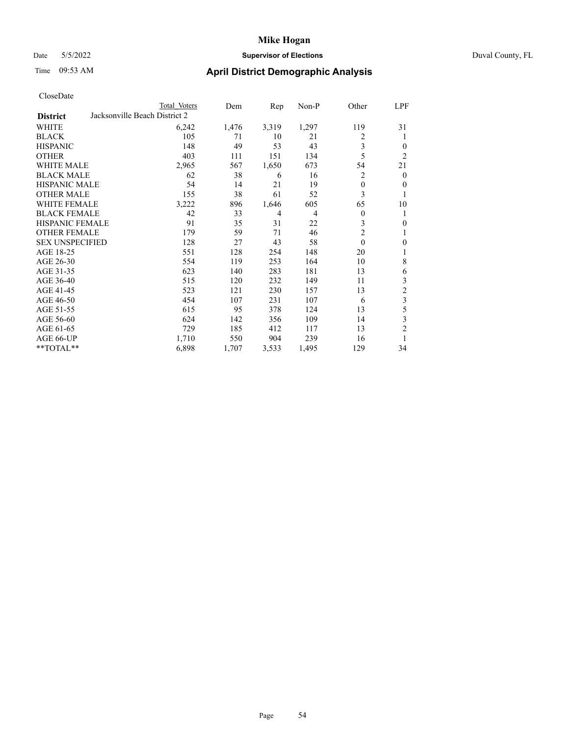# Mike Hogan

Date 5/5/2022 **Supervisor of Elections** Duval County, FL

Time 09:53 AM **April District Demographic Analysis**

CloseDate

| District | Total Voters | Dem | Rep | Non-P | Other | LPF |
|---|---|---|---|---|---|---|
| Jacksonville Beach District 2 | | | | | | |
| WHITE | 6,242 | 1,476 | 3,319 | 1,297 | 119 | 31 |
| BLACK | 105 | 71 | 10 | 21 | 2 | 1 |
| HISPANIC | 148 | 49 | 53 | 43 | 3 | 0 |
| OTHER | 403 | 111 | 151 | 134 | 5 | 2 |
| WHITE MALE | 2,965 | 567 | 1,650 | 673 | 54 | 21 |
| BLACK MALE | 62 | 38 | 6 | 16 | 2 | 0 |
| HISPANIC MALE | 54 | 14 | 21 | 19 | 0 | 0 |
| OTHER MALE | 155 | 38 | 61 | 52 | 3 | 1 |
| WHITE FEMALE | 3,222 | 896 | 1,646 | 605 | 65 | 10 |
| BLACK FEMALE | 42 | 33 | 4 | 4 | 0 | 1 |
| HISPANIC FEMALE | 91 | 35 | 31 | 22 | 3 | 0 |
| OTHER FEMALE | 179 | 59 | 71 | 46 | 2 | 1 |
| SEX UNSPECIFIED | 128 | 27 | 43 | 58 | 0 | 0 |
| AGE 18-25 | 551 | 128 | 254 | 148 | 20 | 1 |
| AGE 26-30 | 554 | 119 | 253 | 164 | 10 | 8 |
| AGE 31-35 | 623 | 140 | 283 | 181 | 13 | 6 |
| AGE 36-40 | 515 | 120 | 232 | 149 | 11 | 3 |
| AGE 41-45 | 523 | 121 | 230 | 157 | 13 | 2 |
| AGE 46-50 | 454 | 107 | 231 | 107 | 6 | 3 |
| AGE 51-55 | 615 | 95 | 378 | 124 | 13 | 5 |
| AGE 56-60 | 624 | 142 | 356 | 109 | 14 | 3 |
| AGE 61-65 | 729 | 185 | 412 | 117 | 13 | 2 |
| AGE 66-UP | 1,710 | 550 | 904 | 239 | 16 | 1 |
| **TOTAL** | 6,898 | 1,707 | 3,533 | 1,495 | 129 | 34 |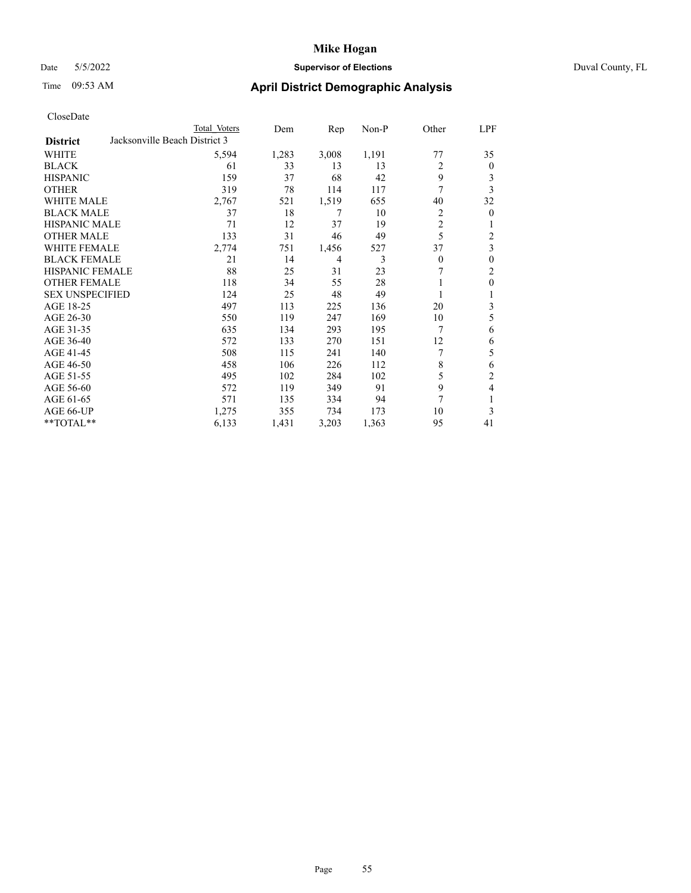CloseDate

| District | Jacksonville Beach District 3 Total Voters | Dem | Rep | Non-P | Other | LPF |
|---|---|---|---|---|---|---|
| WHITE | 5,594 | 1,283 | 3,008 | 1,191 | 77 | 35 |
| BLACK | 61 | 33 | 13 | 13 | 2 | 0 |
| HISPANIC | 159 | 37 | 68 | 42 | 9 | 3 |
| OTHER | 319 | 78 | 114 | 117 | 7 | 3 |
| WHITE MALE | 2,767 | 521 | 1,519 | 655 | 40 | 32 |
| BLACK MALE | 37 | 18 | 7 | 10 | 2 | 0 |
| HISPANIC MALE | 71 | 12 | 37 | 19 | 2 | 1 |
| OTHER MALE | 133 | 31 | 46 | 49 | 5 | 2 |
| WHITE FEMALE | 2,774 | 751 | 1,456 | 527 | 37 | 3 |
| BLACK FEMALE | 21 | 14 | 4 | 3 | 0 | 0 |
| HISPANIC FEMALE | 88 | 25 | 31 | 23 | 7 | 2 |
| OTHER FEMALE | 118 | 34 | 55 | 28 | 1 | 0 |
| SEX UNSPECIFIED | 124 | 25 | 48 | 49 | 1 | 1 |
| AGE 18-25 | 497 | 113 | 225 | 136 | 20 | 3 |
| AGE 26-30 | 550 | 119 | 247 | 169 | 10 | 5 |
| AGE 31-35 | 635 | 134 | 293 | 195 | 7 | 6 |
| AGE 36-40 | 572 | 133 | 270 | 151 | 12 | 6 |
| AGE 41-45 | 508 | 115 | 241 | 140 | 7 | 5 |
| AGE 46-50 | 458 | 106 | 226 | 112 | 8 | 6 |
| AGE 51-55 | 495 | 102 | 284 | 102 | 5 | 2 |
| AGE 56-60 | 572 | 119 | 349 | 91 | 9 | 4 |
| AGE 61-65 | 571 | 135 | 334 | 94 | 7 | 1 |
| AGE 66-UP | 1,275 | 355 | 734 | 173 | 10 | 3 |
| **TOTAL** | 6,133 | 1,431 | 3,203 | 1,363 | 95 | 41 |